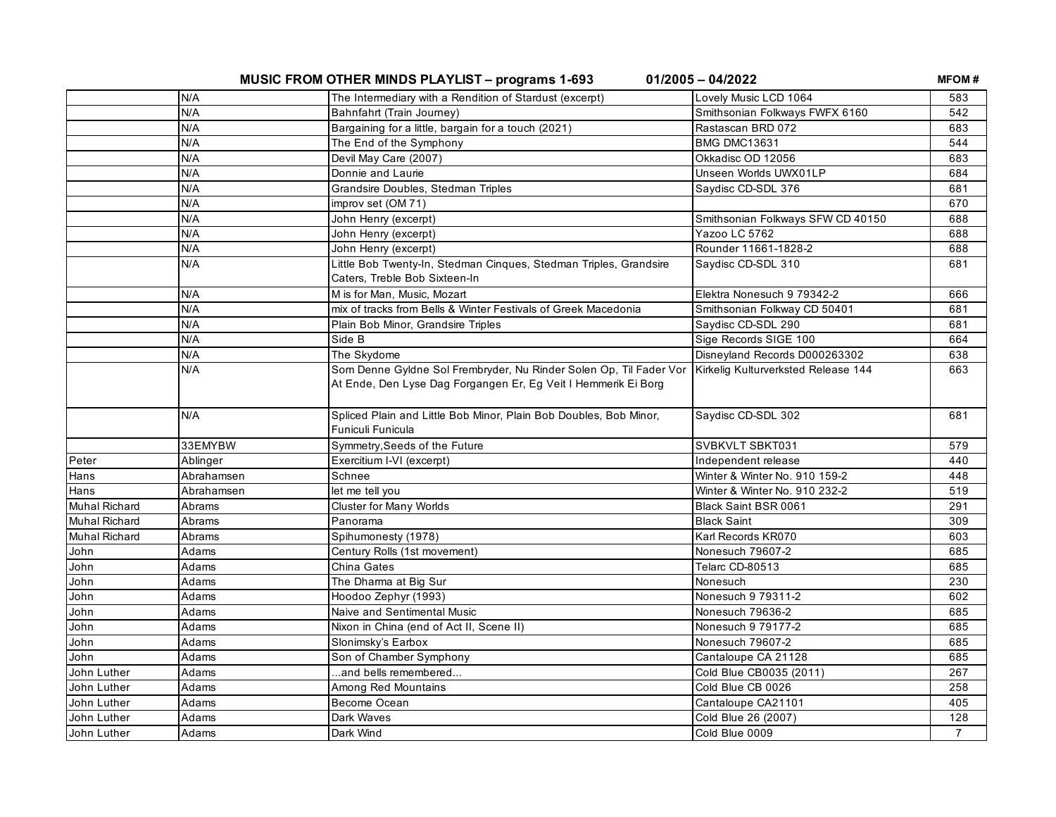# MUSIC FROM OTHER MINDS PLAYLIST – programs 1-693 01/2005 – 04/2022

| | | | | MFOM # |
|---|---|---|---|---|
| | N/A | The Intermediary with a Rendition of Stardust (excerpt) | Lovely Music LCD 1064 | 583 |
| | N/A | Bahnfahrt (Train Journey) | Smithsonian Folkways FWFX 6160 | 542 |
| | N/A | Bargaining for a little, bargain for a touch (2021) | Rastascan BRD 072 | 683 |
| | N/A | The End of the Symphony | BMG DMC13631 | 544 |
| | N/A | Devil May Care (2007) | Okkadisc OD 12056 | 683 |
| | N/A | Donnie and Laurie | Unseen Worlds UWX01LP | 684 |
| | N/A | Grandsire Doubles, Stedman Triples | Saydisc CD-SDL 376 | 681 |
| | N/A | improv set (OM 71) | | 670 |
| | N/A | John Henry (excerpt) | Smithsonian Folkways SFW CD 40150 | 688 |
| | N/A | John Henry (excerpt) | Yazoo LC 5762 | 688 |
| | N/A | John Henry (excerpt) | Rounder 11661-1828-2 | 688 |
| | N/A | Little Bob Twenty-In, Stedman Cinques, Stedman Triples, Grandsire Caters, Treble Bob Sixteen-In | Saydisc CD-SDL 310 | 681 |
| | N/A | M is for Man, Music, Mozart | Elektra Nonesuch 9 79342-2 | 666 |
| | N/A | mix of tracks from Bells & Winter Festivals of Greek Macedonia | Smithsonian Folkway CD 50401 | 681 |
| | N/A | Plain Bob Minor, Grandsire Triples | Saydisc CD-SDL 290 | 681 |
| | N/A | Side B | Sige Records SIGE 100 | 664 |
| | N/A | The Skydome | Disneyland Records D000263302 | 638 |
| | N/A | Som Denne Gyldne Sol Frembryder, Nu Rinder Solen Op, Til Fader Vor At Ende, Den Lyse Dag Forgangen Er, Eg Veit I Hemmerik Ei Borg | Kirkelig Kulturverksted Release 144 | 663 |
| | N/A | Spliced Plain and Little Bob Minor, Plain Bob Doubles, Bob Minor, Funiculi Funicula | Saydisc CD-SDL 302 | 681 |
| | 33EMYBW | Symmetry,Seeds of the Future | SVBKVLT SBKT031 | 579 |
| Peter | Ablinger | Exercitium I-VI (excerpt) | Independent release | 440 |
| Hans | Abrahamsen | Schnee | Winter & Winter No. 910 159-2 | 448 |
| Hans | Abrahamsen | let me tell you | Winter & Winter No. 910 232-2 | 519 |
| Muhal Richard | Abrams | Cluster for Many Worlds | Black Saint BSR 0061 | 291 |
| Muhal Richard | Abrams | Panorama | Black Saint | 309 |
| Muhal Richard | Abrams | Spihumonesty (1978) | Karl Records KR070 | 603 |
| John | Adams | Century Rolls (1st movement) | Nonesuch 79607-2 | 685 |
| John | Adams | China Gates | Telarc CD-80513 | 685 |
| John | Adams | The Dharma at Big Sur | Nonesuch | 230 |
| John | Adams | Hoodoo Zephyr (1993) | Nonesuch 9 79311-2 | 602 |
| John | Adams | Naive and Sentimental Music | Nonesuch 79636-2 | 685 |
| John | Adams | Nixon in China (end of Act II, Scene II) | Nonesuch 9 79177-2 | 685 |
| John | Adams | Slonimsky's Earbox | Nonesuch 79607-2 | 685 |
| John | Adams | Son of Chamber Symphony | Cantaloupe CA 21128 | 685 |
| John Luther | Adams | ...and bells remembered... | Cold Blue CB0035 (2011) | 267 |
| John Luther | Adams | Among Red Mountains | Cold Blue CB 0026 | 258 |
| John Luther | Adams | Become Ocean | Cantaloupe CA21101 | 405 |
| John Luther | Adams | Dark Waves | Cold Blue 26 (2007) | 128 |
| John Luther | Adams | Dark Wind | Cold Blue 0009 | 7 |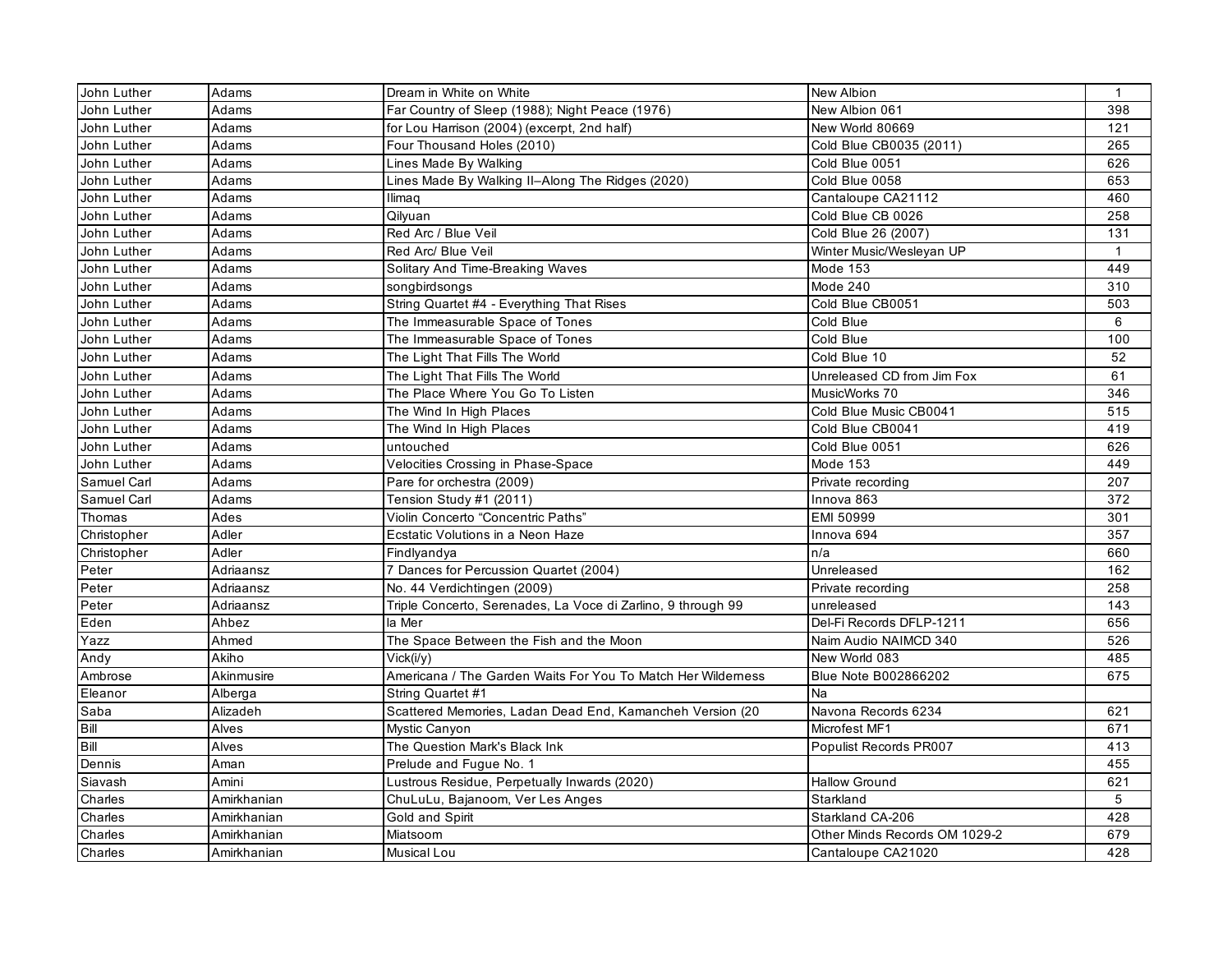| John Luther | Adams | Dream in White on White | New Albion | 1 |
|---|---|---|---|---|
| John Luther | Adams | Far Country of Sleep (1988); Night Peace (1976) | New Albion 061 | 398 |
| John Luther | Adams | for Lou Harrison (2004) (excerpt, 2nd half) | New World 80669 | 121 |
| John Luther | Adams | Four Thousand Holes (2010) | Cold Blue CB0035 (2011) | 265 |
| John Luther | Adams | Lines Made By Walking | Cold Blue 0051 | 626 |
| John Luther | Adams | Lines Made By Walking II–Along The Ridges (2020) | Cold Blue 0058 | 653 |
| John Luther | Adams | Ilimaq | Cantaloupe CA21112 | 460 |
| John Luther | Adams | Qilyuan | Cold Blue CB 0026 | 258 |
| John Luther | Adams | Red Arc / Blue Veil | Cold Blue 26 (2007) | 131 |
| John Luther | Adams | Red Arc/ Blue Veil | Winter Music/Wesleyan UP | 1 |
| John Luther | Adams | Solitary And Time-Breaking Waves | Mode 153 | 449 |
| John Luther | Adams | songbirdsongs | Mode 240 | 310 |
| John Luther | Adams | String Quartet #4 - Everything That Rises | Cold Blue CB0051 | 503 |
| John Luther | Adams | The Immeasurable Space of Tones | Cold Blue | 6 |
| John Luther | Adams | The Immeasurable Space of Tones | Cold Blue | 100 |
| John Luther | Adams | The Light That Fills The World | Cold Blue 10 | 52 |
| John Luther | Adams | The Light That Fills The World | Unreleased CD from Jim Fox | 61 |
| John Luther | Adams | The Place Where You Go To Listen | MusicWorks 70 | 346 |
| John Luther | Adams | The Wind In High Places | Cold Blue Music CB0041 | 515 |
| John Luther | Adams | The Wind In High Places | Cold Blue CB0041 | 419 |
| John Luther | Adams | untouched | Cold Blue 0051 | 626 |
| John Luther | Adams | Velocities Crossing in Phase-Space | Mode 153 | 449 |
| Samuel Carl | Adams | Pare for orchestra (2009) | Private recording | 207 |
| Samuel Carl | Adams | Tension Study #1 (2011) | Innova 863 | 372 |
| Thomas | Ades | Violin Concerto “Concentric Paths” | EMI 50999 | 301 |
| Christopher | Adler | Ecstatic Volutions in a Neon Haze | Innova 694 | 357 |
| Christopher | Adler | Findlyandya | n/a | 660 |
| Peter | Adriaansz | 7 Dances for Percussion Quartet (2004) | Unreleased | 162 |
| Peter | Adriaansz | No. 44 Verdichtingen (2009) | Private recording | 258 |
| Peter | Adriaansz | Triple Concerto, Serenades, La Voce di Zarlino, 9 through 99 | unreleased | 143 |
| Eden | Ahbez | la Mer | Del-Fi Records DFLP-1211 | 656 |
| Yazz | Ahmed | The Space Between the Fish and the Moon | Naim Audio NAIMCD 340 | 526 |
| Andy | Akiho | Vick(i/y) | New World 083 | 485 |
| Ambrose | Akinmusire | Americana / The Garden Waits For You To Match Her Wilderness | Blue Note B002866202 | 675 |
| Eleanor | Alberga | String Quartet #1 | Na | |
| Saba | Alizadeh | Scattered Memories, Ladan Dead End, Kamancheh Version (20 | Navona Records 6234 | 621 |
| Bill | Alves | Mystic Canyon | Microfest MF1 | 671 |
| Bill | Alves | The Question Mark's Black Ink | Populist Records PR007 | 413 |
| Dennis | Aman | Prelude and Fugue No. 1 | | 455 |
| Siavash | Amini | Lustrous Residue, Perpetually Inwards (2020) | Hallow Ground | 621 |
| Charles | Amirkhanian | ChuLuLu, Bajanoom, Ver Les Anges | Starkland | 5 |
| Charles | Amirkhanian | Gold and Spirit | Starkland CA-206 | 428 |
| Charles | Amirkhanian | Miatsoom | Other Minds Records OM 1029-2 | 679 |
| Charles | Amirkhanian | Musical Lou | Cantaloupe CA21020 | 428 |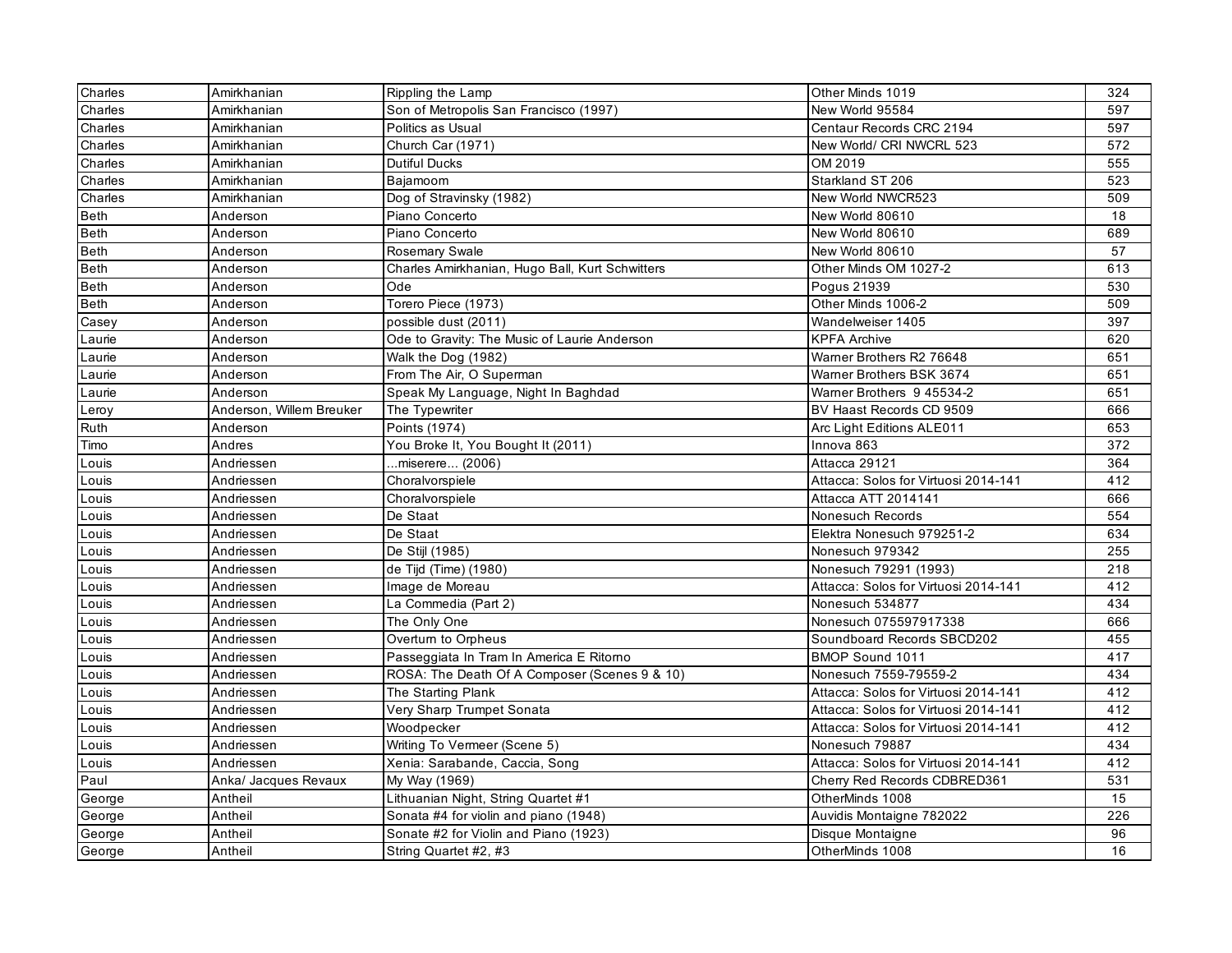| Charles | Amirkhanian | Rippling the Lamp | Other Minds 1019 | 324 |
|---|---|---|---|---|
| Charles | Amirkhanian | Son of Metropolis San Francisco (1997) | New World 95584 | 597 |
| Charles | Amirkhanian | Politics as Usual | Centaur Records CRC 2194 | 597 |
| Charles | Amirkhanian | Church Car (1971) | New World/ CRI NWCRL 523 | 572 |
| Charles | Amirkhanian | Dutiful Ducks | OM 2019 | 555 |
| Charles | Amirkhanian | Bajamoom | Starkland ST 206 | 523 |
| Charles | Amirkhanian | Dog of Stravinsky (1982) | New World NWCR523 | 509 |
| Beth | Anderson | Piano Concerto | New World 80610 | 18 |
| Beth | Anderson | Piano Concerto | New World 80610 | 689 |
| Beth | Anderson | Rosemary Swale | New World 80610 | 57 |
| Beth | Anderson | Charles Amirkhanian, Hugo Ball, Kurt Schwitters | Other Minds OM 1027-2 | 613 |
| Beth | Anderson | Ode | Pogus 21939 | 530 |
| Beth | Anderson | Torero Piece (1973) | Other Minds 1006-2 | 509 |
| Casey | Anderson | possible dust (2011) | Wandelweiser 1405 | 397 |
| Laurie | Anderson | Ode to Gravity: The Music of Laurie Anderson | KPFA Archive | 620 |
| Laurie | Anderson | Walk the Dog (1982) | Warner Brothers R2 76648 | 651 |
| Laurie | Anderson | From The Air, O Superman | Warner Brothers BSK 3674 | 651 |
| Laurie | Anderson | Speak My Language, Night In Baghdad | Warner Brothers 9 45534-2 | 651 |
| Leroy | Anderson, Willem Breuker | The Typewriter | BV Haast Records CD 9509 | 666 |
| Ruth | Anderson | Points (1974) | Arc Light Editions ALE011 | 653 |
| Timo | Andres | You Broke It, You Bought It (2011) | Innova 863 | 372 |
| Louis | Andriessen | ...miserere... (2006) | Attacca 29121 | 364 |
| Louis | Andriessen | Choralvorspiele | Attacca: Solos for Virtuosi 2014-141 | 412 |
| Louis | Andriessen | Choralvorspiele | Attacca ATT 2014141 | 666 |
| Louis | Andriessen | De Staat | Nonesuch Records | 554 |
| Louis | Andriessen | De Staat | Elektra Nonesuch 979251-2 | 634 |
| Louis | Andriessen | De Stijl (1985) | Nonesuch 979342 | 255 |
| Louis | Andriessen | de Tijd (Time) (1980) | Nonesuch 79291 (1993) | 218 |
| Louis | Andriessen | Image de Moreau | Attacca: Solos for Virtuosi 2014-141 | 412 |
| Louis | Andriessen | La Commedia (Part 2) | Nonesuch 534877 | 434 |
| Louis | Andriessen | The Only One | Nonesuch 075597917338 | 666 |
| Louis | Andriessen | Overturn to Orpheus | Soundboard Records SBCD202 | 455 |
| Louis | Andriessen | Passeggiata In Tram In America E Ritorno | BMOP Sound 1011 | 417 |
| Louis | Andriessen | ROSA: The Death Of A Composer (Scenes 9 & 10) | Nonesuch 7559-79559-2 | 434 |
| Louis | Andriessen | The Starting Plank | Attacca: Solos for Virtuosi 2014-141 | 412 |
| Louis | Andriessen | Very Sharp Trumpet Sonata | Attacca: Solos for Virtuosi 2014-141 | 412 |
| Louis | Andriessen | Woodpecker | Attacca: Solos for Virtuosi 2014-141 | 412 |
| Louis | Andriessen | Writing To Vermeer (Scene 5) | Nonesuch 79887 | 434 |
| Louis | Andriessen | Xenia: Sarabande, Caccia, Song | Attacca: Solos for Virtuosi 2014-141 | 412 |
| Paul | Anka/ Jacques Revaux | My Way (1969) | Cherry Red Records CDBRED361 | 531 |
| George | Antheil | Lithuanian Night, String Quartet #1 | OtherMinds 1008 | 15 |
| George | Antheil | Sonata #4 for violin and piano (1948) | Auvidis Montaigne 782022 | 226 |
| George | Antheil | Sonate #2 for Violin and Piano (1923) | Disque Montaigne | 96 |
| George | Antheil | String Quartet #2, #3 | OtherMinds 1008 | 16 |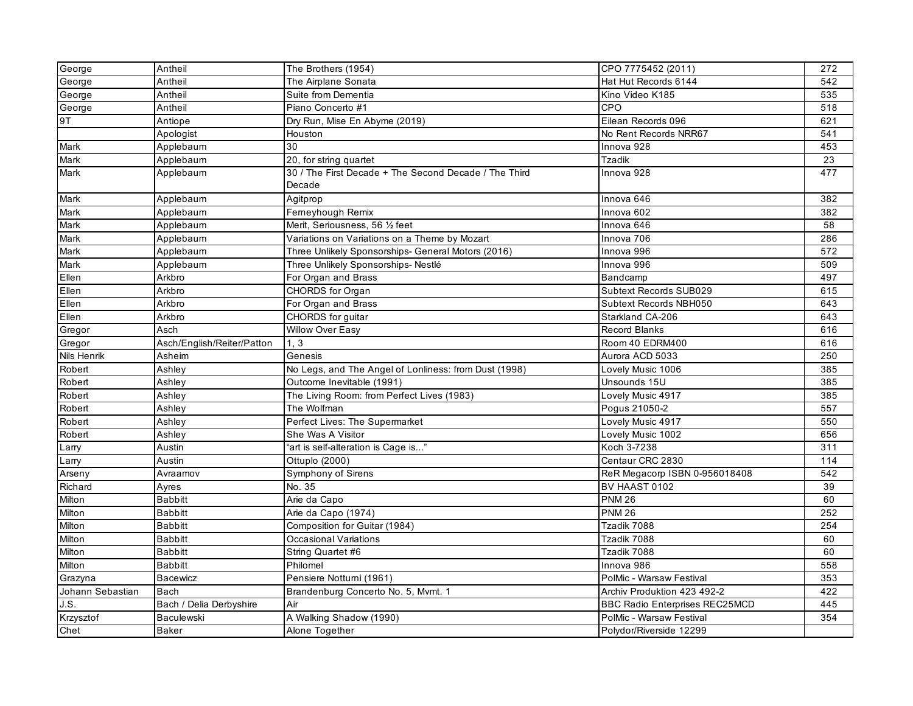| George | Antheil | The Brothers (1954) | CPO 7775452 (2011) | 272 |
|---|---|---|---|---|
| George | Antheil | The Airplane Sonata | Hat Hut Records 6144 | 542 |
| George | Antheil | Suite from Dementia | Kino Video K185 | 535 |
| George | Antheil | Piano Concerto #1 | CPO | 518 |
| 9T | Antiope | Dry Run, Mise En Abyme (2019) | Eilean Records 096 | 621 |
| | Apologist | Houston | No Rent Records NRR67 | 541 |
| Mark | Applebaum | 30 | Innova 928 | 453 |
| Mark | Applebaum | 20, for string quartet | Tzadik | 23 |
| Mark | Applebaum | 30 / The First Decade + The Second Decade / The Third Decade | Innova 928 | 477 |
| Mark | Applebaum | Agitprop | Innova 646 | 382 |
| Mark | Applebaum | Ferneyhough Remix | Innova 602 | 382 |
| Mark | Applebaum | Merit, Seriousness, 56 ½ feet | Innova 646 | 58 |
| Mark | Applebaum | Variations on Variations on a Theme by Mozart | Innova 706 | 286 |
| Mark | Applebaum | Three Unlikely Sponsorships- General Motors (2016) | Innova 996 | 572 |
| Mark | Applebaum | Three Unlikely Sponsorships- Nestlé | Innova 996 | 509 |
| Ellen | Arkbro | For Organ and Brass | Bandcamp | 497 |
| Ellen | Arkbro | CHORDS for Organ | Subtext Records SUB029 | 615 |
| Ellen | Arkbro | For Organ and Brass | Subtext Records NBH050 | 643 |
| Ellen | Arkbro | CHORDS for guitar | Starkland CA-206 | 643 |
| Gregor | Asch | Willow Over Easy | Record Blanks | 616 |
| Gregor | Asch/English/Reiter/Patton | 1, 3 | Room 40 EDRM400 | 616 |
| Nils Henrik | Asheim | Genesis | Aurora ACD 5033 | 250 |
| Robert | Ashley | No Legs, and The Angel of Lonliness: from Dust (1998) | Lovely Music 1006 | 385 |
| Robert | Ashley | Outcome Inevitable (1991) | Unsounds 15U | 385 |
| Robert | Ashley | The Living Room: from Perfect Lives (1983) | Lovely Music 4917 | 385 |
| Robert | Ashley | The Wolfman | Pogus 21050-2 | 557 |
| Robert | Ashley | Perfect Lives: The Supermarket | Lovely Music 4917 | 550 |
| Robert | Ashley | She Was A Visitor | Lovely Music 1002 | 656 |
| Larry | Austin | "art is self-alteration is Cage is..." | Koch 3-7238 | 311 |
| Larry | Austin | Ottuplo (2000) | Centaur CRC 2830 | 114 |
| Arseny | Avraamov | Symphony of Sirens | ReR Megacorp ISBN 0-956018408 | 542 |
| Richard | Ayres | No. 35 | BV HAAST 0102 | 39 |
| Milton | Babbitt | Arie da Capo | PNM 26 | 60 |
| Milton | Babbitt | Arie da Capo (1974) | PNM 26 | 252 |
| Milton | Babbitt | Composition for Guitar (1984) | Tzadik 7088 | 254 |
| Milton | Babbitt | Occasional Variations | Tzadik 7088 | 60 |
| Milton | Babbitt | String Quartet #6 | Tzadik 7088 | 60 |
| Milton | Babbitt | Philomel | Innova 986 | 558 |
| Grazyna | Bacewicz | Pensiere Notturni (1961) | PolMic - Warsaw Festival | 353 |
| Johann Sebastian | Bach | Brandenburg Concerto No. 5, Mvmt. 1 | Archiv Produktion 423 492-2 | 422 |
| J.S. | Bach / Delia Derbyshire | Air | BBC Radio Enterprises REC25MCD | 445 |
| Krzysztof | Baculewski | A Walking Shadow (1990) | PolMic - Warsaw Festival | 354 |
| Chet | Baker | Alone Together | Polydor/Riverside 12299 | |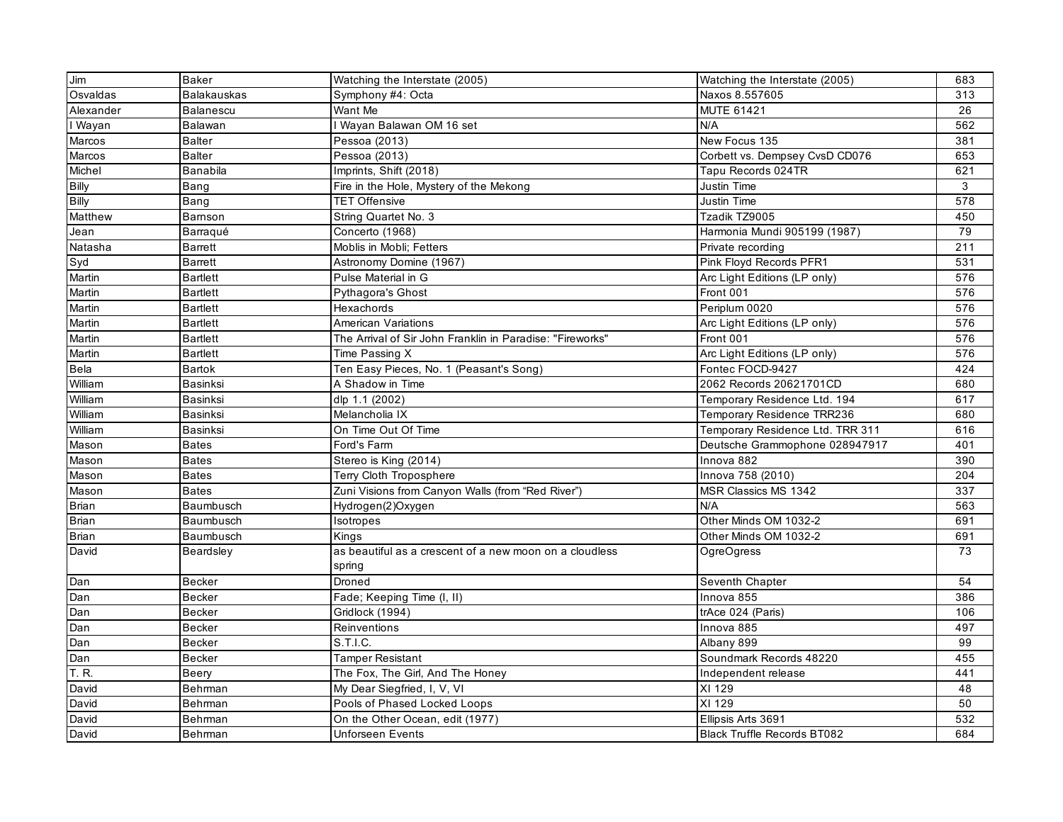| Jim | Baker | Watching the Interstate (2005) | Watching the Interstate (2005) | 683 |
|---|---|---|---|---|
| Osvaldas | Balakauskas | Symphony #4: Octa | Naxos 8.557605 | 313 |
| Alexander | Balanescu | Want Me | MUTE 61421 | 26 |
| I Wayan | Balawan | I Wayan Balawan OM 16 set | N/A | 562 |
| Marcos | Balter | Pessoa (2013) | New Focus 135 | 381 |
| Marcos | Balter | Pessoa (2013) | Corbett vs. Dempsey CvsD CD076 | 653 |
| Michel | Banabila | Imprints, Shift (2018) | Tapu Records 024TR | 621 |
| Billy | Bang | Fire in the Hole, Mystery of the Mekong | Justin Time | 3 |
| Billy | Bang | TET Offensive | Justin Time | 578 |
| Matthew | Barnson | String Quartet No. 3 | Tzadik TZ9005 | 450 |
| Jean | Barraqué | Concerto (1968) | Harmonia Mundi 905199 (1987) | 79 |
| Natasha | Barrett | Moblis in Mobli; Fetters | Private recording | 211 |
| Syd | Barrett | Astronomy Domine (1967) | Pink Floyd Records PFR1 | 531 |
| Martin | Bartlett | Pulse Material in G | Arc Light Editions (LP only) | 576 |
| Martin | Bartlett | Pythagora's Ghost | Front 001 | 576 |
| Martin | Bartlett | Hexachords | Periplum 0020 | 576 |
| Martin | Bartlett | American Variations | Arc Light Editions (LP only) | 576 |
| Martin | Bartlett | The Arrival of Sir John Franklin in Paradise: "Fireworks" | Front 001 | 576 |
| Martin | Bartlett | Time Passing X | Arc Light Editions (LP only) | 576 |
| Bela | Bartok | Ten Easy Pieces, No. 1 (Peasant's Song) | Fontec FOCD-9427 | 424 |
| William | Basinksi | A Shadow in Time | 2062 Records 20621701CD | 680 |
| William | Basinksi | dlp 1.1 (2002) | Temporary Residence Ltd. 194 | 617 |
| William | Basinksi | Melancholia IX | Temporary Residence TRR236 | 680 |
| William | Basinksi | On Time Out Of Time | Temporary Residence Ltd. TRR 311 | 616 |
| Mason | Bates | Ford's Farm | Deutsche Grammophone 028947917 | 401 |
| Mason | Bates | Stereo is King (2014) | Innova 882 | 390 |
| Mason | Bates | Terry Cloth Troposphere | Innova 758 (2010) | 204 |
| Mason | Bates | Zuni Visions from Canyon Walls (from "Red River") | MSR Classics MS 1342 | 337 |
| Brian | Baumbusch | Hydrogen(2)Oxygen | N/A | 563 |
| Brian | Baumbusch | Isotropes | Other Minds OM 1032-2 | 691 |
| Brian | Baumbusch | Kings | Other Minds OM 1032-2 | 691 |
| David | Beardsley | as beautiful as a crescent of a new moon on a cloudless spring | OgreOgress | 73 |
| Dan | Becker | Droned | Seventh Chapter | 54 |
| Dan | Becker | Fade; Keeping Time (I, II) | Innova 855 | 386 |
| Dan | Becker | Gridlock (1994) | trAce 024 (Paris) | 106 |
| Dan | Becker | Reinventions | Innova 885 | 497 |
| Dan | Becker | S.T.I.C. | Albany 899 | 99 |
| Dan | Becker | Tamper Resistant | Soundmark Records 48220 | 455 |
| T. R. | Beery | The Fox, The Girl, And The Honey | Independent release | 441 |
| David | Behrman | My Dear Siegfried, I, V, VI | XI 129 | 48 |
| David | Behrman | Pools of Phased Locked Loops | XI 129 | 50 |
| David | Behrman | On the Other Ocean, edit (1977) | Ellipsis Arts 3691 | 532 |
| David | Behrman | Unforseen Events | Black Truffle Records BT082 | 684 |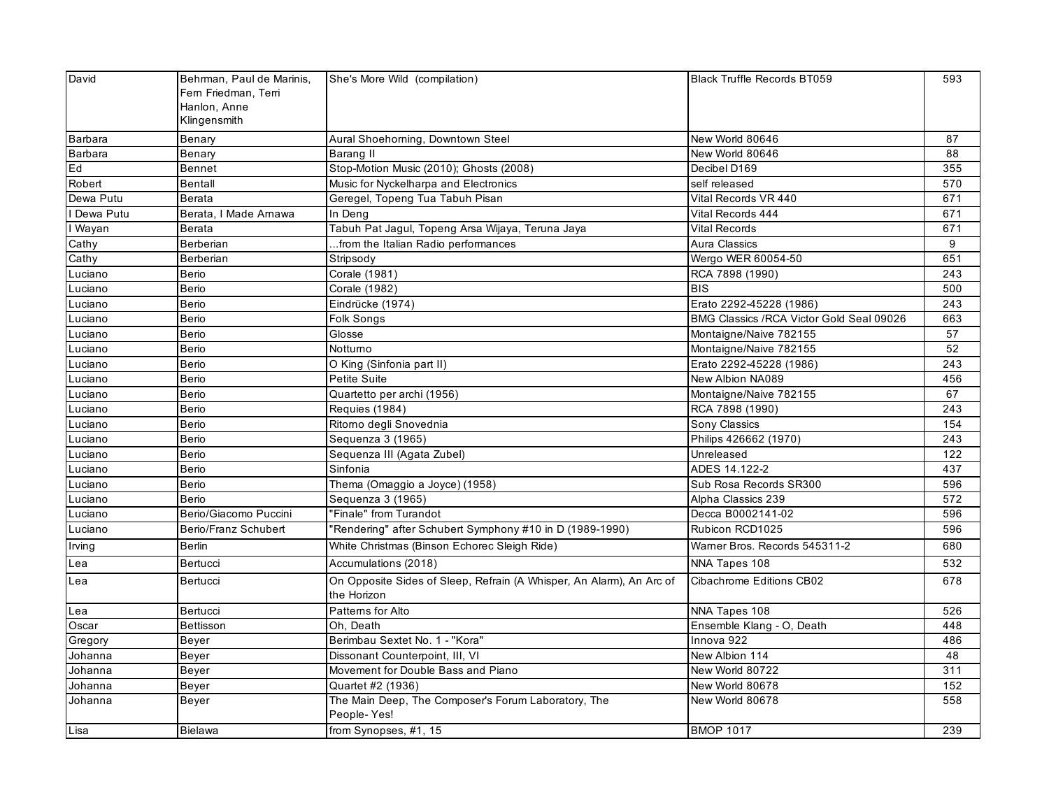| David | Behrman, Paul de Marinis, Fern Friedman, Terri Hanlon, Anne Klingensmith | She's More Wild (compilation) | Black Truffle Records BT059 | 593 |
|---|---|---|---|---|
| Barbara | Benary | Aural Shoehorning, Downtown Steel | New World 80646 | 87 |
| Barbara | Benary | Barang II | New World 80646 | 88 |
| Ed | Bennet | Stop-Motion Music (2010); Ghosts (2008) | Decibel D169 | 355 |
| Robert | Bentall | Music for Nyckelharpa and Electronics | self released | 570 |
| Dewa Putu | Berata | Geregel, Topeng Tua Tabuh Pisan | Vital Records VR 440 | 671 |
| I Dewa Putu | Berata, I Made Arnawa | In Deng | Vital Records 444 | 671 |
| I Wayan | Berata | Tabuh Pat Jagul, Topeng Arsa Wijaya, Teruna Jaya | Vital Records | 671 |
| Cathy | Berberian | ...from the Italian Radio performances | Aura Classics | 9 |
| Cathy | Berberian | Stripsody | Wergo WER 60054-50 | 651 |
| Luciano | Berio | Corale (1981) | RCA 7898 (1990) | 243 |
| Luciano | Berio | Corale (1982) | BIS | 500 |
| Luciano | Berio | Eindrücke (1974) | Erato 2292-45228 (1986) | 243 |
| Luciano | Berio | Folk Songs | BMG Classics /RCA Victor Gold Seal 09026 | 663 |
| Luciano | Berio | Glosse | Montaigne/Naive 782155 | 57 |
| Luciano | Berio | Notturno | Montaigne/Naive 782155 | 52 |
| Luciano | Berio | O King (Sinfonia part II) | Erato 2292-45228 (1986) | 243 |
| Luciano | Berio | Petite Suite | New Albion NA089 | 456 |
| Luciano | Berio | Quartetto per archi (1956) | Montaigne/Naive 782155 | 67 |
| Luciano | Berio | Requies (1984) | RCA 7898 (1990) | 243 |
| Luciano | Berio | Ritorno degli Snovednia | Sony Classics | 154 |
| Luciano | Berio | Sequenza 3 (1965) | Philips 426662 (1970) | 243 |
| Luciano | Berio | Sequenza III (Agata Zubel) | Unreleased | 122 |
| Luciano | Berio | Sinfonia | ADES 14.122-2 | 437 |
| Luciano | Berio | Thema (Omaggio a Joyce) (1958) | Sub Rosa Records SR300 | 596 |
| Luciano | Berio | Sequenza 3 (1965) | Alpha Classics 239 | 572 |
| Luciano | Berio/Giacomo Puccini | "Finale" from Turandot | Decca B0002141-02 | 596 |
| Luciano | Berio/Franz Schubert | "Rendering" after Schubert Symphony #10 in D (1989-1990) | Rubicon RCD1025 | 596 |
| Irving | Berlin | White Christmas (Binson Echorec Sleigh Ride) | Warner Bros. Records 545311-2 | 680 |
| Lea | Bertucci | Accumulations (2018) | NNA Tapes 108 | 532 |
| Lea | Bertucci | On Opposite Sides of Sleep, Refrain (A Whisper, An Alarm), An Arc of the Horizon | Cibachrome Editions CB02 | 678 |
| Lea | Bertucci | Patterns for Alto | NNA Tapes 108 | 526 |
| Oscar | Bettisson | Oh, Death | Ensemble Klang - O, Death | 448 |
| Gregory | Beyer | Berimbau Sextet No. 1 - "Kora" | Innova 922 | 486 |
| Johanna | Beyer | Dissonant Counterpoint, III, VI | New Albion 114 | 48 |
| Johanna | Beyer | Movement for Double Bass and Piano | New World 80722 | 311 |
| Johanna | Beyer | Quartet #2 (1936) | New World 80678 | 152 |
| Johanna | Beyer | The Main Deep, The Composer's Forum Laboratory, The People- Yes! | New World 80678 | 558 |
| Lisa | Bielawa | from Synopses, #1, 15 | BMOP 1017 | 239 |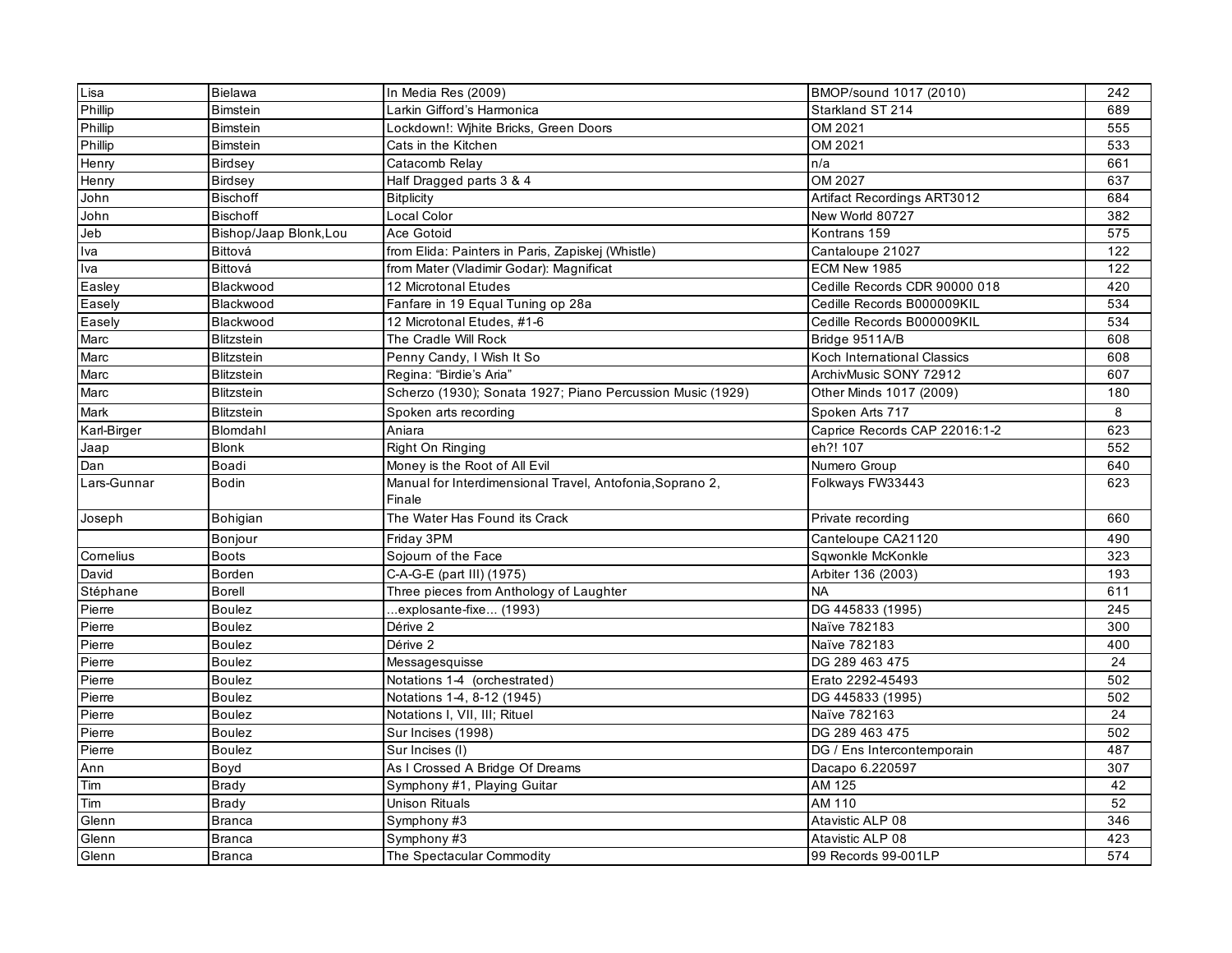| | | | | |
|---|---|---|---|---|
| Lisa | Bielawa | In Media Res (2009) | BMOP/sound 1017 (2010) | 242 |
| Phillip | Bimstein | Larkin Gifford's Harmonica | Starkland ST 214 | 689 |
| Phillip | Bimstein | Lockdown!: Wjhite Bricks, Green Doors | OM 2021 | 555 |
| Phillip | Bimstein | Cats in the Kitchen | OM 2021 | 533 |
| Henry | Birdsey | Catacomb Relay | n/a | 661 |
| Henry | Birdsey | Half Dragged parts 3 & 4 | OM 2027 | 637 |
| John | Bischoff | Bitplicity | Artifact Recordings ART3012 | 684 |
| John | Bischoff | Local Color | New World 80727 | 382 |
| Jeb | Bishop/Jaap Blonk,Lou | Ace Gotoid | Kontrans 159 | 575 |
| Iva | Bittová | from Elida: Painters in Paris, Zapiskej (Whistle) | Cantaloupe 21027 | 122 |
| Iva | Bittová | from Mater (Vladimir Godar): Magnificat | ECM New 1985 | 122 |
| Easley | Blackwood | 12 Microtonal Etudes | Cedille Records CDR 90000 018 | 420 |
| Easely | Blackwood | Fanfare in 19 Equal Tuning op 28a | Cedille Records B000009KIL | 534 |
| Easely | Blackwood | 12 Microtonal Etudes, #1-6 | Cedille Records B000009KIL | 534 |
| Marc | Blitzstein | The Cradle Will Rock | Bridge 9511A/B | 608 |
| Marc | Blitzstein | Penny Candy, I Wish It So | Koch International Classics | 608 |
| Marc | Blitzstein | Regina: "Birdie's Aria" | ArchivMusic SONY 72912 | 607 |
| Marc | Blitzstein | Scherzo (1930); Sonata 1927; Piano Percussion Music (1929) | Other Minds 1017 (2009) | 180 |
| Mark | Blitzstein | Spoken arts recording | Spoken Arts 717 | 8 |
| Karl-Birger | Blomdahl | Aniara | Caprice Records CAP 22016:1-2 | 623 |
| Jaap | Blonk | Right On Ringing | eh?! 107 | 552 |
| Dan | Boadi | Money is the Root of All Evil | Numero Group | 640 |
| Lars-Gunnar | Bodin | Manual for Interdimensional Travel, Antofonia,Soprano 2, Finale | Folkways FW33443 | 623 |
| Joseph | Bohigian | The Water Has Found its Crack | Private recording | 660 |
| | Bonjour | Friday 3PM | Canteloupe CA21120 | 490 |
| Cornelius | Boots | Sojourn of the Face | Sqwonkle McKonkle | 323 |
| David | Borden | C-A-G-E (part III) (1975) | Arbiter 136 (2003) | 193 |
| Stéphane | Borell | Three pieces from Anthology of Laughter | NA | 611 |
| Pierre | Boulez | ...explosante-fixe... (1993) | DG 445833 (1995) | 245 |
| Pierre | Boulez | Dérive 2 | Naïve 782183 | 300 |
| Pierre | Boulez | Dérive 2 | Naïve 782183 | 400 |
| Pierre | Boulez | Messagesquisse | DG 289 463 475 | 24 |
| Pierre | Boulez | Notations 1-4 (orchestrated) | Erato 2292-45493 | 502 |
| Pierre | Boulez | Notations 1-4, 8-12 (1945) | DG 445833 (1995) | 502 |
| Pierre | Boulez | Notations I, VII, III; Rituel | Naïve 782163 | 24 |
| Pierre | Boulez | Sur Incises (1998) | DG 289 463 475 | 502 |
| Pierre | Boulez | Sur Incises (I) | DG / Ens Intercontemporain | 487 |
| Ann | Boyd | As I Crossed A Bridge Of Dreams | Dacapo 6.220597 | 307 |
| Tim | Brady | Symphony #1, Playing Guitar | AM 125 | 42 |
| Tim | Brady | Unison Rituals | AM 110 | 52 |
| Glenn | Branca | Symphony #3 | Atavistic ALP 08 | 346 |
| Glenn | Branca | Symphony #3 | Atavistic ALP 08 | 423 |
| Glenn | Branca | The Spectacular Commodity | 99 Records 99-001LP | 574 |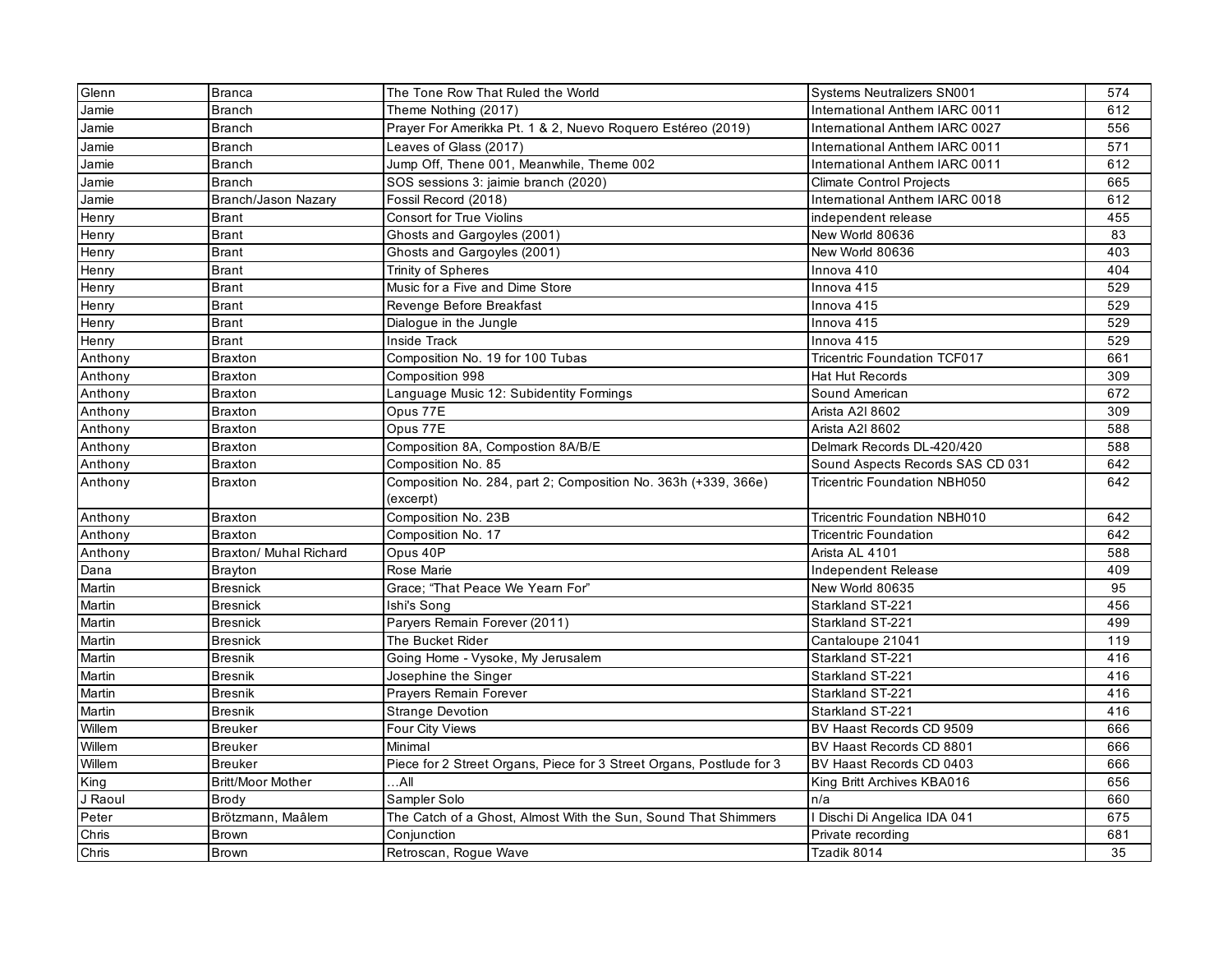| Glenn | Branca | The Tone Row That Ruled the World | Systems Neutralizers SN001 | 574 |
|---|---|---|---|---|
| Jamie | Branch | Theme Nothing (2017) | International Anthem IARC 0011 | 612 |
| Jamie | Branch | Prayer For Amerikka Pt. 1 & 2, Nuevo Roquero Estéreo (2019) | International Anthem IARC 0027 | 556 |
| Jamie | Branch | Leaves of Glass (2017) | International Anthem IARC 0011 | 571 |
| Jamie | Branch | Jump Off, Thene 001, Meanwhile, Theme 002 | International Anthem IARC 0011 | 612 |
| Jamie | Branch | SOS sessions 3: jaimie branch (2020) | Climate Control Projects | 665 |
| Jamie | Branch/Jason Nazary | Fossil Record (2018) | International Anthem IARC 0018 | 612 |
| Henry | Brant | Consort for True Violins | independent release | 455 |
| Henry | Brant | Ghosts and Gargoyles (2001) | New World 80636 | 83 |
| Henry | Brant | Ghosts and Gargoyles (2001) | New World 80636 | 403 |
| Henry | Brant | Trinity of Spheres | Innova 410 | 404 |
| Henry | Brant | Music for a Five and Dime Store | Innova 415 | 529 |
| Henry | Brant | Revenge Before Breakfast | Innova 415 | 529 |
| Henry | Brant | Dialogue in the Jungle | Innova 415 | 529 |
| Henry | Brant | Inside Track | Innova 415 | 529 |
| Anthony | Braxton | Composition No. 19 for 100 Tubas | Tricentric Foundation TCF017 | 661 |
| Anthony | Braxton | Composition 998 | Hat Hut Records | 309 |
| Anthony | Braxton | Language Music 12: Subidentity Formings | Sound American | 672 |
| Anthony | Braxton | Opus 77E | Arista A2l 8602 | 309 |
| Anthony | Braxton | Opus 77E | Arista A2l 8602 | 588 |
| Anthony | Braxton | Composition 8A, Compostion 8A/B/E | Delmark Records DL-420/420 | 588 |
| Anthony | Braxton | Composition No. 85 | Sound Aspects Records SAS CD 031 | 642 |
| Anthony | Braxton | Composition No. 284, part 2; Composition No. 363h (+339, 366e) (excerpt) | Tricentric Foundation NBH050 | 642 |
| Anthony | Braxton | Composition No. 23B | Tricentric Foundation NBH010 | 642 |
| Anthony | Braxton | Composition No. 17 | Tricentric Foundation | 642 |
| Anthony | Braxton/ Muhal Richard | Opus 40P | Arista AL 4101 | 588 |
| Dana | Brayton | Rose Marie | Independent Release | 409 |
| Martin | Bresnick | Grace; "That Peace We Yearn For" | New World 80635 | 95 |
| Martin | Bresnick | Ishi's Song | Starkland ST-221 | 456 |
| Martin | Bresnick | Paryers Remain Forever (2011) | Starkland ST-221 | 499 |
| Martin | Bresnick | The Bucket Rider | Cantaloupe 21041 | 119 |
| Martin | Bresnik | Going Home - Vysoke, My Jerusalem | Starkland ST-221 | 416 |
| Martin | Bresnik | Josephine the Singer | Starkland ST-221 | 416 |
| Martin | Bresnik | Prayers Remain Forever | Starkland ST-221 | 416 |
| Martin | Bresnik | Strange Devotion | Starkland ST-221 | 416 |
| Willem | Breuker | Four City Views | BV Haast Records CD 9509 | 666 |
| Willem | Breuker | Minimal | BV Haast Records CD 8801 | 666 |
| Willem | Breuker | Piece for 2 Street Organs, Piece for 3 Street Organs, Postlude for 3 | BV Haast Records CD 0403 | 666 |
| King | Britt/Moor Mother | …All | King Britt Archives KBA016 | 656 |
| J Raoul | Brody | Sampler Solo | n/a | 660 |
| Peter | Brötzmann, Maâlem | The Catch of a Ghost, Almost With the Sun, Sound That Shimmers | I Dischi Di Angelica IDA 041 | 675 |
| Chris | Brown | Conjunction | Private recording | 681 |
| Chris | Brown | Retroscan, Rogue Wave | Tzadik 8014 | 35 |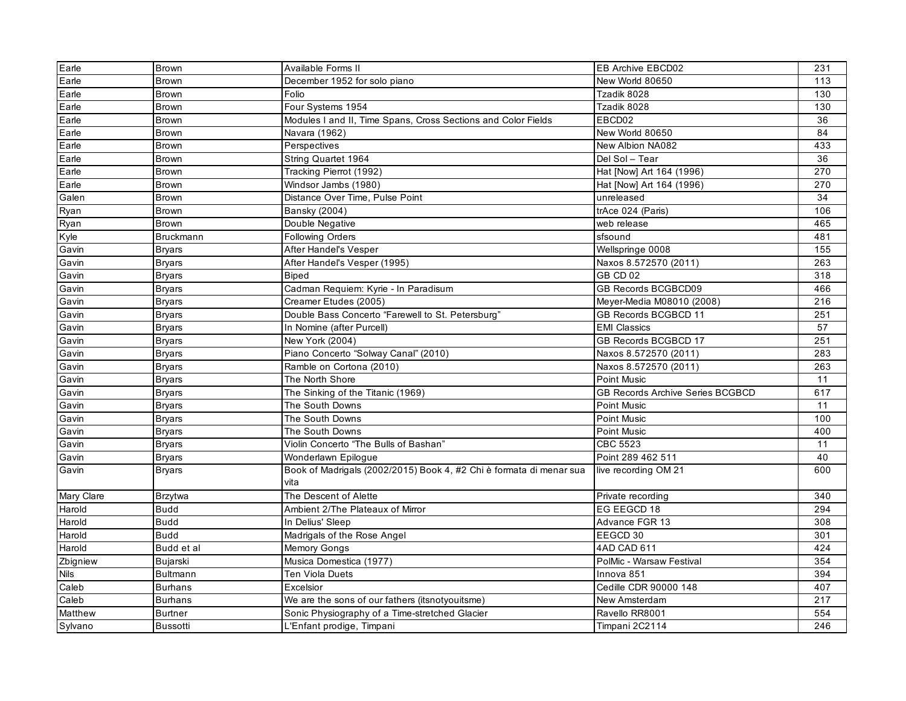| Earle | Brown | Available Forms II | EB Archive EBCD02 | 231 |
|---|---|---|---|---|
| Earle | Brown | December 1952 for solo piano | New World 80650 | 113 |
| Earle | Brown | Folio | Tzadik 8028 | 130 |
| Earle | Brown | Four Systems 1954 | Tzadik 8028 | 130 |
| Earle | Brown | Modules I and II, Time Spans, Cross Sections and Color Fields | EBCD02 | 36 |
| Earle | Brown | Navara (1962) | New World 80650 | 84 |
| Earle | Brown | Perspectives | New Albion NA082 | 433 |
| Earle | Brown | String Quartet 1964 | Del Sol – Tear | 36 |
| Earle | Brown | Tracking Pierrot (1992) | Hat [Now] Art 164 (1996) | 270 |
| Earle | Brown | Windsor Jambs (1980) | Hat [Now] Art 164 (1996) | 270 |
| Galen | Brown | Distance Over Time, Pulse Point | unreleased | 34 |
| Ryan | Brown | Bansky (2004) | trAce 024 (Paris) | 106 |
| Ryan | Brown | Double Negative | web release | 465 |
| Kyle | Bruckmann | Following Orders | sfsound | 481 |
| Gavin | Bryars | After Handel's Vesper | Wellspringe 0008 | 155 |
| Gavin | Bryars | After Handel's Vesper (1995) | Naxos 8.572570 (2011) | 263 |
| Gavin | Bryars | Biped | GB CD 02 | 318 |
| Gavin | Bryars | Cadman Requiem: Kyrie - In Paradisum | GB Records BCGBCD09 | 466 |
| Gavin | Bryars | Creamer Etudes (2005) | Meyer-Media M08010 (2008) | 216 |
| Gavin | Bryars | Double Bass Concerto "Farewell to St. Petersburg" | GB Records BCGBCD 11 | 251 |
| Gavin | Bryars | In Nomine (after Purcell) | EMI Classics | 57 |
| Gavin | Bryars | New York (2004) | GB Records BCGBCD 17 | 251 |
| Gavin | Bryars | Piano Concerto "Solway Canal" (2010) | Naxos 8.572570 (2011) | 283 |
| Gavin | Bryars | Ramble on Cortona (2010) | Naxos 8.572570 (2011) | 263 |
| Gavin | Bryars | The North Shore | Point Music | 11 |
| Gavin | Bryars | The Sinking of the Titanic (1969) | GB Records Archive Series BCGBCD | 617 |
| Gavin | Bryars | The South Downs | Point Music | 11 |
| Gavin | Bryars | The South Downs | Point Music | 100 |
| Gavin | Bryars | The South Downs | Point Music | 400 |
| Gavin | Bryars | Violin Concerto "The Bulls of Bashan" | CBC 5523 | 11 |
| Gavin | Bryars | Wonderlawn Epilogue | Point 289 462 511 | 40 |
| Gavin | Bryars | Book of Madrigals (2002/2015) Book 4, #2 Chi è formata di menar sua vita | live recording OM 21 | 600 |
| Mary Clare | Brzytwa | The Descent of Alette | Private recording | 340 |
| Harold | Budd | Ambient 2/The Plateaux of Mirror | EG EEGCD 18 | 294 |
| Harold | Budd | In Delius' Sleep | Advance FGR 13 | 308 |
| Harold | Budd | Madrigals of the Rose Angel | EEGCD 30 | 301 |
| Harold | Budd et al | Memory Gongs | 4AD CAD 611 | 424 |
| Zbigniew | Bujarski | Musica Domestica (1977) | PolMic - Warsaw Festival | 354 |
| Nils | Bultmann | Ten Viola Duets | Innova 851 | 394 |
| Caleb | Burhans | Excelsior | Cedille CDR 90000 148 | 407 |
| Caleb | Burhans | We are the sons of our fathers (itsnotyouitsme) | New Amsterdam | 217 |
| Matthew | Burtner | Sonic Physiography of a Time-stretched Glacier | Ravello RR8001 | 554 |
| Sylvano | Bussotti | L'Enfant prodige, Timpani | Timpani 2C2114 | 246 |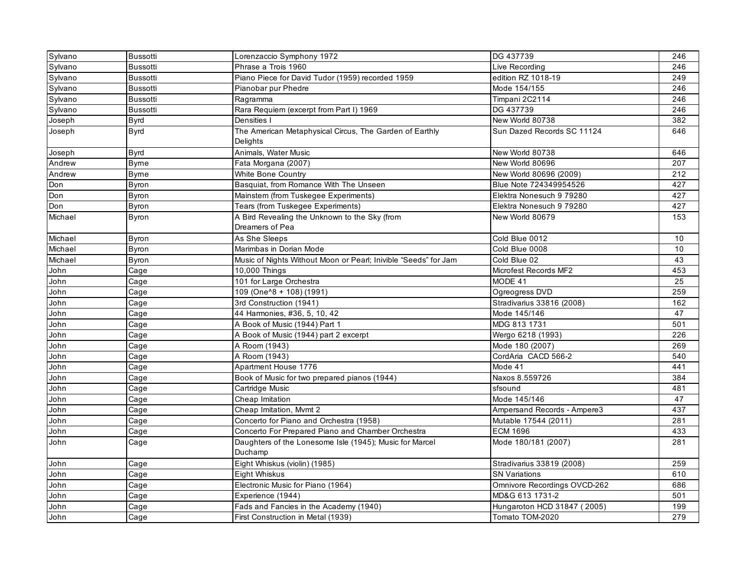| Sylvano | Bussotti | Lorenzaccio Symphony 1972 | DG 437739 | 246 |
|---|---|---|---|---|
| Sylvano | Bussotti | Phrase a Trois 1960 | Live Recording | 246 |
| Sylvano | Bussotti | Piano Piece for David Tudor (1959) recorded 1959 | edition RZ 1018-19 | 249 |
| Sylvano | Bussotti | Pianobar pur Phedre | Mode 154/155 | 246 |
| Sylvano | Bussotti | Ragramma | Timpani 2C2114 | 246 |
| Sylvano | Bussotti | Rara Requiem (excerpt from Part I) 1969 | DG 437739 | 246 |
| Joseph | Byrd | Densities I | New World 80738 | 382 |
| Joseph | Byrd | The American Metaphysical Circus, The Garden of Earthly Delights | Sun Dazed Records SC 11124 | 646 |
| Joseph | Byrd | Animals, Water Music | New World 80738 | 646 |
| Andrew | Byrne | Fata Morgana (2007) | New World 80696 | 207 |
| Andrew | Byrne | White Bone Country | New World 80696 (2009) | 212 |
| Don | Byron | Basquiat, from Romance With The Unseen | Blue Note 724349954526 | 427 |
| Don | Byron | Mainstem (from Tuskegee Experiments) | Elektra Nonesuch 9 79280 | 427 |
| Don | Byron | Tears (from Tuskegee Experiments) | Elektra Nonesuch 9 79280 | 427 |
| Michael | Byron | A Bird Revealing the Unknown to the Sky (from Dreamers of Pea | New World 80679 | 153 |
| Michael | Byron | As She Sleeps | Cold Blue 0012 | 10 |
| Michael | Byron | Marimbas in Dorian Mode | Cold Blue 0008 | 10 |
| Michael | Byron | Music of Nights Without Moon or Pearl; Inivible "Seeds" for Jam | Cold Blue 02 | 43 |
| John | Cage | 10,000 Things | Microfest Records MF2 | 453 |
| John | Cage | 101 for Large Orchestra | MODE 41 | 25 |
| John | Cage | 109 (One^8 + 108) (1991) | Ogreogress DVD | 259 |
| John | Cage | 3rd Construction (1941) | Stradivarius 33816 (2008) | 162 |
| John | Cage | 44 Harmonies, #36, 5, 10, 42 | Mode 145/146 | 47 |
| John | Cage | A Book of Music (1944) Part 1 | MDG 813 1731 | 501 |
| John | Cage | A Book of Music (1944) part 2 excerpt | Wergo 6218 (1993) | 226 |
| John | Cage | A Room (1943) | Mode 180 (2007) | 269 |
| John | Cage | A Room (1943) | CordAria CACD 566-2 | 540 |
| John | Cage | Apartment House 1776 | Mode 41 | 441 |
| John | Cage | Book of Music for two prepared pianos (1944) | Naxos 8.559726 | 384 |
| John | Cage | Cartridge Music | sfsound | 481 |
| John | Cage | Cheap Imitation | Mode 145/146 | 47 |
| John | Cage | Cheap Imitation, Mvmt 2 | Ampersand Records - Ampere3 | 437 |
| John | Cage | Concerto for Piano and Orchestra (1958) | Mutable 17544 (2011) | 281 |
| John | Cage | Concerto For Prepared Piano and Chamber Orchestra | ECM 1696 | 433 |
| John | Cage | Daughters of the Lonesome Isle (1945); Music for Marcel Duchamp | Mode 180/181 (2007) | 281 |
| John | Cage | Eight Whiskus (violin) (1985) | Stradivarius 33819 (2008) | 259 |
| John | Cage | Eight Whiskus | SN Variations | 610 |
| John | Cage | Electronic Music for Piano (1964) | Omnivore Recordings OVCD-262 | 686 |
| John | Cage | Experience (1944) | MD&G 613 1731-2 | 501 |
| John | Cage | Fads and Fancies in the Academy (1940) | Hungaroton HCD 31847 ( 2005) | 199 |
| John | Cage | First Construction in Metal (1939) | Tomato TOM-2020 | 279 |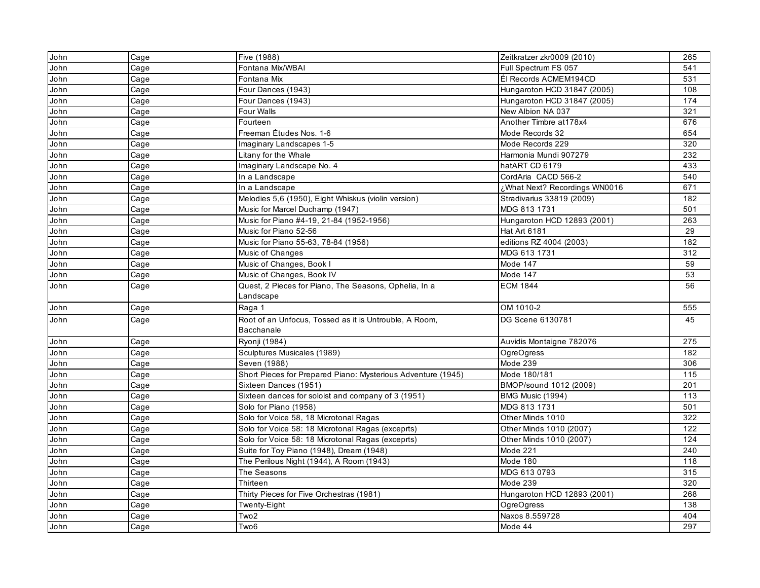| | | | | |
|---|---|---|---|---|
| John | Cage | Five (1988) | Zeitkratzer zkr0009 (2010) | 265 |
| John | Cage | Fontana Mix/WBAI | Full Spectrum FS 057 | 541 |
| John | Cage | Fontana Mix | Él Records ACMEM194CD | 531 |
| John | Cage | Four Dances (1943) | Hungaroton HCD 31847 (2005) | 108 |
| John | Cage | Four Dances (1943) | Hungaroton HCD 31847 (2005) | 174 |
| John | Cage | Four Walls | New Albion NA 037 | 321 |
| John | Cage | Fourteen | Another Timbre at178x4 | 676 |
| John | Cage | Freeman Études Nos. 1-6 | Mode Records 32 | 654 |
| John | Cage | Imaginary Landscapes 1-5 | Mode Records 229 | 320 |
| John | Cage | Litany for the Whale | Harmonia Mundi 907279 | 232 |
| John | Cage | Imaginary Landscape No. 4 | hatART CD 6179 | 433 |
| John | Cage | In a Landscape | CordAria CACD 566-2 | 540 |
| John | Cage | In a Landscape | ¿What Next? Recordings WN0016 | 671 |
| John | Cage | Melodies 5,6 (1950), Eight Whiskus (violin version) | Stradivarius 33819 (2009) | 182 |
| John | Cage | Music for Marcel Duchamp (1947) | MDG 813 1731 | 501 |
| John | Cage | Music for Piano #4-19, 21-84 (1952-1956) | Hungaroton HCD 12893 (2001) | 263 |
| John | Cage | Music for Piano 52-56 | Hat Art 6181 | 29 |
| John | Cage | Music for Piano 55-63, 78-84 (1956) | editions RZ 4004 (2003) | 182 |
| John | Cage | Music of Changes | MDG 613 1731 | 312 |
| John | Cage | Music of Changes, Book I | Mode 147 | 59 |
| John | Cage | Music of Changes, Book IV | Mode 147 | 53 |
| John | Cage | Quest, 2 Pieces for Piano, The Seasons, Ophelia, In a Landscape | ECM 1844 | 56 |
| John | Cage | Raga 1 | OM 1010-2 | 555 |
| John | Cage | Root of an Unfocus, Tossed as it is Untrouble, A Room, Bacchanale | DG Scene 6130781 | 45 |
| John | Cage | Ryonji (1984) | Auvidis Montaigne 782076 | 275 |
| John | Cage | Sculptures Musicales (1989) | OgreOgress | 182 |
| John | Cage | Seven (1988) | Mode 239 | 306 |
| John | Cage | Short Pieces for Prepared Piano: Mysterious Adventure (1945) | Mode 180/181 | 115 |
| John | Cage | Sixteen Dances (1951) | BMOP/sound 1012 (2009) | 201 |
| John | Cage | Sixteen dances for soloist and company of 3 (1951) | BMG Music (1994) | 113 |
| John | Cage | Solo for Piano (1958) | MDG 813 1731 | 501 |
| John | Cage | Solo for Voice 58, 18 Microtonal Ragas | Other Minds 1010 | 322 |
| John | Cage | Solo for Voice 58: 18 Microtonal Ragas (exceprts) | Other Minds 1010 (2007) | 122 |
| John | Cage | Solo for Voice 58: 18 Microtonal Ragas (exceprts) | Other Minds 1010 (2007) | 124 |
| John | Cage | Suite for Toy Piano (1948), Dream (1948) | Mode 221 | 240 |
| John | Cage | The Perilous Night (1944), A Room (1943) | Mode 180 | 118 |
| John | Cage | The Seasons | MDG 613 0793 | 315 |
| John | Cage | Thirteen | Mode 239 | 320 |
| John | Cage | Thirty Pieces for Five Orchestras (1981) | Hungaroton HCD 12893 (2001) | 268 |
| John | Cage | Twenty-Eight | OgreOgress | 138 |
| John | Cage | Two2 | Naxos 8.559728 | 404 |
| John | Cage | Two6 | Mode 44 | 297 |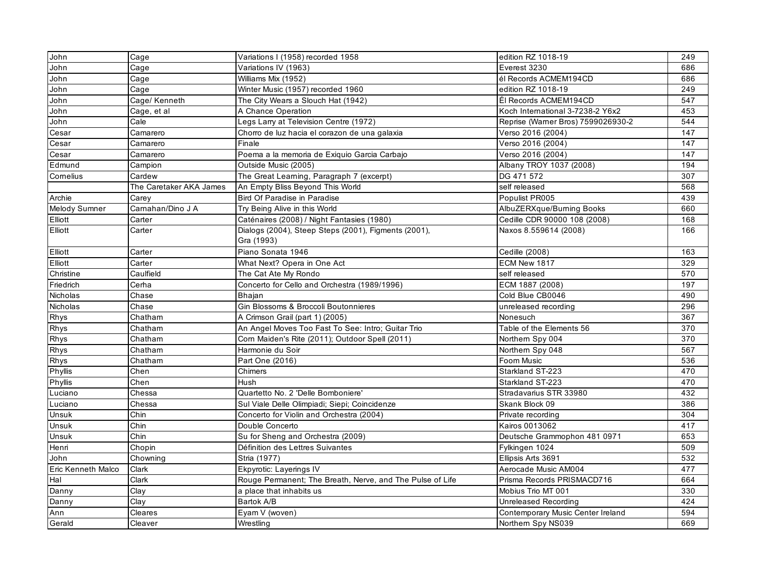| John | Cage | Variations I (1958) recorded 1958 | edition RZ 1018-19 | 249 |
|---|---|---|---|---|
| John | Cage | Variations IV (1963) | Everest 3230 | 686 |
| John | Cage | Williams Mix (1952) | él Records ACMEM194CD | 686 |
| John | Cage | Winter Music (1957) recorded 1960 | edition RZ 1018-19 | 249 |
| John | Cage/ Kenneth | The City Wears a Slouch Hat (1942) | Él Records ACMEM194CD | 547 |
| John | Cage, et al | A Chance Operation | Koch International 3-7238-2 Y6x2 | 453 |
| John | Cale | Legs Larry at Television Centre (1972) | Reprise (Warner Bros) 7599026930-2 | 544 |
| Cesar | Camarero | Chorro de luz hacia el corazon de una galaxia | Verso 2016 (2004) | 147 |
| Cesar | Camarero | Finale | Verso 2016 (2004) | 147 |
| Cesar | Camarero | Poema a la memoria de Exiquio Garcia Carbajo | Verso 2016 (2004) | 147 |
| Edmund | Campion | Outside Music (2005) | Albany TROY 1037 (2008) | 194 |
| Cornelius | Cardew | The Great Learning, Paragraph 7 (excerpt) | DG 471 572 | 307 |
| | The Caretaker AKA James | An Empty Bliss Beyond This World | self released | 568 |
| Archie | Carey | Bird Of Paradise in Paradise | Populist PR005 | 439 |
| Melody Sumner | Carnahan/Dino J A | Try Being Alive in this World | AlbuZERXque/Burning Books | 660 |
| Elliott | Carter | Caténaires (2008) / Night Fantasies (1980) | Cedille CDR 90000 108 (2008) | 168 |
| Elliott | Carter | Dialogs (2004), Steep Steps (2001), Figments (2001), Gra (1993) | Naxos 8.559614 (2008) | 166 |
| Elliott | Carter | Piano Sonata 1946 | Cedille (2008) | 163 |
| Elliott | Carter | What Next? Opera in One Act | ECM New 1817 | 329 |
| Christine | Caulfield | The Cat Ate My Rondo | self released | 570 |
| Friedrich | Cerha | Concerto for Cello and Orchestra (1989/1996) | ECM 1887 (2008) | 197 |
| Nicholas | Chase | Bhajan | Cold Blue CB0046 | 490 |
| Nicholas | Chase | Gin Blossoms & Broccoli Boutonnieres | unreleased recording | 296 |
| Rhys | Chatham | A Crimson Grail (part 1) (2005) | Nonesuch | 367 |
| Rhys | Chatham | An Angel Moves Too Fast To See: Intro; Guitar Trio | Table of the Elements 56 | 370 |
| Rhys | Chatham | Corn Maiden's Rite (2011); Outdoor Spell (2011) | Northern Spy 004 | 370 |
| Rhys | Chatham | Harmonie du Soir | Northern Spy 048 | 567 |
| Rhys | Chatham | Part One (2016) | Foom Music | 536 |
| Phyllis | Chen | Chimers | Starkland ST-223 | 470 |
| Phyllis | Chen | Hush | Starkland ST-223 | 470 |
| Luciano | Chessa | Quartetto No. 2 'Delle Bomboniere' | Stradavarius STR 33980 | 432 |
| Luciano | Chessa | Sul Viale Delle Olimpiadi; Siepi; Coincidenze | Skank Block 09 | 386 |
| Unsuk | Chin | Concerto for Violin and Orchestra (2004) | Private recording | 304 |
| Unsuk | Chin | Double Concerto | Kairos 0013062 | 417 |
| Unsuk | Chin | Su for Sheng and Orchestra (2009) | Deutsche Grammophon 481 0971 | 653 |
| Henri | Chopin | Définition des Lettres Suivantes | Fylkingen 1024 | 509 |
| John | Chowning | Stria (1977) | Ellipsis Arts 3691 | 532 |
| Eric Kenneth Malco | Clark | Ekpyrotic: Layerings IV | Aerocade Music AM004 | 477 |
| Hal | Clark | Rouge Permanent; The Breath, Nerve, and The Pulse of Life | Prisma Records PRISMACD716 | 664 |
| Danny | Clay | a place that inhabits us | Mobius Trio MT 001 | 330 |
| Danny | Clay | Bartok A/B | Unreleased Recording | 424 |
| Ann | Cleares | Eyam V (woven) | Contemporary Music Center Ireland | 594 |
| Gerald | Cleaver | Wrestling | Northern Spy NS039 | 669 |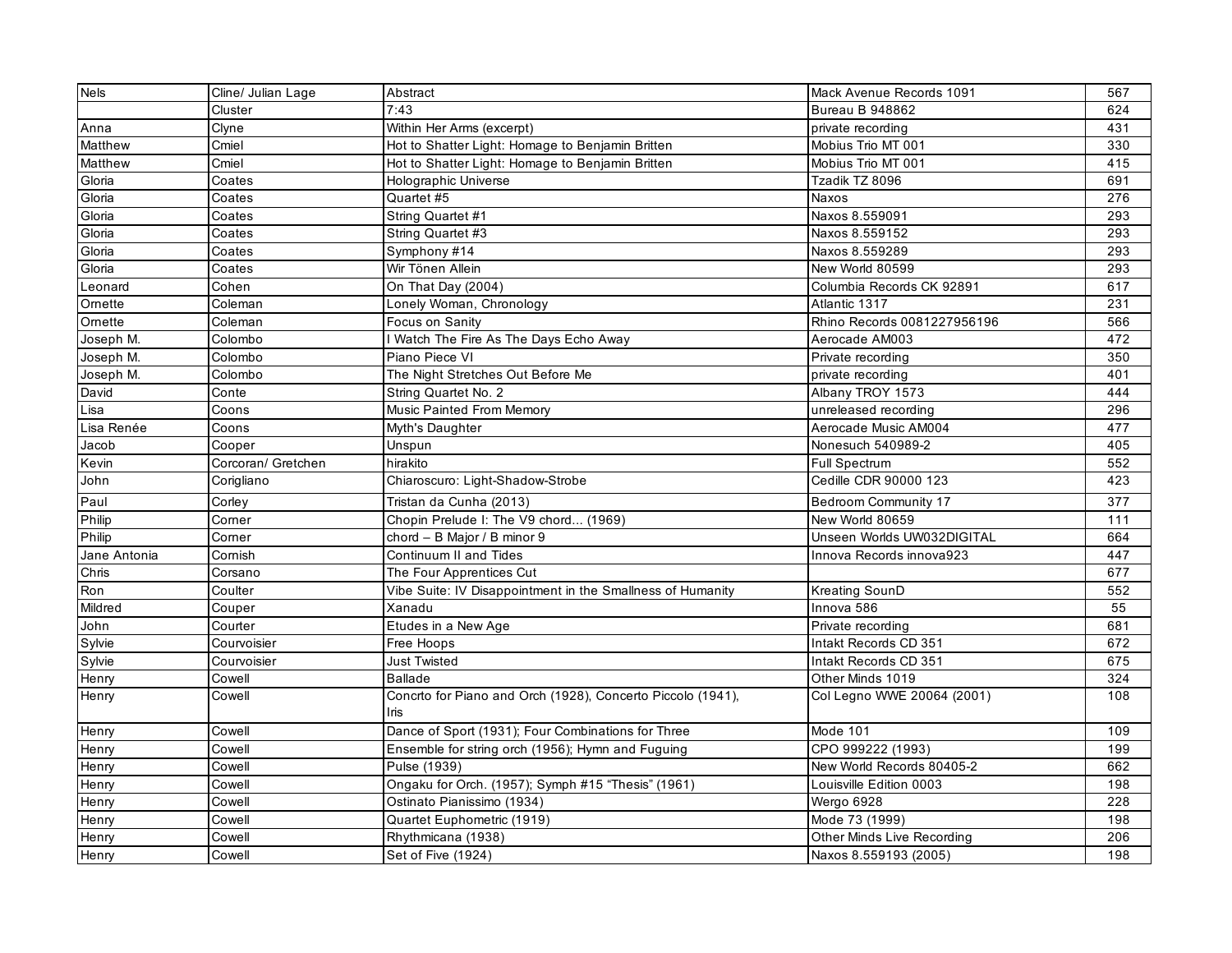| Nels | Cline/ Julian Lage | Abstract | Mack Avenue Records 1091 | 567 |
|---|---|---|---|---|
| | Cluster | 7:43 | Bureau B 948862 | 624 |
| Anna | Clyne | Within Her Arms (excerpt) | private recording | 431 |
| Matthew | Cmiel | Hot to Shatter Light: Homage to Benjamin Britten | Mobius Trio MT 001 | 330 |
| Matthew | Cmiel | Hot to Shatter Light: Homage to Benjamin Britten | Mobius Trio MT 001 | 415 |
| Gloria | Coates | Holographic Universe | Tzadik TZ 8096 | 691 |
| Gloria | Coates | Quartet #5 | Naxos | 276 |
| Gloria | Coates | String Quartet #1 | Naxos 8.559091 | 293 |
| Gloria | Coates | String Quartet #3 | Naxos 8.559152 | 293 |
| Gloria | Coates | Symphony #14 | Naxos 8.559289 | 293 |
| Gloria | Coates | Wir Tönen Allein | New World 80599 | 293 |
| Leonard | Cohen | On That Day (2004) | Columbia Records CK 92891 | 617 |
| Ornette | Coleman | Lonely Woman, Chronology | Atlantic 1317 | 231 |
| Ornette | Coleman | Focus on Sanity | Rhino Records 0081227956196 | 566 |
| Joseph M. | Colombo | I Watch The Fire As The Days Echo Away | Aerocade AM003 | 472 |
| Joseph M. | Colombo | Piano Piece VI | Private recording | 350 |
| Joseph M. | Colombo | The Night Stretches Out Before Me | private recording | 401 |
| David | Conte | String Quartet No. 2 | Albany TROY 1573 | 444 |
| Lisa | Coons | Music Painted From Memory | unreleased recording | 296 |
| Lisa Renée | Coons | Myth's Daughter | Aerocade Music AM004 | 477 |
| Jacob | Cooper | Unspun | Nonesuch 540989-2 | 405 |
| Kevin | Corcoran/ Gretchen | hirakito | Full Spectrum | 552 |
| John | Corigliano | Chiaroscuro: Light-Shadow-Strobe | Cedille CDR 90000 123 | 423 |
| Paul | Corley | Tristan da Cunha (2013) | Bedroom Community 17 | 377 |
| Philip | Corner | Chopin Prelude I: The V9 chord... (1969) | New World 80659 | 111 |
| Philip | Corner | chord – B Major / B minor 9 | Unseen Worlds UW032DIGITAL | 664 |
| Jane Antonia | Cornish | Continuum II and Tides | Innova Records innova923 | 447 |
| Chris | Corsano | The Four Apprentices Cut | | 677 |
| Ron | Coulter | Vibe Suite: IV Disappointment in the Smallness of Humanity | Kreating SounD | 552 |
| Mildred | Couper | Xanadu | Innova 586 | 55 |
| John | Courter | Etudes in a New Age | Private recording | 681 |
| Sylvie | Courvoisier | Free Hoops | Intakt Records CD 351 | 672 |
| Sylvie | Courvoisier | Just Twisted | Intakt Records CD 351 | 675 |
| Henry | Cowell | Ballade | Other Minds 1019 | 324 |
| Henry | Cowell | Concrto for Piano and Orch (1928), Concerto Piccolo (1941), Iris | Col Legno WWE 20064 (2001) | 108 |
| Henry | Cowell | Dance of Sport (1931); Four Combinations for Three | Mode 101 | 109 |
| Henry | Cowell | Ensemble for string orch (1956); Hymn and Fuguing | CPO 999222 (1993) | 199 |
| Henry | Cowell | Pulse (1939) | New World Records 80405-2 | 662 |
| Henry | Cowell | Ongaku for Orch. (1957); Symph #15 "Thesis" (1961) | Louisville Edition 0003 | 198 |
| Henry | Cowell | Ostinato Pianissimo (1934) | Wergo 6928 | 228 |
| Henry | Cowell | Quartet Euphometric (1919) | Mode 73 (1999) | 198 |
| Henry | Cowell | Rhythmicana (1938) | Other Minds Live Recording | 206 |
| Henry | Cowell | Set of Five (1924) | Naxos 8.559193 (2005) | 198 |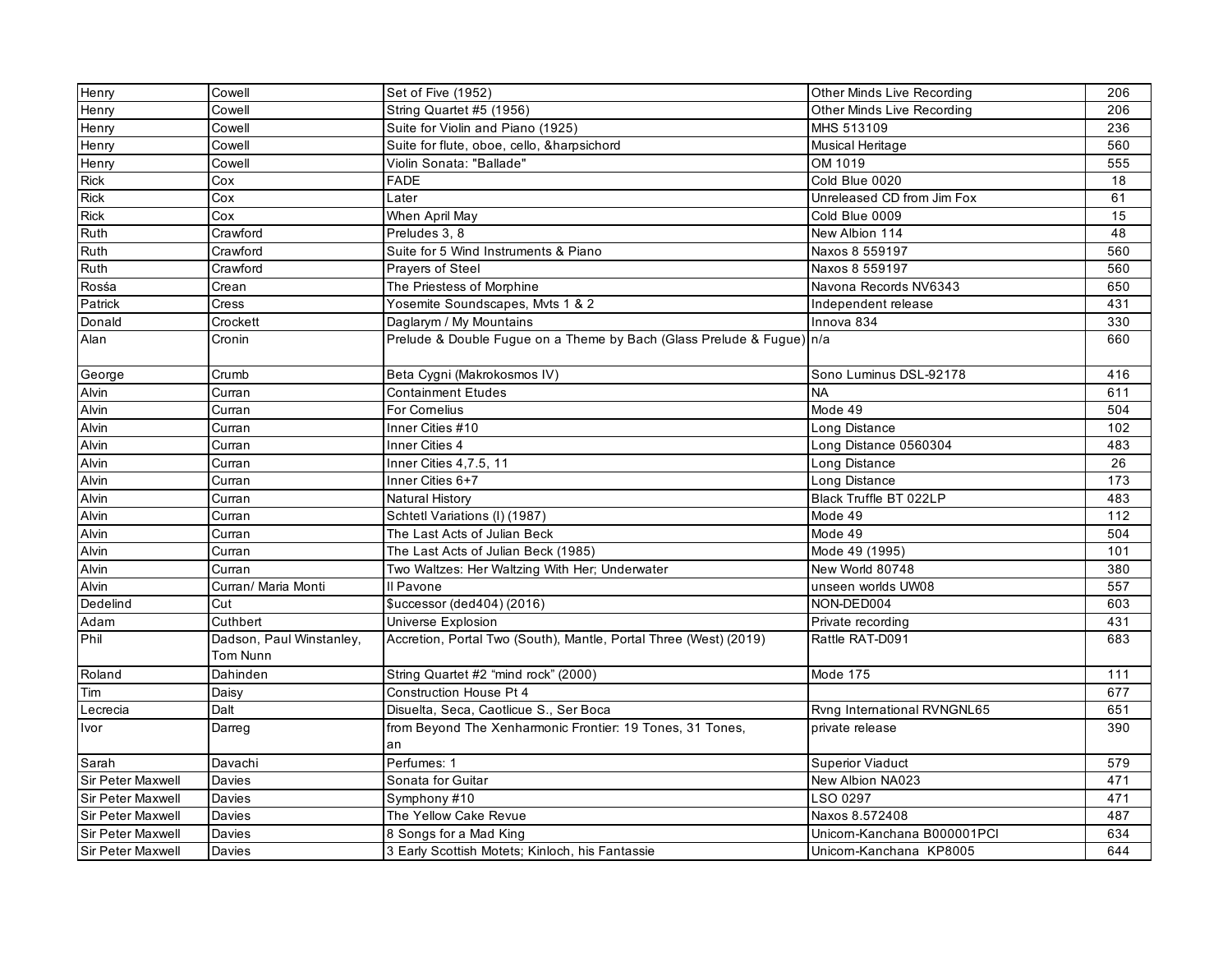| Henry | Cowell | Set of Five (1952) | Other Minds Live Recording | 206 |
|---|---|---|---|---|
| Henry | Cowell | String Quartet #5 (1956) | Other Minds Live Recording | 206 |
| Henry | Cowell | Suite for Violin and Piano (1925) | MHS 513109 | 236 |
| Henry | Cowell | Suite for flute, oboe, cello, &harpsichord | Musical Heritage | 560 |
| Henry | Cowell | Violin Sonata: "Ballade" | OM 1019 | 555 |
| Rick | Cox | FADE | Cold Blue 0020 | 18 |
| Rick | Cox | Later | Unreleased CD from Jim Fox | 61 |
| Rick | Cox | When April May | Cold Blue 0009 | 15 |
| Ruth | Crawford | Preludes 3, 8 | New Albion 114 | 48 |
| Ruth | Crawford | Suite for 5 Wind Instruments & Piano | Naxos 8 559197 | 560 |
| Ruth | Crawford | Prayers of Steel | Naxos 8 559197 | 560 |
| Rosśa | Crean | The Priestess of Morphine | Navona Records NV6343 | 650 |
| Patrick | Cress | Yosemite Soundscapes, Mvts 1 & 2 | Independent release | 431 |
| Donald | Crockett | Daglarym / My Mountains | Innova 834 | 330 |
| Alan | Cronin | Prelude & Double Fugue on a Theme by Bach (Glass Prelude & Fugue) | n/a | 660 |
| George | Crumb | Beta Cygni (Makrokosmos IV) | Sono Luminus DSL-92178 | 416 |
| Alvin | Curran | Containment Etudes | NA | 611 |
| Alvin | Curran | For Cornelius | Mode 49 | 504 |
| Alvin | Curran | Inner Cities #10 | Long Distance | 102 |
| Alvin | Curran | Inner Cities 4 | Long Distance 0560304 | 483 |
| Alvin | Curran | Inner Cities 4,7.5, 11 | Long Distance | 26 |
| Alvin | Curran | Inner Cities 6+7 | Long Distance | 173 |
| Alvin | Curran | Natural History | Black Truffle BT 022LP | 483 |
| Alvin | Curran | Schtetl Variations (I) (1987) | Mode 49 | 112 |
| Alvin | Curran | The Last Acts of Julian Beck | Mode 49 | 504 |
| Alvin | Curran | The Last Acts of Julian Beck (1985) | Mode 49 (1995) | 101 |
| Alvin | Curran | Two Waltzes: Her Waltzing With Her; Underwater | New World 80748 | 380 |
| Alvin | Curran/ Maria Monti | Il Pavone | unseen worlds UW08 | 557 |
| Dedelind | Cut | $uccessor (ded404) (2016) | NON-DED004 | 603 |
| Adam | Cuthbert | Universe Explosion | Private recording | 431 |
| Phil | Dadson, Paul Winstanley, Tom Nunn | Accretion, Portal Two (South), Mantle, Portal Three (West) (2019) | Rattle RAT-D091 | 683 |
| Roland | Dahinden | String Quartet #2 "mind rock" (2000) | Mode 175 | 111 |
| Tim | Daisy | Construction House Pt 4 | | 677 |
| Lecrecia | Dalt | Disuelta, Seca, Caotlicue S., Ser Boca | Rvng International RVNGNL65 | 651 |
| Ivor | Darreg | from Beyond The Xenharmonic Frontier: 19 Tones, 31 Tones, an | private release | 390 |
| Sarah | Davachi | Perfumes: 1 | Superior Viaduct | 579 |
| Sir Peter Maxwell | Davies | Sonata for Guitar | New Albion NA023 | 471 |
| Sir Peter Maxwell | Davies | Symphony #10 | LSO 0297 | 471 |
| Sir Peter Maxwell | Davies | The Yellow Cake Revue | Naxos 8.572408 | 487 |
| Sir Peter Maxwell | Davies | 8 Songs for a Mad King | Unicorn-Kanchana B000001PCI | 634 |
| Sir Peter Maxwell | Davies | 3 Early Scottish Motets; Kinloch, his Fantassie | Unicorn-Kanchana KP8005 | 644 |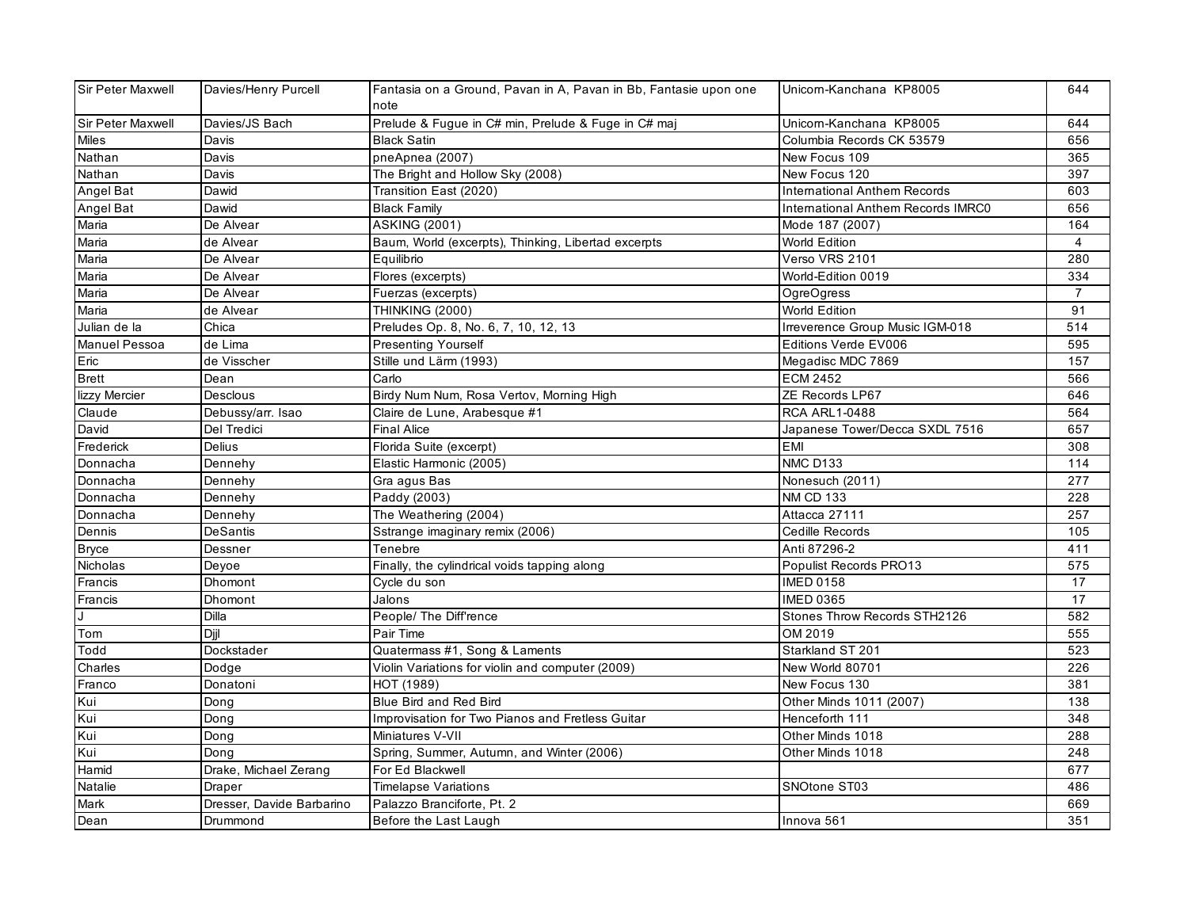| Sir Peter Maxwell | Davies/Henry Purcell | Fantasia on a Ground, Pavan in A, Pavan in Bb, Fantasie upon one note | Unicorn-Kanchana KP8005 | 644 |
|---|---|---|---|---|
| Sir Peter Maxwell | Davies/JS Bach | Prelude & Fugue in C# min, Prelude & Fuge in C# maj | Unicorn-Kanchana KP8005 | 644 |
| Miles | Davis | Black Satin | Columbia Records CK 53579 | 656 |
| Nathan | Davis | pneApnea (2007) | New Focus 109 | 365 |
| Nathan | Davis | The Bright and Hollow Sky (2008) | New Focus 120 | 397 |
| Angel Bat | Dawid | Transition East (2020) | International Anthem Records | 603 |
| Angel Bat | Dawid | Black Family | International Anthem Records IMRC0 | 656 |
| Maria | De Alvear | ASKING (2001) | Mode 187 (2007) | 164 |
| Maria | de Alvear | Baum, World (excerpts), Thinking, Libertad excerpts | World Edition | 4 |
| Maria | De Alvear | Equilibrio | Verso VRS 2101 | 280 |
| Maria | De Alvear | Flores (excerpts) | World-Edition 0019 | 334 |
| Maria | De Alvear | Fuerzas (excerpts) | OgreOgress | 7 |
| Maria | de Alvear | THINKING (2000) | World Edition | 91 |
| Julian de la | Chica | Preludes Op. 8, No. 6, 7, 10, 12, 13 | Irreverence Group Music IGM-018 | 514 |
| Manuel Pessoa | de Lima | Presenting Yourself | Editions Verde EV006 | 595 |
| Eric | de Visscher | Stille und Lärm (1993) | Megadisc MDC 7869 | 157 |
| Brett | Dean | Carlo | ECM 2452 | 566 |
| lizzy Mercier | Desclous | Birdy Num Num, Rosa Vertov, Morning High | ZE Records LP67 | 646 |
| Claude | Debussy/arr. Isao | Claire de Lune, Arabesque #1 | RCA ARL1-0488 | 564 |
| David | Del Tredici | Final Alice | Japanese Tower/Decca SXDL 7516 | 657 |
| Frederick | Delius | Florida Suite (excerpt) | EMI | 308 |
| Donnacha | Dennehy | Elastic Harmonic (2005) | NMC D133 | 114 |
| Donnacha | Dennehy | Gra agus Bas | Nonesuch (2011) | 277 |
| Donnacha | Dennehy | Paddy (2003) | NM CD 133 | 228 |
| Donnacha | Dennehy | The Weathering (2004) | Attacca 27111 | 257 |
| Dennis | DeSantis | Sstrange imaginary remix (2006) | Cedille Records | 105 |
| Bryce | Dessner | Tenebre | Anti 87296-2 | 411 |
| Nicholas | Deyoe | Finally, the cylindrical voids tapping along | Populist Records PRO13 | 575 |
| Francis | Dhomont | Cycle du son | IMED 0158 | 17 |
| Francis | Dhomont | Jalons | IMED 0365 | 17 |
| J | Dilla | People/ The Diff'rence | Stones Throw Records STH2126 | 582 |
| Tom | Djjl | Pair Time | OM 2019 | 555 |
| Todd | Dockstader | Quatermass #1, Song & Laments | Starkland ST 201 | 523 |
| Charles | Dodge | Violin Variations for violin and computer (2009) | New World 80701 | 226 |
| Franco | Donatoni | HOT (1989) | New Focus 130 | 381 |
| Kui | Dong | Blue Bird and Red Bird | Other Minds 1011 (2007) | 138 |
| Kui | Dong | Improvisation for Two Pianos and Fretless Guitar | Henceforth 111 | 348 |
| Kui | Dong | Miniatures V-VII | Other Minds 1018 | 288 |
| Kui | Dong | Spring, Summer, Autumn, and Winter (2006) | Other Minds 1018 | 248 |
| Hamid | Drake, Michael Zerang | For Ed Blackwell | | 677 |
| Natalie | Draper | Timelapse Variations | SNOtone ST03 | 486 |
| Mark | Dresser, Davide Barbarino | Palazzo Branciforte, Pt. 2 | | 669 |
| Dean | Drummond | Before the Last Laugh | Innova 561 | 351 |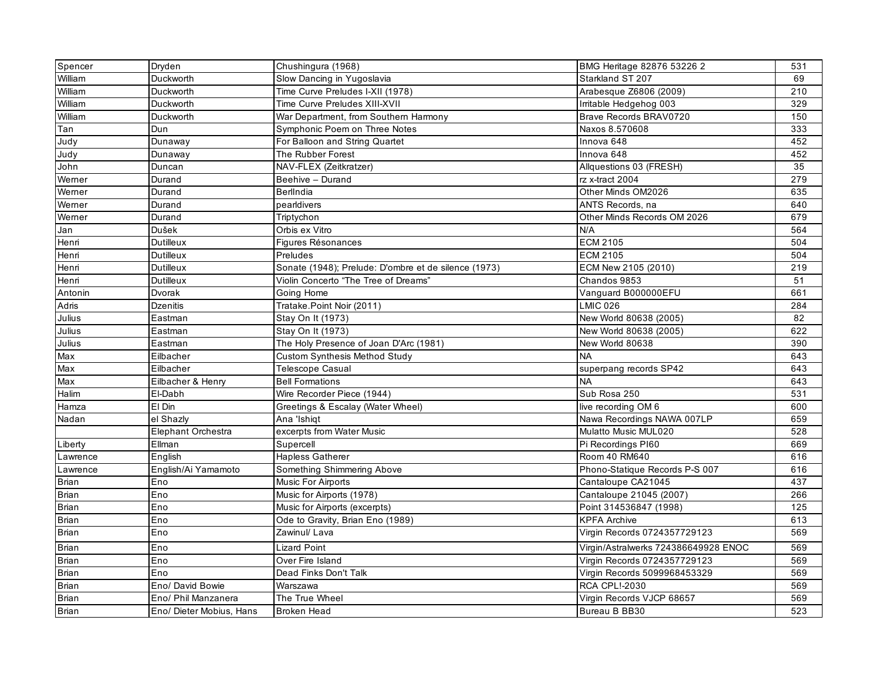| | | | | |
|---|---|---|---|---|
| Spencer | Dryden | Chushingura (1968) | BMG Heritage 82876 53226 2 | 531 |
| William | Duckworth | Slow Dancing in Yugoslavia | Starkland ST 207 | 69 |
| William | Duckworth | Time Curve Preludes I-XII (1978) | Arabesque Z6806 (2009) | 210 |
| William | Duckworth | Time Curve Preludes XIII-XVII | Irritable Hedgehog 003 | 329 |
| William | Duckworth | War Department, from Southern Harmony | Brave Records BRAV0720 | 150 |
| Tan | Dun | Symphonic Poem on Three Notes | Naxos 8.570608 | 333 |
| Judy | Dunaway | For Balloon and String Quartet | Innova 648 | 452 |
| Judy | Dunaway | The Rubber Forest | Innova 648 | 452 |
| John | Duncan | NAV-FLEX (Zeitkratzer) | Allquestions 03 (FRESH) | 35 |
| Werner | Durand | Beehive – Durand | rz x-tract 2004 | 279 |
| Werner | Durand | BerlIndia | Other Minds OM2026 | 635 |
| Werner | Durand | pearldivers | ANTS Records, na | 640 |
| Werner | Durand | Triptychon | Other Minds Records OM 2026 | 679 |
| Jan | Dušek | Orbis ex Vitro | N/A | 564 |
| Henri | Dutilleux | Figures Résonances | ECM 2105 | 504 |
| Henri | Dutilleux | Preludes | ECM 2105 | 504 |
| Henri | Dutilleux | Sonate (1948); Prelude: D'ombre et de silence (1973) | ECM New 2105 (2010) | 219 |
| Henri | Dutilleux | Violin Concerto "The Tree of Dreams" | Chandos 9853 | 51 |
| Antonin | Dvorak | Going Home | Vanguard B000000EFU | 661 |
| Adris | Dzenitis | Tratake.Point Noir (2011) | LMIC 026 | 284 |
| Julius | Eastman | Stay On It (1973) | New World 80638 (2005) | 82 |
| Julius | Eastman | Stay On It (1973) | New World 80638 (2005) | 622 |
| Julius | Eastman | The Holy Presence of Joan D'Arc (1981) | New World 80638 | 390 |
| Max | Eilbacher | Custom Synthesis Method Study | NA | 643 |
| Max | Eilbacher | Telescope Casual | superpang records SP42 | 643 |
| Max | Eilbacher & Henry | Bell Formations | NA | 643 |
| Halim | El-Dabh | Wire Recorder Piece (1944) | Sub Rosa 250 | 531 |
| Hamza | El Din | Greetings & Escalay (Water Wheel) | live recording OM 6 | 600 |
| Nadan | el Shazly | Ana 'Ishiqt | Nawa Recordings NAWA 007LP | 659 |
| | Elephant Orchestra | excerpts from Water Music | Mulatto Music MUL020 | 528 |
| Liberty | Ellman | Supercell | Pi Recordings PI60 | 669 |
| Lawrence | English | Hapless Gatherer | Room 40 RM640 | 616 |
| Lawrence | English/Ai Yamamoto | Something Shimmering Above | Phono-Statique Records P-S 007 | 616 |
| Brian | Eno | Music For Airports | Cantaloupe CA21045 | 437 |
| Brian | Eno | Music for Airports (1978) | Cantaloupe 21045 (2007) | 266 |
| Brian | Eno | Music for Airports (excerpts) | Point 314536847 (1998) | 125 |
| Brian | Eno | Ode to Gravity, Brian Eno (1989) | KPFA Archive | 613 |
| Brian | Eno | Zawinul/ Lava | Virgin Records 0724357729123 | 569 |
| Brian | Eno | Lizard Point | Virgin/Astralwerks 724386649928 ENOC | 569 |
| Brian | Eno | Over Fire Island | Virgin Records 0724357729123 | 569 |
| Brian | Eno | Dead Finks Don't Talk | Virgin Records 5099968453329 | 569 |
| Brian | Eno/ David Bowie | Warszawa | RCA CPL!-2030 | 569 |
| Brian | Eno/ Phil Manzanera | The True Wheel | Virgin Records VJCP 68657 | 569 |
| Brian | Eno/ Dieter Mobius, Hans | Broken Head | Bureau B BB30 | 523 |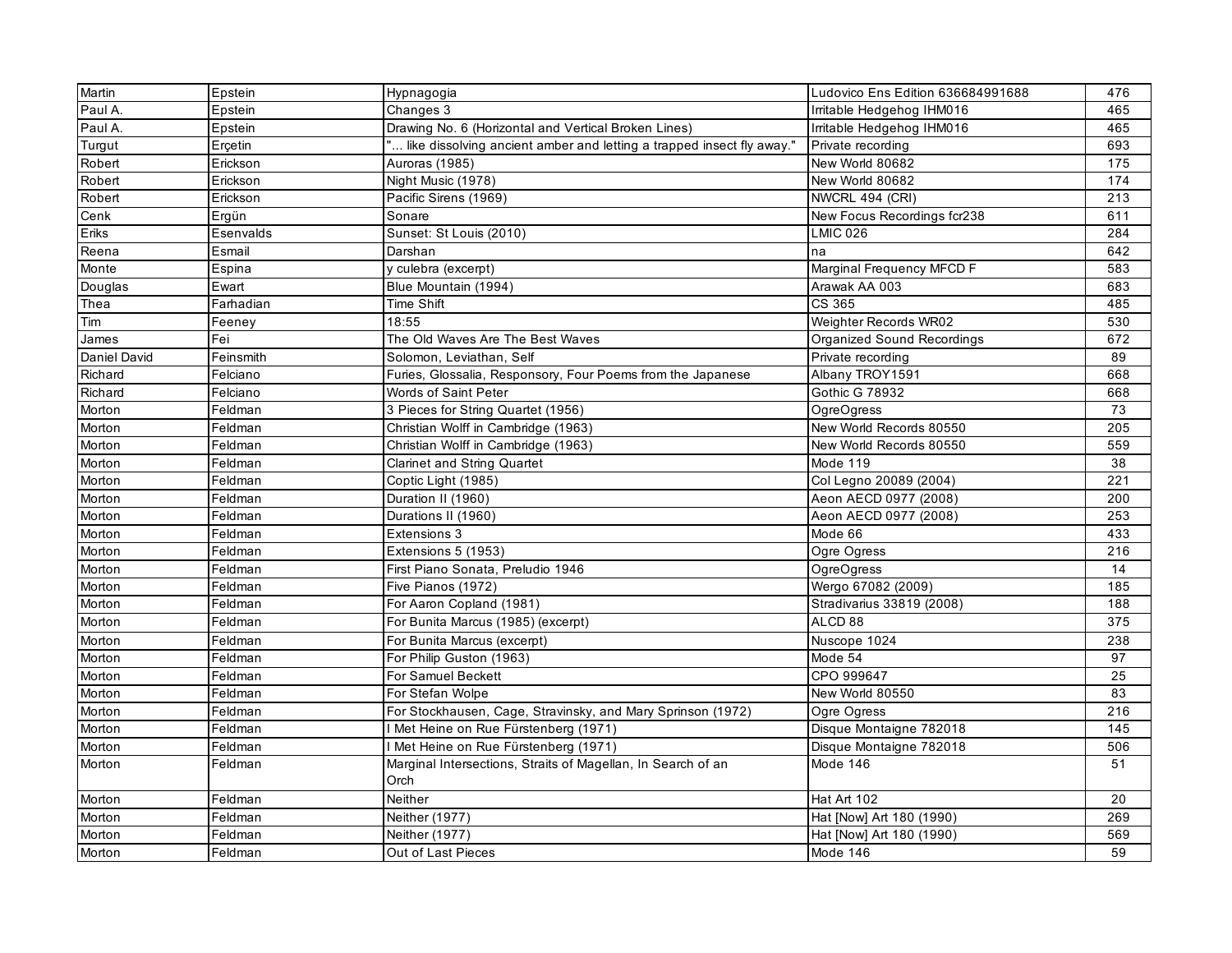| Martin | Epstein | Hypnagogia | Ludovico Ens Edition 636684991688 | 476 |
|---|---|---|---|---|
| Paul A. | Epstein | Changes 3 | Irritable Hedgehog IHM016 | 465 |
| Paul A. | Epstein | Drawing No. 6 (Horizontal and Vertical Broken Lines) | Irritable Hedgehog IHM016 | 465 |
| Turgut | Erçetin | "... like dissolving ancient amber and letting a trapped insect fly away." | Private recording | 693 |
| Robert | Erickson | Auroras (1985) | New World 80682 | 175 |
| Robert | Erickson | Night Music (1978) | New World 80682 | 174 |
| Robert | Erickson | Pacific Sirens (1969) | NWCRL 494 (CRI) | 213 |
| Cenk | Ergün | Sonare | New Focus Recordings fcr238 | 611 |
| Eriks | Esenvalds | Sunset: St Louis (2010) | LMIC 026 | 284 |
| Reena | Esmail | Darshan | na | 642 |
| Monte | Espina | y culebra (excerpt) | Marginal Frequency MFCD F | 583 |
| Douglas | Ewart | Blue Mountain (1994) | Arawak AA 003 | 683 |
| Thea | Farhadian | Time Shift | CS 365 | 485 |
| Tim | Feeney | 18:55 | Weighter Records WR02 | 530 |
| James | Fei | The Old Waves Are The Best Waves | Organized Sound Recordings | 672 |
| Daniel David | Feinsmith | Solomon, Leviathan, Self | Private recording | 89 |
| Richard | Felciano | Furies, Glossalia, Responsory, Four Poems from the Japanese | Albany TROY1591 | 668 |
| Richard | Felciano | Words of Saint Peter | Gothic G 78932 | 668 |
| Morton | Feldman | 3 Pieces for String Quartet (1956) | OgreOgress | 73 |
| Morton | Feldman | Christian Wolff in Cambridge (1963) | New World Records 80550 | 205 |
| Morton | Feldman | Christian Wolff in Cambridge (1963) | New World Records 80550 | 559 |
| Morton | Feldman | Clarinet and String Quartet | Mode 119 | 38 |
| Morton | Feldman | Coptic Light (1985) | Col Legno 20089 (2004) | 221 |
| Morton | Feldman | Duration II (1960) | Aeon AECD 0977 (2008) | 200 |
| Morton | Feldman | Durations II (1960) | Aeon AECD 0977 (2008) | 253 |
| Morton | Feldman | Extensions 3 | Mode 66 | 433 |
| Morton | Feldman | Extensions 5 (1953) | Ogre Ogress | 216 |
| Morton | Feldman | First Piano Sonata, Preludio 1946 | OgreOgress | 14 |
| Morton | Feldman | Five Pianos (1972) | Wergo 67082 (2009) | 185 |
| Morton | Feldman | For Aaron Copland (1981) | Stradivarius 33819 (2008) | 188 |
| Morton | Feldman | For Bunita Marcus (1985) (excerpt) | ALCD 88 | 375 |
| Morton | Feldman | For Bunita Marcus (excerpt) | Nuscope 1024 | 238 |
| Morton | Feldman | For Philip Guston (1963) | Mode 54 | 97 |
| Morton | Feldman | For Samuel Beckett | CPO 999647 | 25 |
| Morton | Feldman | For Stefan Wolpe | New World 80550 | 83 |
| Morton | Feldman | For Stockhausen, Cage, Stravinsky, and Mary Sprinson (1972) | Ogre Ogress | 216 |
| Morton | Feldman | I Met Heine on Rue Fürstenberg (1971) | Disque Montaigne 782018 | 145 |
| Morton | Feldman | I Met Heine on Rue Fürstenberg (1971) | Disque Montaigne 782018 | 506 |
| Morton | Feldman | Marginal Intersections, Straits of Magellan, In Search of an Orch | Mode 146 | 51 |
| Morton | Feldman | Neither | Hat Art 102 | 20 |
| Morton | Feldman | Neither (1977) | Hat [Now] Art 180 (1990) | 269 |
| Morton | Feldman | Neither (1977) | Hat [Now] Art 180 (1990) | 569 |
| Morton | Feldman | Out of Last Pieces | Mode 146 | 59 |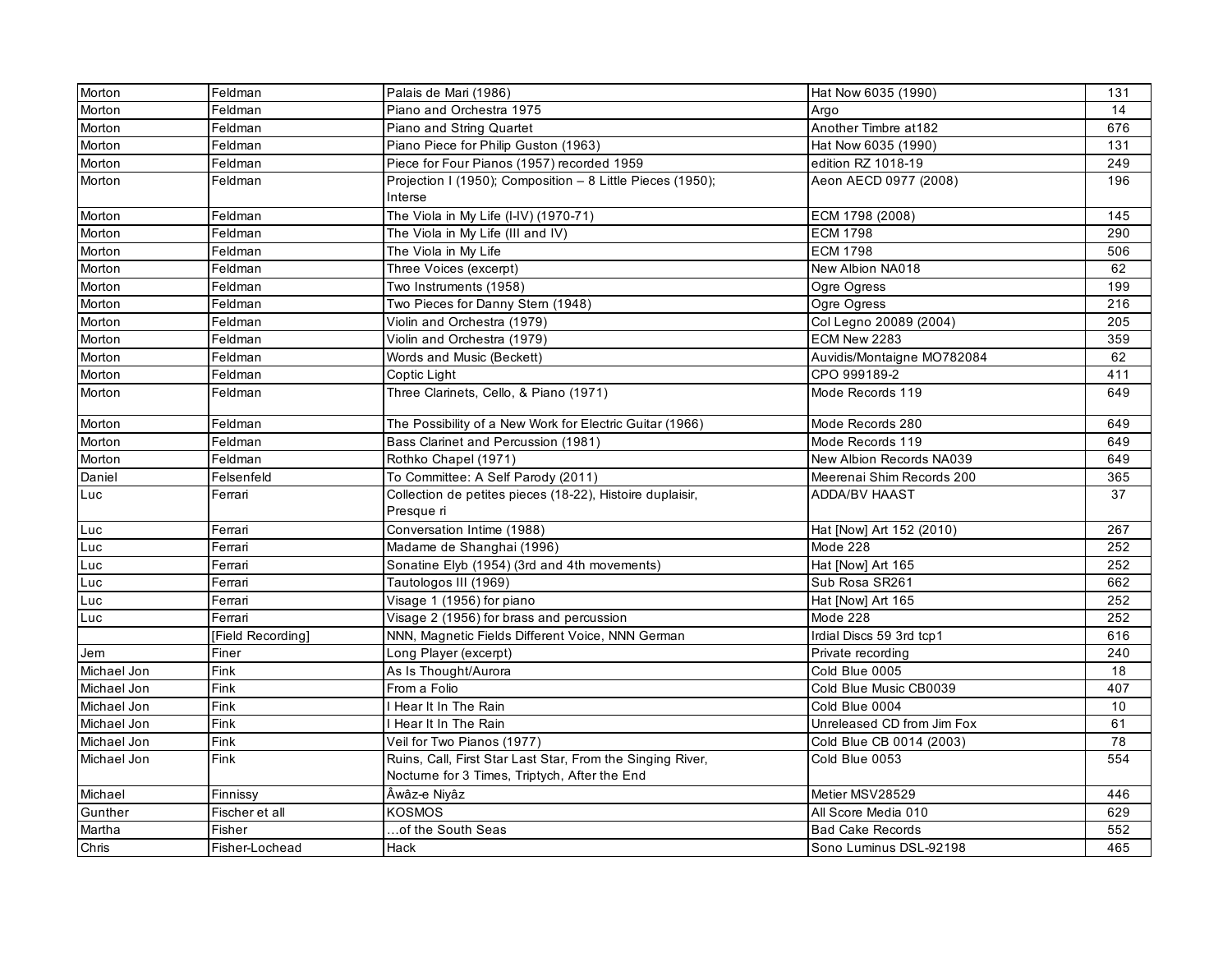| | | | | |
|---|---|---|---|---|
| Morton | Feldman | Palais de Mari (1986) | Hat Now 6035 (1990) | 131 |
| Morton | Feldman | Piano and Orchestra 1975 | Argo | 14 |
| Morton | Feldman | Piano and String Quartet | Another Timbre at182 | 676 |
| Morton | Feldman | Piano Piece for Philip Guston (1963) | Hat Now 6035 (1990) | 131 |
| Morton | Feldman | Piece for Four Pianos (1957) recorded 1959 | edition RZ 1018-19 | 249 |
| Morton | Feldman | Projection I (1950); Composition – 8 Little Pieces (1950); Interse | Aeon AECD 0977 (2008) | 196 |
| Morton | Feldman | The Viola in My Life (I-IV) (1970-71) | ECM 1798 (2008) | 145 |
| Morton | Feldman | The Viola in My Life (III and IV) | ECM 1798 | 290 |
| Morton | Feldman | The Viola in My Life | ECM 1798 | 506 |
| Morton | Feldman | Three Voices (excerpt) | New Albion NA018 | 62 |
| Morton | Feldman | Two Instruments (1958) | Ogre Ogress | 199 |
| Morton | Feldman | Two Pieces for Danny Stern (1948) | Ogre Ogress | 216 |
| Morton | Feldman | Violin and Orchestra (1979) | Col Legno 20089 (2004) | 205 |
| Morton | Feldman | Violin and Orchestra (1979) | ECM New 2283 | 359 |
| Morton | Feldman | Words and Music (Beckett) | Auvidis/Montaigne MO782084 | 62 |
| Morton | Feldman | Coptic Light | CPO 999189-2 | 411 |
| Morton | Feldman | Three Clarinets, Cello, & Piano (1971) | Mode Records 119 | 649 |
| Morton | Feldman | The Possibility of a New Work for Electric Guitar (1966) | Mode Records 280 | 649 |
| Morton | Feldman | Bass Clarinet and Percussion (1981) | Mode Records 119 | 649 |
| Morton | Feldman | Rothko Chapel (1971) | New Albion Records NA039 | 649 |
| Daniel | Felsenfeld | To Committee: A Self Parody (2011) | Meerenai Shim Records 200 | 365 |
| Luc | Ferrari | Collection de petites pieces (18-22), Histoire duplaisir, Presque ri | ADDA/BV HAAST | 37 |
| Luc | Ferrari | Conversation Intime (1988) | Hat [Now] Art 152 (2010) | 267 |
| Luc | Ferrari | Madame de Shanghai (1996) | Mode 228 | 252 |
| Luc | Ferrari | Sonatine Elyb (1954) (3rd and 4th movements) | Hat [Now] Art 165 | 252 |
| Luc | Ferrari | Tautologos III (1969) | Sub Rosa SR261 | 662 |
| Luc | Ferrari | Visage 1 (1956) for piano | Hat [Now] Art 165 | 252 |
| Luc | Ferrari | Visage 2 (1956) for brass and percussion | Mode 228 | 252 |
| | [Field Recording] | NNN, Magnetic Fields Different Voice, NNN German | Irdial Discs 59 3rd tcp1 | 616 |
| Jem | Finer | Long Player (excerpt) | Private recording | 240 |
| Michael Jon | Fink | As Is Thought/Aurora | Cold Blue 0005 | 18 |
| Michael Jon | Fink | From a Folio | Cold Blue Music CB0039 | 407 |
| Michael Jon | Fink | I Hear It In The Rain | Cold Blue 0004 | 10 |
| Michael Jon | Fink | I Hear It In The Rain | Unreleased CD from Jim Fox | 61 |
| Michael Jon | Fink | Veil for Two Pianos (1977) | Cold Blue CB 0014 (2003) | 78 |
| Michael Jon | Fink | Ruins, Call, First Star Last Star, From the Singing River, Nocturne for 3 Times, Triptych, After the End | Cold Blue 0053 | 554 |
| Michael | Finnissy | Åwâz-e Niyâz | Metier MSV28529 | 446 |
| Gunther | Fischer et all | KOSMOS | All Score Media 010 | 629 |
| Martha | Fisher | …of the South Seas | Bad Cake Records | 552 |
| Chris | Fisher-Lochead | Hack | Sono Luminus DSL-92198 | 465 |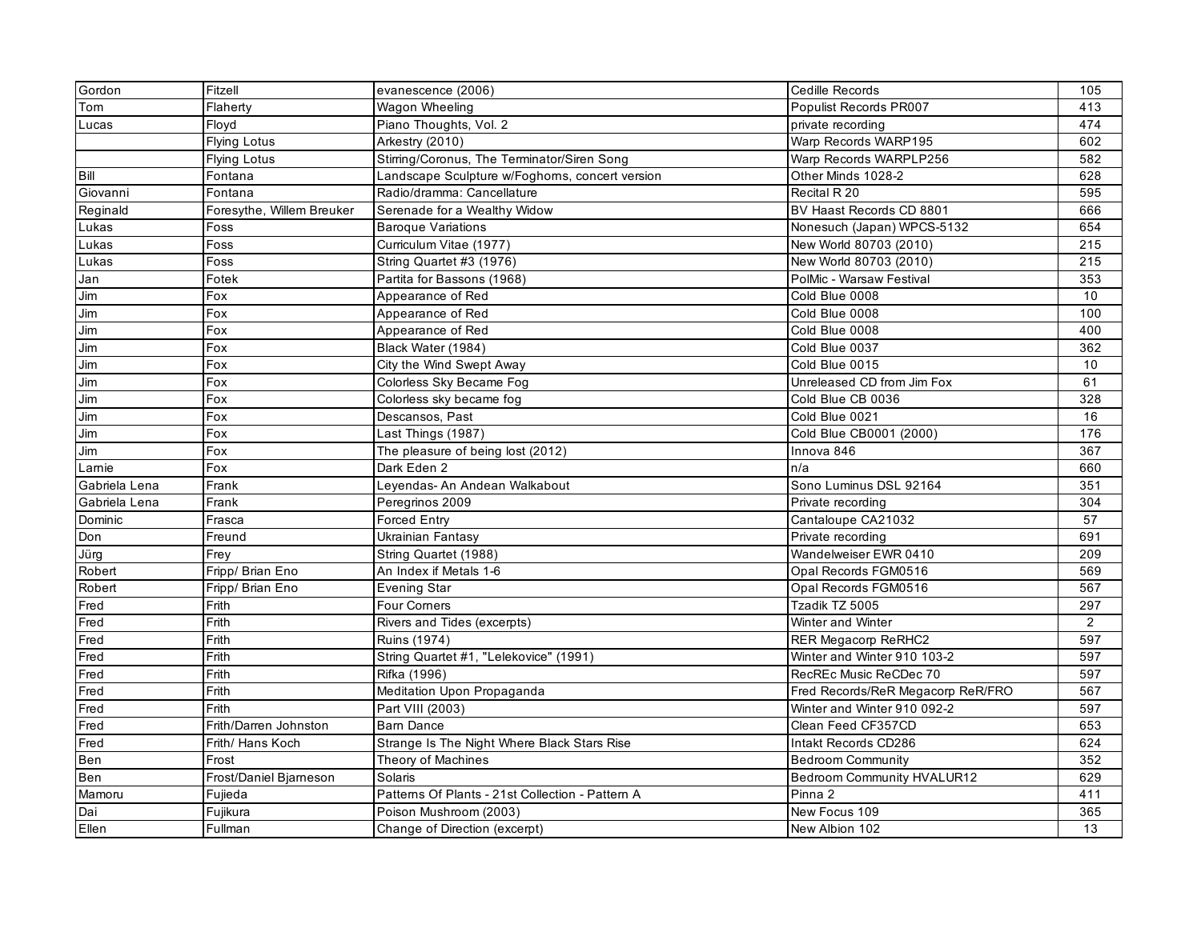| Gordon | Fitzell | evanescence (2006) | Cedille Records | 105 |
|---|---|---|---|---|
| Tom | Flaherty | Wagon Wheeling | Populist Records PR007 | 413 |
| Lucas | Floyd | Piano Thoughts, Vol. 2 | private recording | 474 |
| | Flying Lotus | Arkestry (2010) | Warp Records WARP195 | 602 |
| | Flying Lotus | Stirring/Coronus, The Terminator/Siren Song | Warp Records WARPLP256 | 582 |
| Bill | Fontana | Landscape Sculpture w/Foghorns, concert version | Other Minds 1028-2 | 628 |
| Giovanni | Fontana | Radio/dramma: Cancellature | Recital R 20 | 595 |
| Reginald | Foresythe, Willem Breuker | Serenade for a Wealthy Widow | BV Haast Records CD 8801 | 666 |
| Lukas | Foss | Baroque Variations | Nonesuch (Japan) WPCS-5132 | 654 |
| Lukas | Foss | Curriculum Vitae (1977) | New World 80703 (2010) | 215 |
| Lukas | Foss | String Quartet #3 (1976) | New World 80703 (2010) | 215 |
| Jan | Fotek | Partita for Bassons (1968) | PolMic - Warsaw Festival | 353 |
| Jim | Fox | Appearance of Red | Cold Blue 0008 | 10 |
| Jim | Fox | Appearance of Red | Cold Blue 0008 | 100 |
| Jim | Fox | Appearance of Red | Cold Blue 0008 | 400 |
| Jim | Fox | Black Water (1984) | Cold Blue 0037 | 362 |
| Jim | Fox | City the Wind Swept Away | Cold Blue 0015 | 10 |
| Jim | Fox | Colorless Sky Became Fog | Unreleased CD from Jim Fox | 61 |
| Jim | Fox | Colorless sky became fog | Cold Blue CB 0036 | 328 |
| Jim | Fox | Descansos, Past | Cold Blue 0021 | 16 |
| Jim | Fox | Last Things (1987) | Cold Blue CB0001 (2000) | 176 |
| Jim | Fox | The pleasure of being lost (2012) | Innova 846 | 367 |
| Larnie | Fox | Dark Eden 2 | n/a | 660 |
| Gabriela Lena | Frank | Leyendas- An Andean Walkabout | Sono Luminus DSL 92164 | 351 |
| Gabriela Lena | Frank | Peregrinos 2009 | Private recording | 304 |
| Dominic | Frasca | Forced Entry | Cantaloupe CA21032 | 57 |
| Don | Freund | Ukrainian Fantasy | Private recording | 691 |
| Jürg | Frey | String Quartet (1988) | Wandelweiser EWR 0410 | 209 |
| Robert | Fripp/ Brian Eno | An Index if Metals 1-6 | Opal Records FGM0516 | 569 |
| Robert | Fripp/ Brian Eno | Evening Star | Opal Records FGM0516 | 567 |
| Fred | Frith | Four Corners | Tzadik TZ 5005 | 297 |
| Fred | Frith | Rivers and Tides (excerpts) | Winter and Winter | 2 |
| Fred | Frith | Ruins (1974) | RER Megacorp ReRHC2 | 597 |
| Fred | Frith | String Quartet #1, "Lelekovice" (1991) | Winter and Winter 910 103-2 | 597 |
| Fred | Frith | Rifka (1996) | RecREc Music ReCDec 70 | 597 |
| Fred | Frith | Meditation Upon Propaganda | Fred Records/ReR Megacorp ReR/FRO | 567 |
| Fred | Frith | Part VIII (2003) | Winter and Winter 910 092-2 | 597 |
| Fred | Frith/Darren Johnston | Barn Dance | Clean Feed CF357CD | 653 |
| Fred | Frith/ Hans Koch | Strange Is The Night Where Black Stars Rise | Intakt Records CD286 | 624 |
| Ben | Frost | Theory of Machines | Bedroom Community | 352 |
| Ben | Frost/Daniel Bjarneson | Solaris | Bedroom Community HVALUR12 | 629 |
| Mamoru | Fujieda | Patterns Of Plants - 21st Collection - Pattern A | Pinna 2 | 411 |
| Dai | Fujikura | Poison Mushroom (2003) | New Focus 109 | 365 |
| Ellen | Fullman | Change of Direction (excerpt) | New Albion 102 | 13 |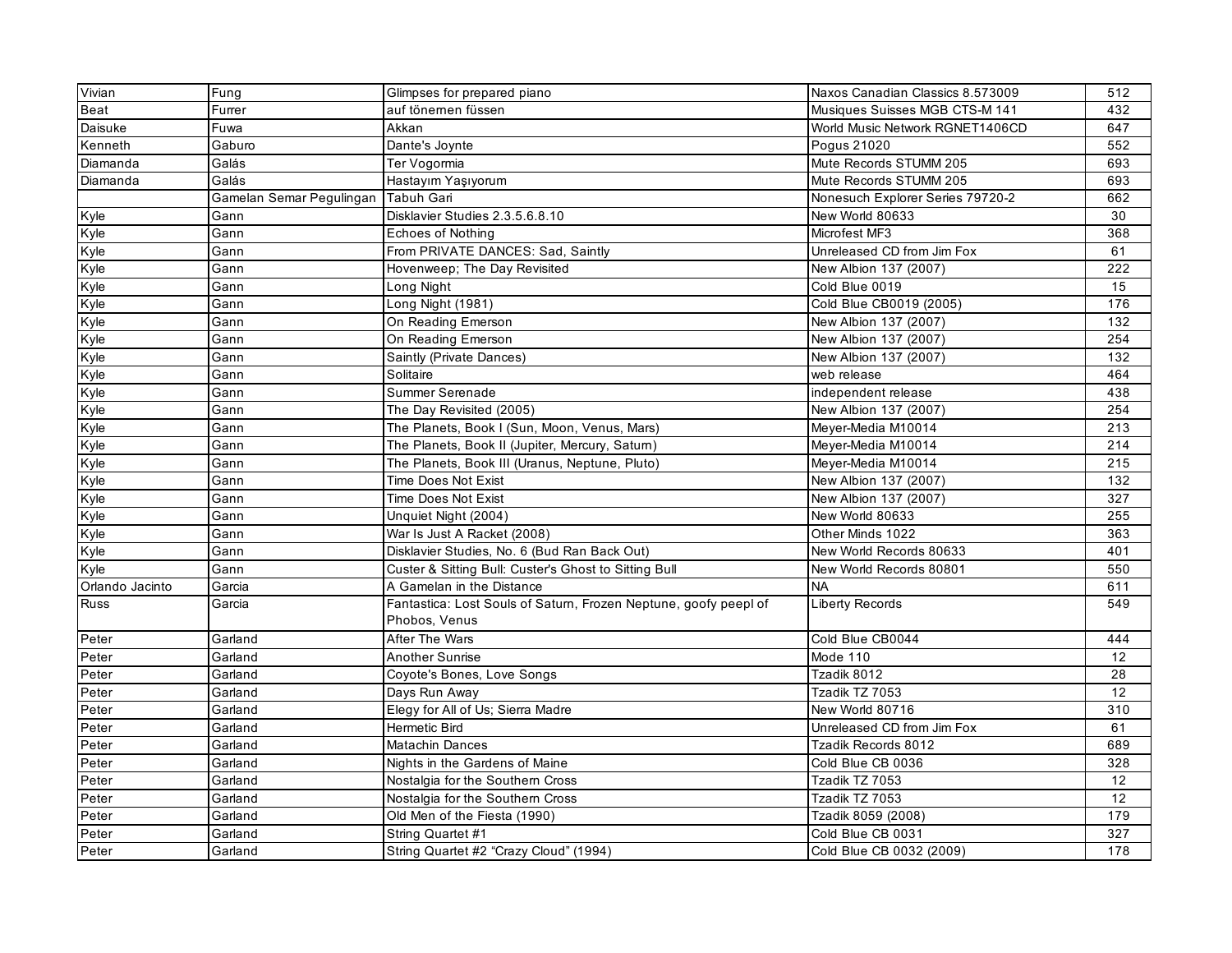| Vivian | Fung | Glimpses for prepared piano | Naxos Canadian Classics 8.573009 | 512 |
|---|---|---|---|---|
| Beat | Furrer | auf tönernen füssen | Musiques Suisses MGB CTS-M 141 | 432 |
| Daisuke | Fuwa | Akkan | World Music Network RGNET1406CD | 647 |
| Kenneth | Gaburo | Dante's Joynte | Pogus 21020 | 552 |
| Diamanda | Galás | Ter Vogormia | Mute Records STUMM 205 | 693 |
| Diamanda | Galás | Hastayım Yaşıyorum | Mute Records STUMM 205 | 693 |
| | Gamelan Semar Pegulingan | Tabuh Gari | Nonesuch Explorer Series 79720-2 | 662 |
| Kyle | Gann | Disklavier Studies 2.3.5.6.8.10 | New World 80633 | 30 |
| Kyle | Gann | Echoes of Nothing | Microfest MF3 | 368 |
| Kyle | Gann | From PRIVATE DANCES: Sad, Saintly | Unreleased CD from Jim Fox | 61 |
| Kyle | Gann | Hovenweep; The Day Revisited | New Albion 137 (2007) | 222 |
| Kyle | Gann | Long Night | Cold Blue 0019 | 15 |
| Kyle | Gann | Long Night (1981) | Cold Blue CB0019 (2005) | 176 |
| Kyle | Gann | On Reading Emerson | New Albion 137 (2007) | 132 |
| Kyle | Gann | On Reading Emerson | New Albion 137 (2007) | 254 |
| Kyle | Gann | Saintly (Private Dances) | New Albion 137 (2007) | 132 |
| Kyle | Gann | Solitaire | web release | 464 |
| Kyle | Gann | Summer Serenade | independent release | 438 |
| Kyle | Gann | The Day Revisited (2005) | New Albion 137 (2007) | 254 |
| Kyle | Gann | The Planets, Book I (Sun, Moon, Venus, Mars) | Meyer-Media M10014 | 213 |
| Kyle | Gann | The Planets, Book II (Jupiter, Mercury, Saturn) | Meyer-Media M10014 | 214 |
| Kyle | Gann | The Planets, Book III (Uranus, Neptune, Pluto) | Meyer-Media M10014 | 215 |
| Kyle | Gann | Time Does Not Exist | New Albion 137 (2007) | 132 |
| Kyle | Gann | Time Does Not Exist | New Albion 137 (2007) | 327 |
| Kyle | Gann | Unquiet Night (2004) | New World 80633 | 255 |
| Kyle | Gann | War Is Just A Racket (2008) | Other Minds 1022 | 363 |
| Kyle | Gann | Disklavier Studies, No. 6 (Bud Ran Back Out) | New World Records 80633 | 401 |
| Kyle | Gann | Custer & Sitting Bull: Custer's Ghost to Sitting Bull | New World Records 80801 | 550 |
| Orlando Jacinto | Garcia | A Gamelan in the Distance | NA | 611 |
| Russ | Garcia | Fantastica: Lost Souls of Saturn, Frozen Neptune, goofy peepl of Phobos, Venus | Liberty Records | 549 |
| Peter | Garland | After The Wars | Cold Blue CB0044 | 444 |
| Peter | Garland | Another Sunrise | Mode 110 | 12 |
| Peter | Garland | Coyote's Bones, Love Songs | Tzadik 8012 | 28 |
| Peter | Garland | Days Run Away | Tzadik TZ 7053 | 12 |
| Peter | Garland | Elegy for All of Us; Sierra Madre | New World 80716 | 310 |
| Peter | Garland | Hermetic Bird | Unreleased CD from Jim Fox | 61 |
| Peter | Garland | Matachin Dances | Tzadik Records 8012 | 689 |
| Peter | Garland | Nights in the Gardens of Maine | Cold Blue CB 0036 | 328 |
| Peter | Garland | Nostalgia for the Southern Cross | Tzadik TZ 7053 | 12 |
| Peter | Garland | Nostalgia for the Southern Cross | Tzadik TZ 7053 | 12 |
| Peter | Garland | Old Men of the Fiesta (1990) | Tzadik 8059 (2008) | 179 |
| Peter | Garland | String Quartet #1 | Cold Blue CB 0031 | 327 |
| Peter | Garland | String Quartet #2 "Crazy Cloud" (1994) | Cold Blue CB 0032 (2009) | 178 |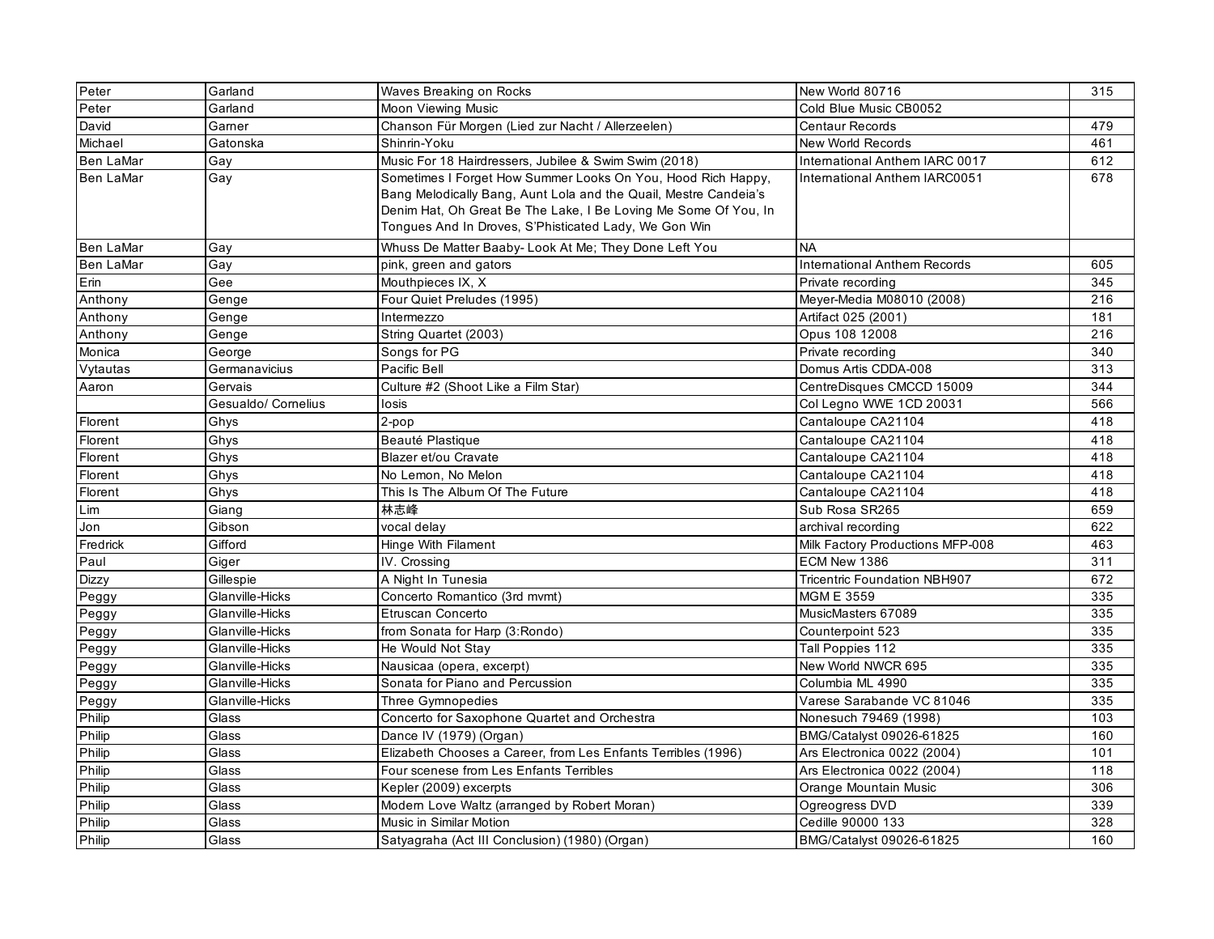| Peter | Garland | Waves Breaking on Rocks | New World 80716 | 315 |
|---|---|---|---|---|
| Peter | Garland | Moon Viewing Music | Cold Blue Music CB0052 | |
| David | Garner | Chanson Für Morgen (Lied zur Nacht / Allerzeelen) | Centaur Records | 479 |
| Michael | Gatonska | Shinrin-Yoku | New World Records | 461 |
| Ben LaMar | Gay | Music For 18 Hairdressers, Jubilee & Swim Swim (2018) | International Anthem IARC 0017 | 612 |
| Ben LaMar | Gay | Sometimes I Forget How Summer Looks On You, Hood Rich Happy, Bang Melodically Bang, Aunt Lola and the Quail, Mestre Candeia's Denim Hat, Oh Great Be The Lake, I Be Loving Me Some Of You, In Tongues And In Droves, S'Phisticated Lady, We Gon Win | International Anthem IARC0051 | 678 |
| Ben LaMar | Gay | Whuss De Matter Baaby- Look At Me; They Done Left You | NA | |
| Ben LaMar | Gay | pink, green and gators | International Anthem Records | 605 |
| Erin | Gee | Mouthpieces IX, X | Private recording | 345 |
| Anthony | Genge | Four Quiet Preludes (1995) | Meyer-Media M08010 (2008) | 216 |
| Anthony | Genge | Intermezzo | Artifact 025 (2001) | 181 |
| Anthony | Genge | String Quartet (2003) | Opus 108 12008 | 216 |
| Monica | George | Songs for PG | Private recording | 340 |
| Vytautas | Germanavicius | Pacific Bell | Domus Artis CDDA-008 | 313 |
| Aaron | Gervais | Culture #2 (Shoot Like a Film Star) | CentreDisques CMCCD 15009 | 344 |
| | Gesualdo/ Cornelius | Iosis | Col Legno WWE 1CD 20031 | 566 |
| Florent | Ghys | 2-pop | Cantaloupe CA21104 | 418 |
| Florent | Ghys | Beauté Plastique | Cantaloupe CA21104 | 418 |
| Florent | Ghys | Blazer et/ou Cravate | Cantaloupe CA21104 | 418 |
| Florent | Ghys | No Lemon, No Melon | Cantaloupe CA21104 | 418 |
| Florent | Ghys | This Is The Album Of The Future | Cantaloupe CA21104 | 418 |
| Lim | Giang | 林志峰 | Sub Rosa SR265 | 659 |
| Jon | Gibson | vocal delay | archival recording | 622 |
| Fredrick | Gifford | Hinge With Filament | Milk Factory Productions MFP-008 | 463 |
| Paul | Giger | IV. Crossing | ECM New 1386 | 311 |
| Dizzy | Gillespie | A Night In Tunesia | Tricentric Foundation NBH907 | 672 |
| Peggy | Glanville-Hicks | Concerto Romantico (3rd mvmt) | MGM E 3559 | 335 |
| Peggy | Glanville-Hicks | Etruscan Concerto | MusicMasters 67089 | 335 |
| Peggy | Glanville-Hicks | from Sonata for Harp (3:Rondo) | Counterpoint 523 | 335 |
| Peggy | Glanville-Hicks | He Would Not Stay | Tall Poppies 112 | 335 |
| Peggy | Glanville-Hicks | Nausicaa (opera, excerpt) | New World NWCR 695 | 335 |
| Peggy | Glanville-Hicks | Sonata for Piano and Percussion | Columbia ML 4990 | 335 |
| Peggy | Glanville-Hicks | Three Gymnopedies | Varese Sarabande VC 81046 | 335 |
| Philip | Glass | Concerto for Saxophone Quartet and Orchestra | Nonesuch 79469 (1998) | 103 |
| Philip | Glass | Dance IV (1979) (Organ) | BMG/Catalyst 09026-61825 | 160 |
| Philip | Glass | Elizabeth Chooses a Career, from Les Enfants Terribles (1996) | Ars Electronica 0022 (2004) | 101 |
| Philip | Glass | Four scenese from Les Enfants Terribles | Ars Electronica 0022 (2004) | 118 |
| Philip | Glass | Kepler (2009) excerpts | Orange Mountain Music | 306 |
| Philip | Glass | Modern Love Waltz (arranged by Robert Moran) | Ogreogress DVD | 339 |
| Philip | Glass | Music in Similar Motion | Cedille 90000 133 | 328 |
| Philip | Glass | Satyagraha (Act III Conclusion) (1980) (Organ) | BMG/Catalyst 09026-61825 | 160 |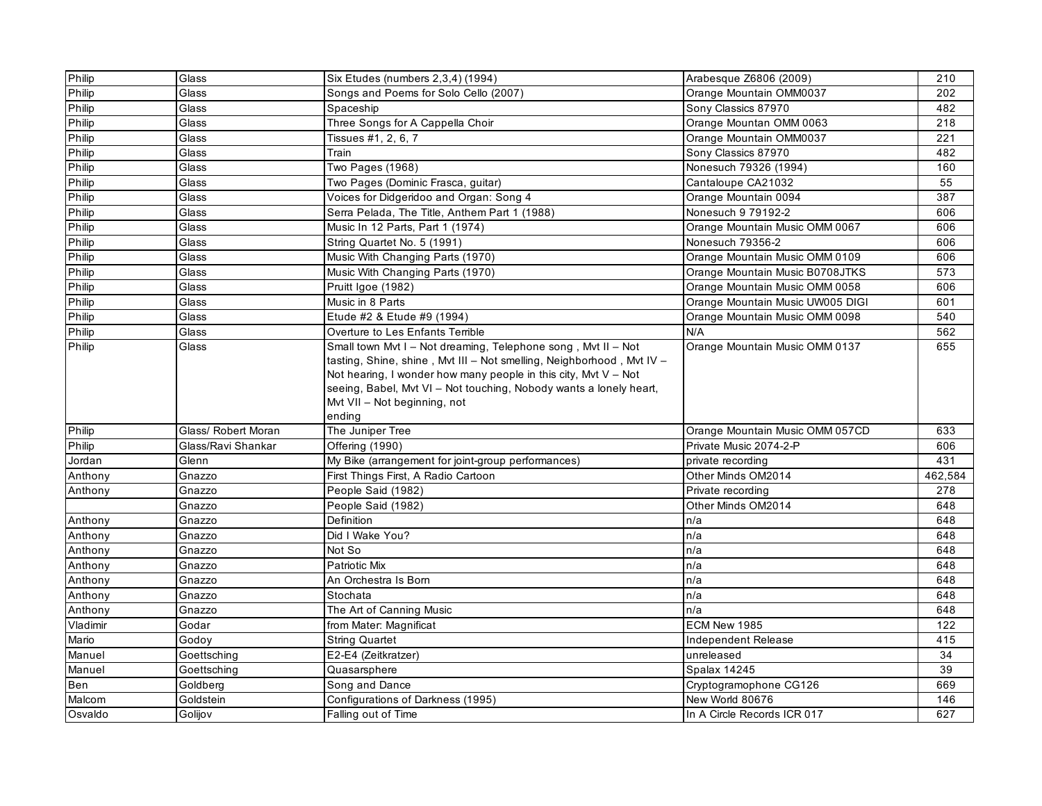| Philip | Glass | Six Etudes (numbers 2,3,4) (1994) | Arabesque Z6806 (2009) | 210 |
|---|---|---|---|---|
| Philip | Glass | Songs and Poems for Solo Cello (2007) | Orange Mountain OMM0037 | 202 |
| Philip | Glass | Spaceship | Sony Classics 87970 | 482 |
| Philip | Glass | Three Songs for A Cappella Choir | Orange Mountan OMM 0063 | 218 |
| Philip | Glass | Tissues #1, 2, 6, 7 | Orange Mountain OMM0037 | 221 |
| Philip | Glass | Train | Sony Classics 87970 | 482 |
| Philip | Glass | Two Pages (1968) | Nonesuch 79326 (1994) | 160 |
| Philip | Glass | Two Pages (Dominic Frasca, guitar) | Cantaloupe CA21032 | 55 |
| Philip | Glass | Voices for Didgeridoo and Organ: Song 4 | Orange Mountain 0094 | 387 |
| Philip | Glass | Serra Pelada, The Title, Anthem Part 1 (1988) | Nonesuch 9 79192-2 | 606 |
| Philip | Glass | Music In 12 Parts, Part 1 (1974) | Orange Mountain Music OMM 0067 | 606 |
| Philip | Glass | String Quartet No. 5 (1991) | Nonesuch 79356-2 | 606 |
| Philip | Glass | Music With Changing Parts (1970) | Orange Mountain Music OMM 0109 | 606 |
| Philip | Glass | Music With Changing Parts (1970) | Orange Mountain Music B0708JTKS | 573 |
| Philip | Glass | Pruitt Igoe (1982) | Orange Mountain Music OMM 0058 | 606 |
| Philip | Glass | Music in 8 Parts | Orange Mountain Music UW005 DIGI | 601 |
| Philip | Glass | Etude #2 & Etude #9 (1994) | Orange Mountain Music OMM 0098 | 540 |
| Philip | Glass | Overture to Les Enfants Terrible | N/A | 562 |
| Philip | Glass | Small town Mvt I – Not dreaming, Telephone song , Mvt II – Not tasting, Shine, shine , Mvt III – Not smelling, Neighborhood , Mvt IV – Not hearing, I wonder how many people in this city, Mvt V – Not seeing, Babel, Mvt VI – Not touching, Nobody wants a lonely heart, Mvt VII – Not beginning, not ending | Orange Mountain Music OMM 0137 | 655 |
| Philip | Glass/ Robert Moran | The Juniper Tree | Orange Mountain Music OMM 057CD | 633 |
| Philip | Glass/Ravi Shankar | Offering (1990) | Private Music 2074-2-P | 606 |
| Jordan | Glenn | My Bike (arrangement for joint-group performances) | private recording | 431 |
| Anthony | Gnazzo | First Things First, A Radio Cartoon | Other Minds OM2014 | 462,584 |
| Anthony | Gnazzo | People Said (1982) | Private recording | 278 |
| | Gnazzo | People Said (1982) | Other Minds OM2014 | 648 |
| Anthony | Gnazzo | Definition | n/a | 648 |
| Anthony | Gnazzo | Did I Wake You? | n/a | 648 |
| Anthony | Gnazzo | Not So | n/a | 648 |
| Anthony | Gnazzo | Patriotic Mix | n/a | 648 |
| Anthony | Gnazzo | An Orchestra Is Born | n/a | 648 |
| Anthony | Gnazzo | Stochata | n/a | 648 |
| Anthony | Gnazzo | The Art of Canning Music | n/a | 648 |
| Vladimir | Godar | from Mater: Magnificat | ECM New 1985 | 122 |
| Mario | Godoy | String Quartet | Independent Release | 415 |
| Manuel | Goettsching | E2-E4 (Zeitkratzer) | unreleased | 34 |
| Manuel | Goettsching | Quasarsphere | Spalax 14245 | 39 |
| Ben | Goldberg | Song and Dance | Cryptogramophone CG126 | 669 |
| Malcom | Goldstein | Configurations of Darkness (1995) | New World 80676 | 146 |
| Osvaldo | Golijov | Falling out of Time | In A Circle Records ICR 017 | 627 |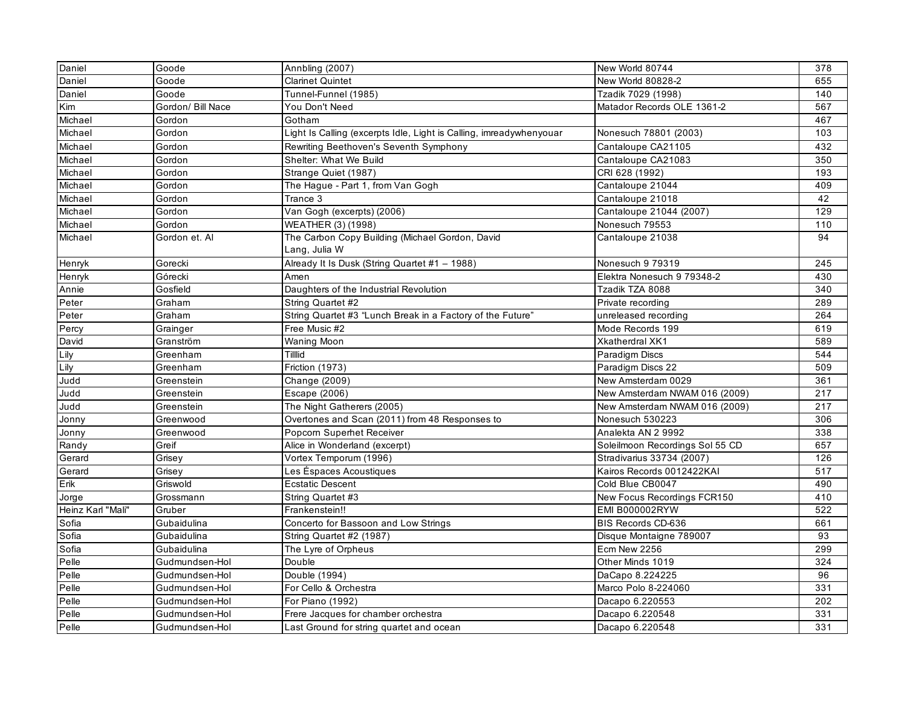| Daniel | Goode | Annbling (2007) | New World 80744 | 378 |
|---|---|---|---|---|
| Daniel | Goode | Clarinet Quintet | New World 80828-2 | 655 |
| Daniel | Goode | Tunnel-Funnel (1985) | Tzadik 7029 (1998) | 140 |
| Kim | Gordon/ Bill Nace | You Don't Need | Matador Records OLE 1361-2 | 567 |
| Michael | Gordon | Gotham | | 467 |
| Michael | Gordon | Light Is Calling (excerpts Idle, Light is Calling, imreadywhenyouar | Nonesuch 78801 (2003) | 103 |
| Michael | Gordon | Rewriting Beethoven's Seventh Symphony | Cantaloupe CA21105 | 432 |
| Michael | Gordon | Shelter: What We Build | Cantaloupe CA21083 | 350 |
| Michael | Gordon | Strange Quiet (1987) | CRI 628 (1992) | 193 |
| Michael | Gordon | The Hague - Part 1, from Van Gogh | Cantaloupe 21044 | 409 |
| Michael | Gordon | Trance 3 | Cantaloupe 21018 | 42 |
| Michael | Gordon | Van Gogh (excerpts) (2006) | Cantaloupe 21044 (2007) | 129 |
| Michael | Gordon | WEATHER (3) (1998) | Nonesuch 79553 | 110 |
| Michael | Gordon et. Al | The Carbon Copy Building (Michael Gordon, David Lang, Julia W | Cantaloupe 21038 | 94 |
| Henryk | Gorecki | Already It Is Dusk (String Quartet #1 – 1988) | Nonesuch 9 79319 | 245 |
| Henryk | Górecki | Amen | Elektra Nonesuch 9 79348-2 | 430 |
| Annie | Gosfield | Daughters of the Industrial Revolution | Tzadik TZA 8088 | 340 |
| Peter | Graham | String Quartet #2 | Private recording | 289 |
| Peter | Graham | String Quartet #3 "Lunch Break in a Factory of the Future" | unreleased recording | 264 |
| Percy | Grainger | Free Music #2 | Mode Records 199 | 619 |
| David | Granström | Waning Moon | Xkatherdral XK1 | 589 |
| Lily | Greenham | Tilllid | Paradigm Discs | 544 |
| Lily | Greenham | Friction (1973) | Paradigm Discs 22 | 509 |
| Judd | Greenstein | Change (2009) | New Amsterdam 0029 | 361 |
| Judd | Greenstein | Escape (2006) | New Amsterdam NWAM 016 (2009) | 217 |
| Judd | Greenstein | The Night Gatherers (2005) | New Amsterdam NWAM 016 (2009) | 217 |
| Jonny | Greenwood | Overtones and Scan (2011) from 48 Responses to | Nonesuch 530223 | 306 |
| Jonny | Greenwood | Popcorn Superhet Receiver | Analekta AN 2 9992 | 338 |
| Randy | Greif | Alice in Wonderland (excerpt) | Soleilmoon Recordings Sol 55 CD | 657 |
| Gerard | Grisey | Vortex Temporum (1996) | Stradivarius 33734 (2007) | 126 |
| Gerard | Grisey | Les Éspaces Acoustiques | Kairos Records 0012422KAI | 517 |
| Erik | Griswold | Ecstatic Descent | Cold Blue CB0047 | 490 |
| Jorge | Grossmann | String Quartet #3 | New Focus Recordings FCR150 | 410 |
| Heinz Karl "Mali" | Gruber | Frankenstein!! | EMI B000002RYW | 522 |
| Sofia | Gubaidulina | Concerto for Bassoon and Low Strings | BIS Records CD-636 | 661 |
| Sofia | Gubaidulina | String Quartet #2 (1987) | Disque Montaigne 789007 | 93 |
| Sofia | Gubaidulina | The Lyre of Orpheus | Ecm New 2256 | 299 |
| Pelle | Gudmundsen-Hol | Double | Other Minds 1019 | 324 |
| Pelle | Gudmundsen-Hol | Double (1994) | DaCapo 8.224225 | 96 |
| Pelle | Gudmundsen-Hol | For Cello & Orchestra | Marco Polo 8-224060 | 331 |
| Pelle | Gudmundsen-Hol | For Piano (1992) | Dacapo 6.220553 | 202 |
| Pelle | Gudmundsen-Hol | Frere Jacques for chamber orchestra | Dacapo 6.220548 | 331 |
| Pelle | Gudmundsen-Hol | Last Ground for string quartet and ocean | Dacapo 6.220548 | 331 |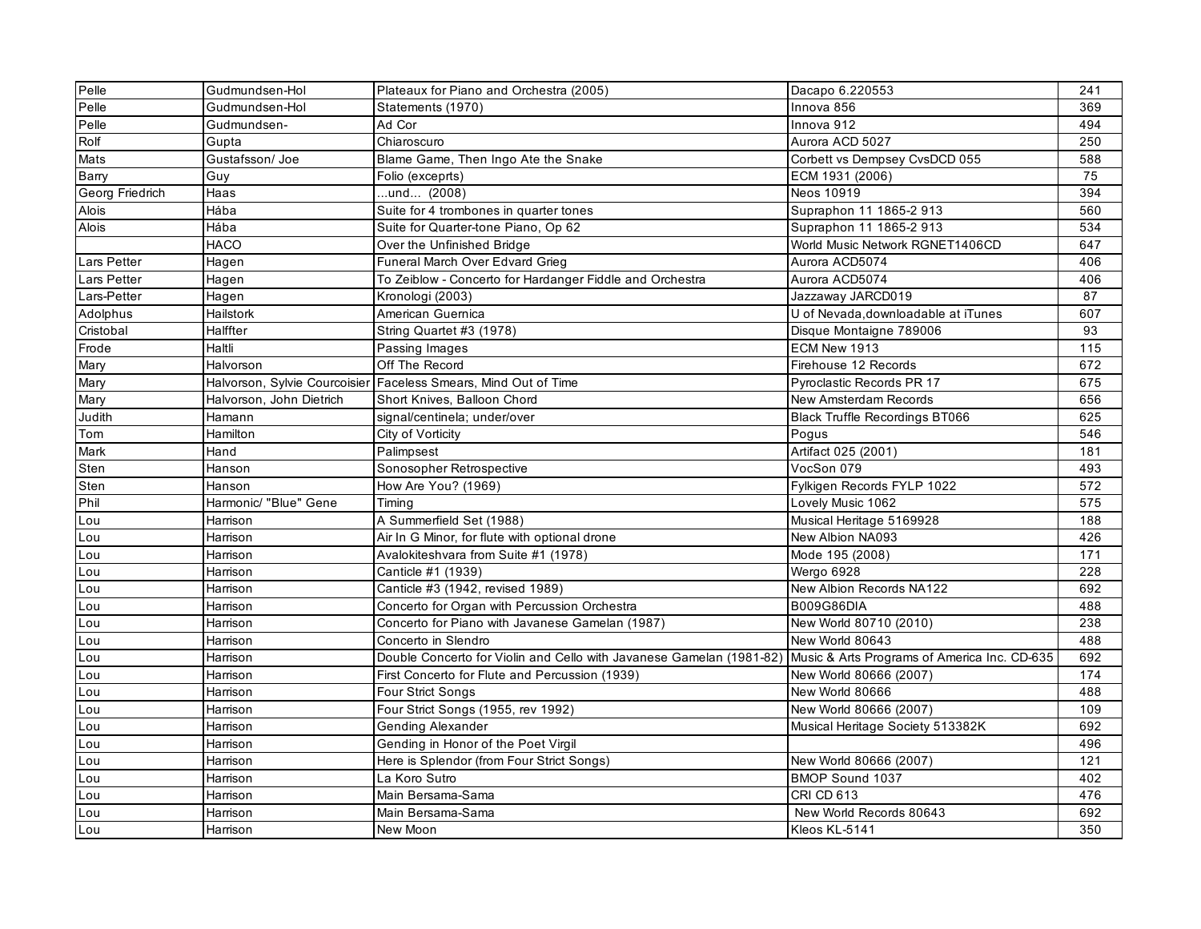| Pelle | Gudmundsen-Hol | Plateaux for Piano and Orchestra (2005) | Dacapo 6.220553 | 241 |
|---|---|---|---|---|
| Pelle | Gudmundsen-Hol | Statements (1970) | Innova 856 | 369 |
| Pelle | Gudmundsen- | Ad Cor | Innova 912 | 494 |
| Rolf | Gupta | Chiaroscuro | Aurora ACD 5027 | 250 |
| Mats | Gustafsson/ Joe | Blame Game, Then Ingo Ate the Snake | Corbett vs Dempsey CvsDCD 055 | 588 |
| Barry | Guy | Folio (exceprts) | ECM 1931 (2006) | 75 |
| Georg Friedrich | Haas | ...und... (2008) | Neos 10919 | 394 |
| Alois | Hába | Suite for 4 trombones in quarter tones | Supraphon 11 1865-2 913 | 560 |
| Alois | Hába | Suite for Quarter-tone Piano, Op 62 | Supraphon 11 1865-2 913 | 534 |
| | HACO | Over the Unfinished Bridge | World Music Network RGNET1406CD | 647 |
| Lars Petter | Hagen | Funeral March Over Edvard Grieg | Aurora ACD5074 | 406 |
| Lars Petter | Hagen | To Zeiblow - Concerto for Hardanger Fiddle and Orchestra | Aurora ACD5074 | 406 |
| Lars-Petter | Hagen | Kronologi (2003) | Jazzaway JARCD019 | 87 |
| Adolphus | Hailstork | American Guernica | U of Nevada,downloadable at iTunes | 607 |
| Cristobal | Halffter | String Quartet #3 (1978) | Disque Montaigne 789006 | 93 |
| Frode | Haltli | Passing Images | ECM New 1913 | 115 |
| Mary | Halvorson | Off The Record | Firehouse 12 Records | 672 |
| Mary | Halvorson, Sylvie Courcoisier | Faceless Smears, Mind Out of Time | Pyroclastic Records PR 17 | 675 |
| Mary | Halvorson, John Dietrich | Short Knives, Balloon Chord | New Amsterdam Records | 656 |
| Judith | Hamann | signal/centinela; under/over | Black Truffle Recordings BT066 | 625 |
| Tom | Hamilton | City of Vorticity | Pogus | 546 |
| Mark | Hand | Palimpsest | Artifact 025 (2001) | 181 |
| Sten | Hanson | Sonosopher Retrospective | VocSon 079 | 493 |
| Sten | Hanson | How Are You? (1969) | Fylkigen Records FYLP 1022 | 572 |
| Phil | Harmonic/ "Blue" Gene | Timing | Lovely Music 1062 | 575 |
| Lou | Harrison | A Summerfield Set (1988) | Musical Heritage 5169928 | 188 |
| Lou | Harrison | Air In G Minor, for flute with optional drone | New Albion NA093 | 426 |
| Lou | Harrison | Avalokiteshvara from Suite #1 (1978) | Mode 195 (2008) | 171 |
| Lou | Harrison | Canticle #1 (1939) | Wergo 6928 | 228 |
| Lou | Harrison | Canticle #3 (1942, revised 1989) | New Albion Records NA122 | 692 |
| Lou | Harrison | Concerto for Organ with Percussion Orchestra | B009G86DIA | 488 |
| Lou | Harrison | Concerto for Piano with Javanese Gamelan (1987) | New World 80710 (2010) | 238 |
| Lou | Harrison | Concerto in Slendro | New World 80643 | 488 |
| Lou | Harrison | Double Concerto for Violin and Cello with Javanese Gamelan (1981-82) | Music & Arts Programs of America Inc. CD-635 | 692 |
| Lou | Harrison | First Concerto for Flute and Percussion (1939) | New World 80666 (2007) | 174 |
| Lou | Harrison | Four Strict Songs | New World 80666 | 488 |
| Lou | Harrison | Four Strict Songs (1955, rev 1992) | New World 80666 (2007) | 109 |
| Lou | Harrison | Gending Alexander | Musical Heritage Society 513382K | 692 |
| Lou | Harrison | Gending in Honor of the Poet Virgil | | 496 |
| Lou | Harrison | Here is Splendor (from Four Strict Songs) | New World 80666 (2007) | 121 |
| Lou | Harrison | La Koro Sutro | BMOP Sound 1037 | 402 |
| Lou | Harrison | Main Bersama-Sama | CRI CD 613 | 476 |
| Lou | Harrison | Main Bersama-Sama | New World Records 80643 | 692 |
| Lou | Harrison | New Moon | Kleos KL-5141 | 350 |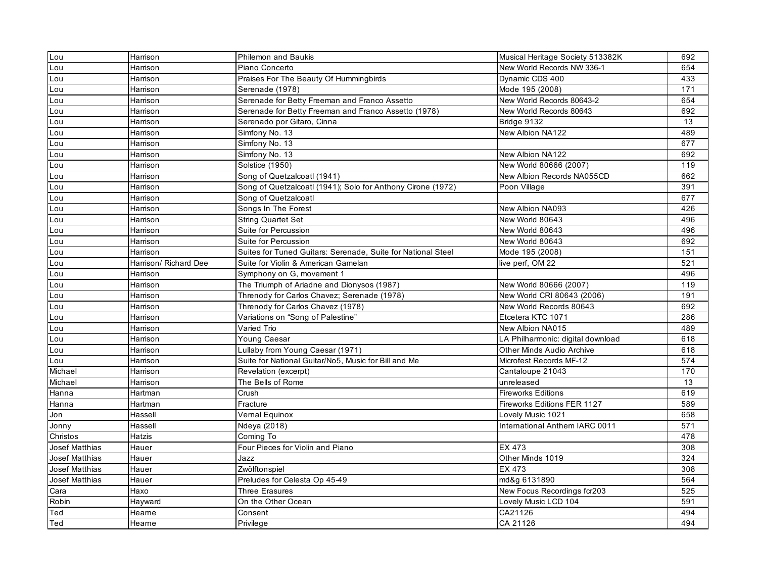| Lou | Harrison | Philemon and Baukis | Musical Heritage Society 513382K | 692 |
|---|---|---|---|---|
| Lou | Harrison | Piano Concerto | New World Records NW 336-1 | 654 |
| Lou | Harrison | Praises For The Beauty Of Hummingbirds | Dynamic CDS 400 | 433 |
| Lou | Harrison | Serenade (1978) | Mode 195 (2008) | 171 |
| Lou | Harrison | Serenade for Betty Freeman and Franco Assetto | New World Records 80643-2 | 654 |
| Lou | Harrison | Serenade for Betty Freeman and Franco Assetto (1978) | New World Records 80643 | 692 |
| Lou | Harrison | Serenado por Gitaro, Cinna | Bridge 9132 | 13 |
| Lou | Harrison | Simfony No. 13 | New Albion NA122 | 489 |
| Lou | Harrison | Simfony No. 13 | | 677 |
| Lou | Harrison | Simfony No. 13 | New Albion NA122 | 692 |
| Lou | Harrison | Solstice (1950) | New World 80666 (2007) | 119 |
| Lou | Harrison | Song of Quetzalcoatl (1941) | New Albion Records NA055CD | 662 |
| Lou | Harrison | Song of Quetzalcoatl (1941); Solo for Anthony Cirone (1972) | Poon Village | 391 |
| Lou | Harrison | Song of Quetzalcoatl | | 677 |
| Lou | Harrison | Songs In The Forest | New Albion NA093 | 426 |
| Lou | Harrison | String Quartet Set | New World 80643 | 496 |
| Lou | Harrison | Suite for Percussion | New World 80643 | 496 |
| Lou | Harrison | Suite for Percussion | New World 80643 | 692 |
| Lou | Harrison | Suites for Tuned Guitars: Serenade, Suite for National Steel | Mode 195 (2008) | 151 |
| Lou | Harrison/ Richard Dee | Suite for Violin & American Gamelan | live perf, OM 22 | 521 |
| Lou | Harrison | Symphony on G, movement 1 | | 496 |
| Lou | Harrison | The Triumph of Ariadne and Dionysos (1987) | New World 80666 (2007) | 119 |
| Lou | Harrison | Threnody for Carlos Chavez; Serenade (1978) | New World CRI 80643 (2006) | 191 |
| Lou | Harrison | Threnody for Carlos Chavez (1978) | New World Records 80643 | 692 |
| Lou | Harrison | Variations on "Song of Palestine" | Etcetera KTC 1071 | 286 |
| Lou | Harrison | Varied Trio | New Albion NA015 | 489 |
| Lou | Harrison | Young Caesar | LA Philharmonic: digital download | 618 |
| Lou | Harrison | Lullaby from Young Caesar (1971) | Other Minds Audio Archive | 618 |
| Lou | Harrison | Suite for National Guitar/No5, Music for Bill and Me | Microfest Records MF-12 | 574 |
| Michael | Harrison | Revelation (excerpt) | Cantaloupe 21043 | 170 |
| Michael | Harrison | The Bells of Rome | unreleased | 13 |
| Hanna | Hartman | Crush | Fireworks Editions | 619 |
| Hanna | Hartman | Fracture | Fireworks Editions FER 1127 | 589 |
| Jon | Hassell | Vernal Equinox | Lovely Music 1021 | 658 |
| Jonny | Hassell | Ndeya (2018) | International Anthem IARC 0011 | 571 |
| Christos | Hatzis | Coming To | | 478 |
| Josef Matthias | Hauer | Four Pieces for Violin and Piano | EX 473 | 308 |
| Josef Matthias | Hauer | Jazz | Other Minds 1019 | 324 |
| Josef Matthias | Hauer | Zwölftonspiel | EX 473 | 308 |
| Josef Matthias | Hauer | Preludes for Celesta Op 45-49 | md&g 6131890 | 564 |
| Cara | Haxo | Three Erasures | New Focus Recordings fcr203 | 525 |
| Robin | Hayward | On the Other Ocean | Lovely Music LCD 104 | 591 |
| Ted | Hearne | Consent | CA21126 | 494 |
| Ted | Hearne | Privilege | CA 21126 | 494 |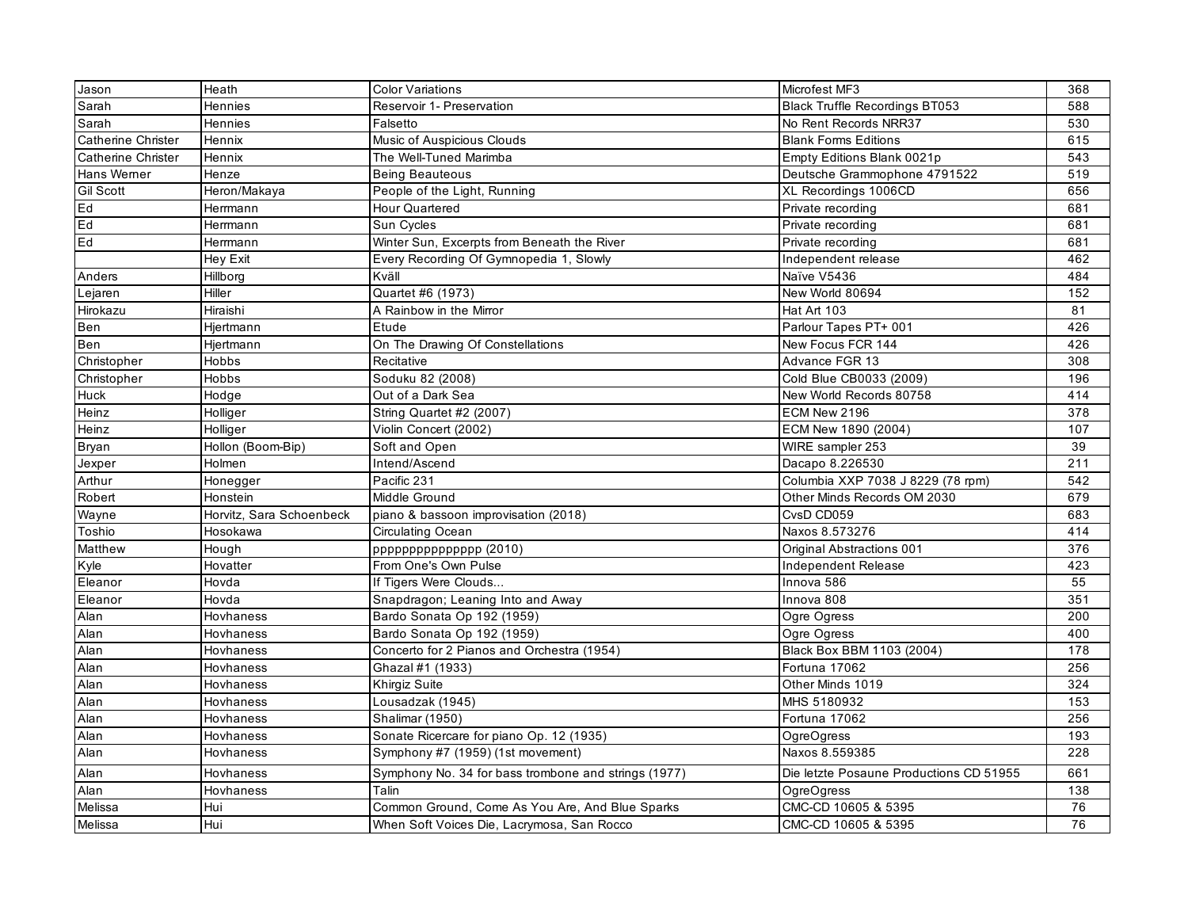| | | | | |
|---|---|---|---|---|
| Jason | Heath | Color Variations | Microfest MF3 | 368 |
| Sarah | Hennies | Reservoir 1- Preservation | Black Truffle Recordings BT053 | 588 |
| Sarah | Hennies | Falsetto | No Rent Records NRR37 | 530 |
| Catherine Christer | Hennix | Music of Auspicious Clouds | Blank Forms Editions | 615 |
| Catherine Christer | Hennix | The Well-Tuned Marimba | Empty Editions Blank 0021p | 543 |
| Hans Werner | Henze | Being Beauteous | Deutsche Grammophone 4791522 | 519 |
| Gil Scott | Heron/Makaya | People of the Light, Running | XL Recordings 1006CD | 656 |
| Ed | Herrmann | Hour Quartered | Private recording | 681 |
| Ed | Herrmann | Sun Cycles | Private recording | 681 |
| Ed | Herrmann | Winter Sun, Excerpts from Beneath the River | Private recording | 681 |
| | Hey Exit | Every Recording Of Gymnopedia 1, Slowly | Independent release | 462 |
| Anders | Hillborg | Kväll | Naïve V5436 | 484 |
| Lejaren | Hiller | Quartet #6 (1973) | New World 80694 | 152 |
| Hirokazu | Hiraishi | A Rainbow in the Mirror | Hat Art 103 | 81 |
| Ben | Hjertmann | Etude | Parlour Tapes PT+ 001 | 426 |
| Ben | Hjertmann | On The Drawing Of Constellations | New Focus FCR 144 | 426 |
| Christopher | Hobbs | Recitative | Advance FGR 13 | 308 |
| Christopher | Hobbs | Soduku 82 (2008) | Cold Blue CB0033 (2009) | 196 |
| Huck | Hodge | Out of a Dark Sea | New World Records 80758 | 414 |
| Heinz | Holliger | String Quartet #2 (2007) | ECM New 2196 | 378 |
| Heinz | Holliger | Violin Concert (2002) | ECM New 1890 (2004) | 107 |
| Bryan | Hollon (Boom-Bip) | Soft and Open | WIRE sampler 253 | 39 |
| Jexper | Holmen | Intend/Ascend | Dacapo 8.226530 | 211 |
| Arthur | Honegger | Pacific 231 | Columbia XXP 7038 J 8229 (78 rpm) | 542 |
| Robert | Honstein | Middle Ground | Other Minds Records OM 2030 | 679 |
| Wayne | Horvitz, Sara Schoenbeck | piano & bassoon improvisation (2018) | CvsD CD059 | 683 |
| Toshio | Hosokawa | Circulating Ocean | Naxos 8.573276 | 414 |
| Matthew | Hough | ppppppppppppppp (2010) | Original Abstractions 001 | 376 |
| Kyle | Hovatter | From One's Own Pulse | Independent Release | 423 |
| Eleanor | Hovda | If Tigers Were Clouds... | Innova 586 | 55 |
| Eleanor | Hovda | Snapdragon; Leaning Into and Away | Innova 808 | 351 |
| Alan | Hovhaness | Bardo Sonata Op 192 (1959) | Ogre Ogress | 200 |
| Alan | Hovhaness | Bardo Sonata Op 192 (1959) | Ogre Ogress | 400 |
| Alan | Hovhaness | Concerto for 2 Pianos and Orchestra (1954) | Black Box BBM 1103 (2004) | 178 |
| Alan | Hovhaness | Ghazal #1 (1933) | Fortuna 17062 | 256 |
| Alan | Hovhaness | Khirgiz Suite | Other Minds 1019 | 324 |
| Alan | Hovhaness | Lousadzak (1945) | MHS 5180932 | 153 |
| Alan | Hovhaness | Shalimar (1950) | Fortuna 17062 | 256 |
| Alan | Hovhaness | Sonate Ricercare for piano Op. 12 (1935) | OgreOgress | 193 |
| Alan | Hovhaness | Symphony #7 (1959) (1st movement) | Naxos 8.559385 | 228 |
| Alan | Hovhaness | Symphony No. 34 for bass trombone and strings (1977) | Die letzte Posaune Productions CD 51955 | 661 |
| Alan | Hovhaness | Talin | OgreOgress | 138 |
| Melissa | Hui | Common Ground, Come As You Are, And Blue Sparks | CMC-CD 10605 & 5395 | 76 |
| Melissa | Hui | When Soft Voices Die, Lacrymosa, San Rocco | CMC-CD 10605 & 5395 | 76 |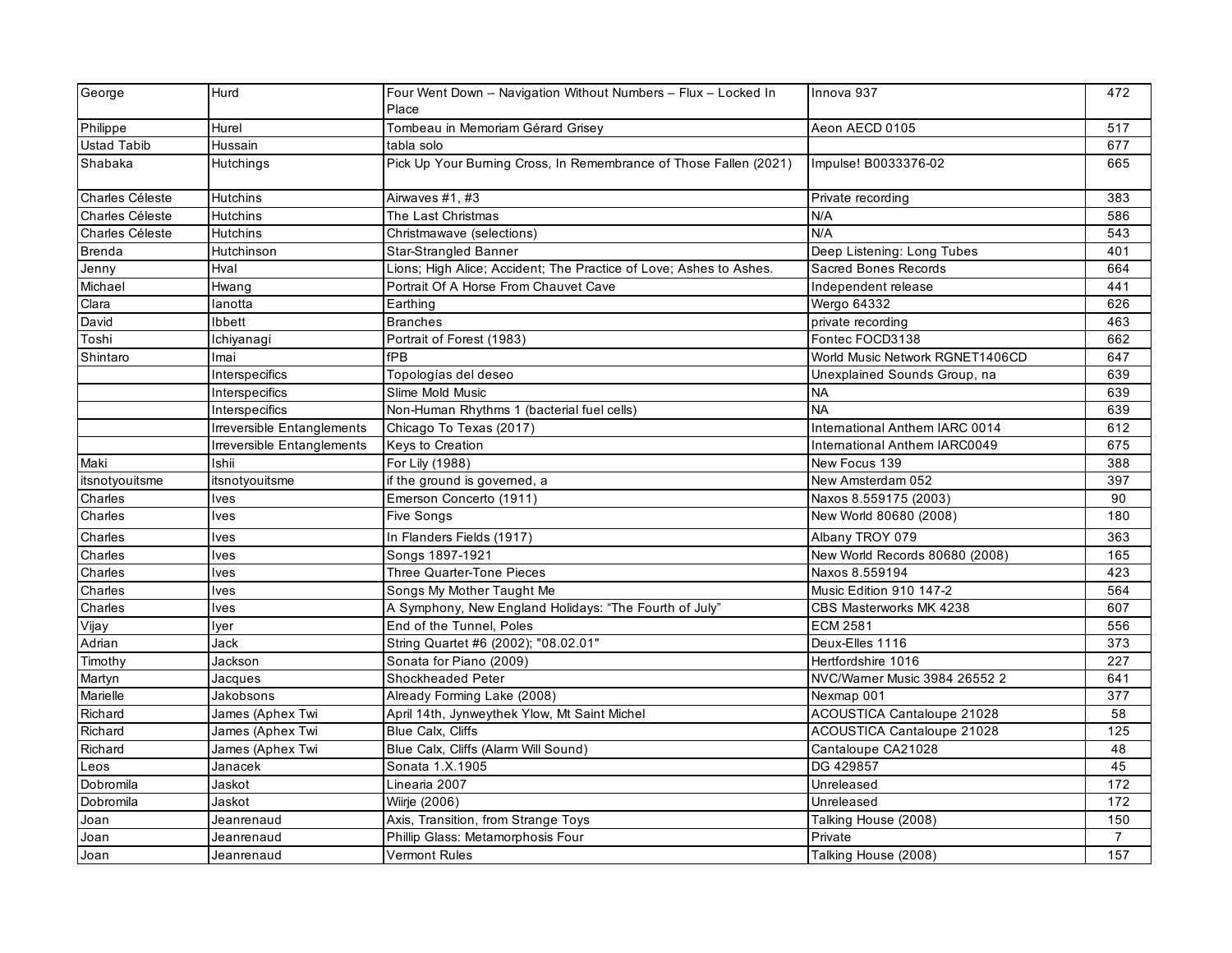| George | Hurd | Four Went Down – Navigation Without Numbers – Flux – Locked In Place | Innova 937 | 472 |
|---|---|---|---|---|
| Philippe | Hurel | Tombeau in Memoriam Gérard Grisey | Aeon AECD 0105 | 517 |
| Ustad Tabib | Hussain | tabla solo | | 677 |
| Shabaka | Hutchings | Pick Up Your Burning Cross, In Remembrance of Those Fallen (2021) | Impulse! B0033376-02 | 665 |
| Charles Céleste | Hutchins | Airwaves #1, #3 | Private recording | 383 |
| Charles Céleste | Hutchins | The Last Christmas | N/A | 586 |
| Charles Céleste | Hutchins | Christmawave (selections) | N/A | 543 |
| Brenda | Hutchinson | Star-Strangled Banner | Deep Listening: Long Tubes | 401 |
| Jenny | Hval | Lions; High Alice; Accident; The Practice of Love; Ashes to Ashes. | Sacred Bones Records | 664 |
| Michael | Hwang | Portrait Of A Horse From Chauvet Cave | Independent release | 441 |
| Clara | Ianotta | Earthing | Wergo 64332 | 626 |
| David | Ibbett | Branches | private recording | 463 |
| Toshi | Ichiyanagi | Portrait of Forest (1983) | Fontec FOCD3138 | 662 |
| Shintaro | Imai | fPB | World Music Network RGNET1406CD | 647 |
| | Interspecifics | Topologías del deseo | Unexplained Sounds Group, na | 639 |
| | Interspecifics | Slime Mold Music | NA | 639 |
| | Interspecifics | Non-Human Rhythms 1 (bacterial fuel cells) | NA | 639 |
| | Irreversible Entanglements | Chicago To Texas (2017) | International Anthem IARC 0014 | 612 |
| | Irreversible Entanglements | Keys to Creation | International Anthem IARC0049 | 675 |
| Maki | Ishii | For Lily (1988) | New Focus 139 | 388 |
| itsnotyouitsme | itsnotyouitsme | if the ground is governed, a | New Amsterdam 052 | 397 |
| Charles | Ives | Emerson Concerto (1911) | Naxos 8.559175 (2003) | 90 |
| Charles | Ives | Five Songs | New World 80680 (2008) | 180 |
| Charles | Ives | In Flanders Fields (1917) | Albany TROY 079 | 363 |
| Charles | Ives | Songs 1897-1921 | New World Records 80680 (2008) | 165 |
| Charles | Ives | Three Quarter-Tone Pieces | Naxos 8.559194 | 423 |
| Charles | Ives | Songs My Mother Taught Me | Music Edition 910 147-2 | 564 |
| Charles | Ives | A Symphony, New England Holidays: "The Fourth of July" | CBS Masterworks MK 4238 | 607 |
| Vijay | Iyer | End of the Tunnel, Poles | ECM 2581 | 556 |
| Adrian | Jack | String Quartet #6 (2002); "08.02.01" | Deux-Elles 1116 | 373 |
| Timothy | Jackson | Sonata for Piano (2009) | Hertfordshire 1016 | 227 |
| Martyn | Jacques | Shockheaded Peter | NVC/Warner Music 3984 26552 2 | 641 |
| Marielle | Jakobsons | Already Forming Lake (2008) | Nexmap 001 | 377 |
| Richard | James (Aphex Twi | April 14th, Jynweythek Ylow, Mt Saint Michel | ACOUSTICA Cantaloupe 21028 | 58 |
| Richard | James (Aphex Twi | Blue Calx, Cliffs | ACOUSTICA Cantaloupe 21028 | 125 |
| Richard | James (Aphex Twi | Blue Calx, Cliffs (Alarm Will Sound) | Cantaloupe CA21028 | 48 |
| Leos | Janacek | Sonata 1.X.1905 | DG 429857 | 45 |
| Dobromila | Jaskot | Linearia 2007 | Unreleased | 172 |
| Dobromila | Jaskot | Wiirje (2006) | Unreleased | 172 |
| Joan | Jeanrenaud | Axis, Transition, from Strange Toys | Talking House (2008) | 150 |
| Joan | Jeanrenaud | Phillip Glass: Metamorphosis Four | Private | 7 |
| Joan | Jeanrenaud | Vermont Rules | Talking House (2008) | 157 |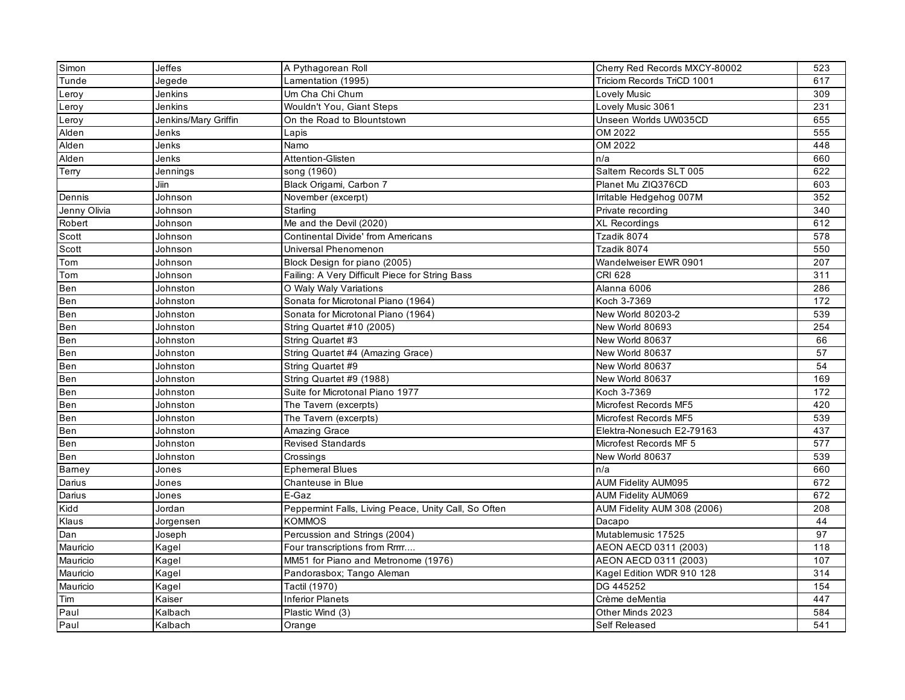| Simon | Jeffes | A Pythagorean Roll | Cherry Red Records MXCY-80002 | 523 |
|---|---|---|---|---|
| Tunde | Jegede | Lamentation (1995) | Triciom Records TriCD 1001 | 617 |
| Leroy | Jenkins | Um Cha Chi Chum | Lovely Music | 309 |
| Leroy | Jenkins | Wouldn't You, Giant Steps | Lovely Music 3061 | 231 |
| Leroy | Jenkins/Mary Griffin | On the Road to Blountstown | Unseen Worlds UW035CD | 655 |
| Alden | Jenks | Lapis | OM 2022 | 555 |
| Alden | Jenks | Namo | OM 2022 | 448 |
| Alden | Jenks | Attention-Glisten | n/a | 660 |
| Terry | Jennings | song (1960) | Saltern Records SLT 005 | 622 |
| | Jiin | Black Origami, Carbon 7 | Planet Mu ZIQ376CD | 603 |
| Dennis | Johnson | November (excerpt) | Irritable Hedgehog 007M | 352 |
| Jenny Olivia | Johnson | Starling | Private recording | 340 |
| Robert | Johnson | Me and the Devil (2020) | XL Recordings | 612 |
| Scott | Johnson | Continental Divide' from Americans | Tzadik 8074 | 578 |
| Scott | Johnson | Universal Phenomenon | Tzadik 8074 | 550 |
| Tom | Johnson | Block Design for piano (2005) | Wandelweiser EWR 0901 | 207 |
| Tom | Johnson | Failing: A Very Difficult Piece for String Bass | CRI 628 | 311 |
| Ben | Johnston | O Waly Waly Variations | Alanna 6006 | 286 |
| Ben | Johnston | Sonata for Microtonal Piano (1964) | Koch 3-7369 | 172 |
| Ben | Johnston | Sonata for Microtonal Piano (1964) | New World 80203-2 | 539 |
| Ben | Johnston | String Quartet #10 (2005) | New World 80693 | 254 |
| Ben | Johnston | String Quartet #3 | New World 80637 | 66 |
| Ben | Johnston | String Quartet #4 (Amazing Grace) | New World 80637 | 57 |
| Ben | Johnston | String Quartet #9 | New World 80637 | 54 |
| Ben | Johnston | String Quartet #9 (1988) | New World 80637 | 169 |
| Ben | Johnston | Suite for Microtonal Piano 1977 | Koch 3-7369 | 172 |
| Ben | Johnston | The Tavern (excerpts) | Microfest Records MF5 | 420 |
| Ben | Johnston | The Tavern (excerpts) | Microfest Records MF5 | 539 |
| Ben | Johnston | Amazing Grace | Elektra-Nonesuch E2-79163 | 437 |
| Ben | Johnston | Revised Standards | Microfest Records MF 5 | 577 |
| Ben | Johnston | Crossings | New World 80637 | 539 |
| Barney | Jones | Ephemeral Blues | n/a | 660 |
| Darius | Jones | Chanteuse in Blue | AUM Fidelity AUM095 | 672 |
| Darius | Jones | E-Gaz | AUM Fidelity AUM069 | 672 |
| Kidd | Jordan | Peppermint Falls, Living Peace, Unity Call, So Often | AUM Fidelity AUM 308 (2006) | 208 |
| Klaus | Jorgensen | KOMMOS | Dacapo | 44 |
| Dan | Joseph | Percussion and Strings (2004) | Mutablemusic 17525 | 97 |
| Mauricio | Kagel | Four transcriptions from Rrrrr.... | AEON AECD 0311 (2003) | 118 |
| Mauricio | Kagel | MM51 for Piano and Metronome (1976) | AEON AECD 0311 (2003) | 107 |
| Mauricio | Kagel | Pandorasbox; Tango Aleman | Kagel Edition WDR 910 128 | 314 |
| Mauricio | Kagel | Tactil (1970) | DG 445252 | 154 |
| Tim | Kaiser | Inferior Planets | Crème deMentia | 447 |
| Paul | Kalbach | Plastic Wind (3) | Other Minds 2023 | 584 |
| Paul | Kalbach | Orange | Self Released | 541 |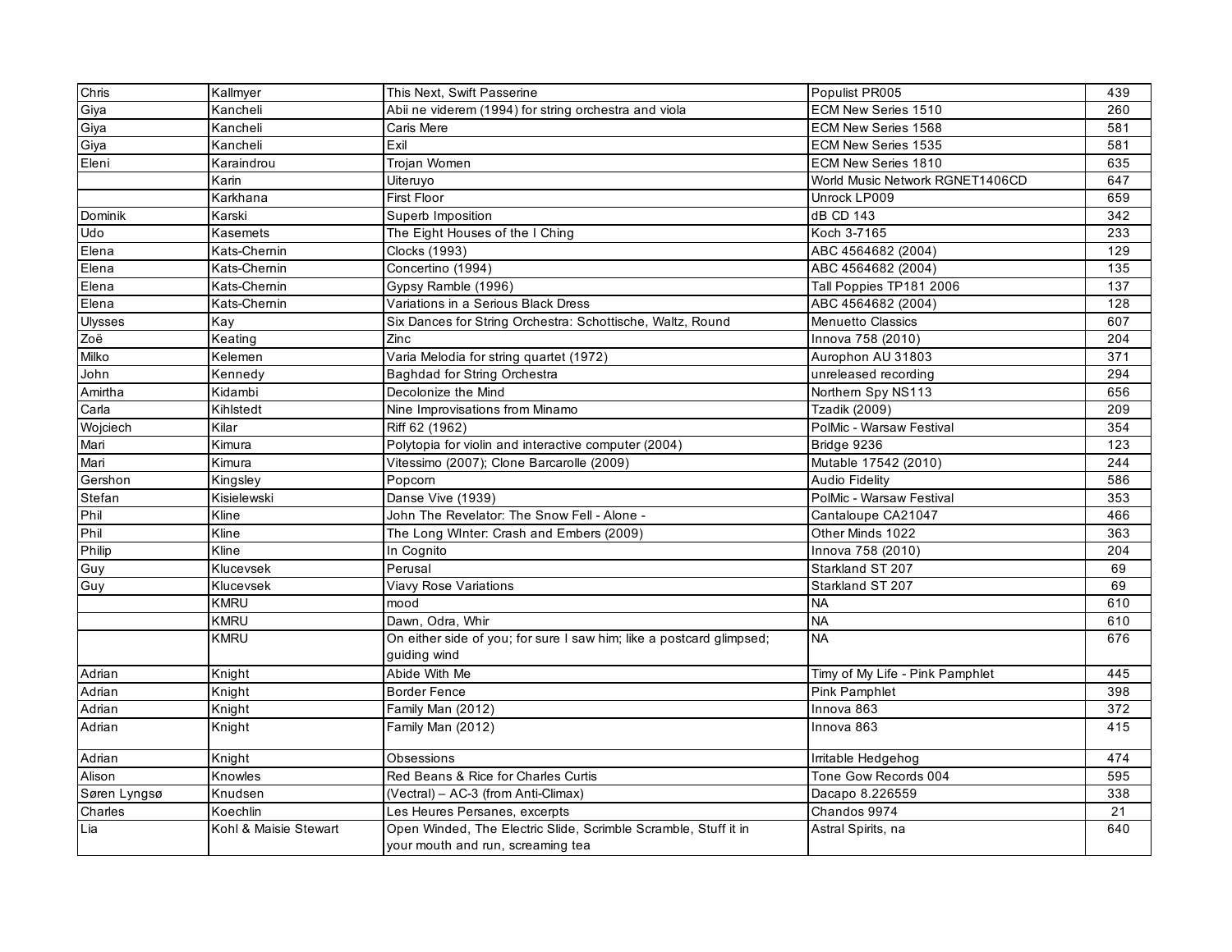| Chris | Kallmyer | This Next, Swift Passerine | Populist PR005 | 439 |
|---|---|---|---|---|
| Giya | Kancheli | Abii ne viderem (1994) for string orchestra and viola | ECM New Series 1510 | 260 |
| Giya | Kancheli | Caris Mere | ECM New Series 1568 | 581 |
| Giya | Kancheli | Exil | ECM New Series 1535 | 581 |
| Eleni | Karaindrou | Trojan Women | ECM New Series 1810 | 635 |
| | Karin | Uiteruyo | World Music Network RGNET1406CD | 647 |
| | Karkhana | First Floor | Unrock LP009 | 659 |
| Dominik | Karski | Superb Imposition | dB CD 143 | 342 |
| Udo | Kasemets | The Eight Houses of the I Ching | Koch 3-7165 | 233 |
| Elena | Kats-Chernin | Clocks (1993) | ABC 4564682 (2004) | 129 |
| Elena | Kats-Chernin | Concertino (1994) | ABC 4564682 (2004) | 135 |
| Elena | Kats-Chernin | Gypsy Ramble (1996) | Tall Poppies TP181 2006 | 137 |
| Elena | Kats-Chernin | Variations in a Serious Black Dress | ABC 4564682 (2004) | 128 |
| Ulysses | Kay | Six Dances for String Orchestra: Schottische, Waltz, Round | Menuetto Classics | 607 |
| Zoë | Keating | Zinc | Innova 758 (2010) | 204 |
| Milko | Kelemen | Varia Melodia for string quartet (1972) | Aurophon AU 31803 | 371 |
| John | Kennedy | Baghdad for String Orchestra | unreleased recording | 294 |
| Amirtha | Kidambi | Decolonize the Mind | Northern Spy NS113 | 656 |
| Carla | Kihlstedt | Nine Improvisations from Minamo | Tzadik (2009) | 209 |
| Wojciech | Kilar | Riff 62 (1962) | PolMic - Warsaw Festival | 354 |
| Mari | Kimura | Polytopia for violin and interactive computer (2004) | Bridge 9236 | 123 |
| Mari | Kimura | Vitessimo (2007); Clone Barcarolle (2009) | Mutable 17542 (2010) | 244 |
| Gershon | Kingsley | Popcorn | Audio Fidelity | 586 |
| Stefan | Kisielewski | Danse Vive (1939) | PolMic - Warsaw Festival | 353 |
| Phil | Kline | John The Revelator: The Snow Fell - Alone - | Cantaloupe CA21047 | 466 |
| Phil | Kline | The Long WInter: Crash and Embers (2009) | Other Minds 1022 | 363 |
| Philip | Kline | In Cognito | Innova 758 (2010) | 204 |
| Guy | Klucevsek | Perusal | Starkland ST 207 | 69 |
| Guy | Klucevsek | Viavy Rose Variations | Starkland ST 207 | 69 |
| | KMRU | mood | NA | 610 |
| | KMRU | Dawn, Odra, Whir | NA | 610 |
| | KMRU | On either side of you; for sure I saw him; like a postcard glimpsed; guiding wind | NA | 676 |
| Adrian | Knight | Abide With Me | Timy of My Life - Pink Pamphlet | 445 |
| Adrian | Knight | Border Fence | Pink Pamphlet | 398 |
| Adrian | Knight | Family Man (2012) | Innova 863 | 372 |
| Adrian | Knight | Family Man (2012) | Innova 863 | 415 |
| Adrian | Knight | Obsessions | Irritable Hedgehog | 474 |
| Alison | Knowles | Red Beans & Rice for Charles Curtis | Tone Gow Records 004 | 595 |
| Søren Lyngsø | Knudsen | (Vectral) – AC-3 (from Anti-Climax) | Dacapo 8.226559 | 338 |
| Charles | Koechlin | Les Heures Persanes, excerpts | Chandos 9974 | 21 |
| Lia | Kohl & Maisie Stewart | Open Winded, The Electric Slide, Scrimble Scramble, Stuff it in your mouth and run, screaming tea | Astral Spirits, na | 640 |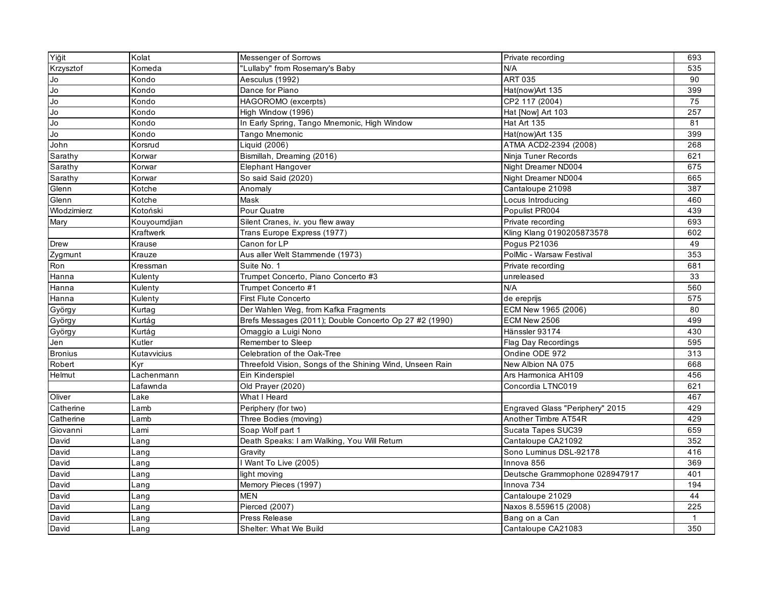| | | | | |
|---|---|---|---|---|
| Yiğit | Kolat | Messenger of Sorrows | Private recording | 693 |
| Krzysztof | Komeda | "Lullaby" from Rosemary's Baby | N/A | 535 |
| Jo | Kondo | Aesculus (1992) | ART 035 | 90 |
| Jo | Kondo | Dance for Piano | Hat(now)Art 135 | 399 |
| Jo | Kondo | HAGOROMO (excerpts) | CP2 117 (2004) | 75 |
| Jo | Kondo | High Window (1996) | Hat [Now] Art 103 | 257 |
| Jo | Kondo | In Early Spring, Tango Mnemonic, High Window | Hat Art 135 | 81 |
| Jo | Kondo | Tango Mnemonic | Hat(now)Art 135 | 399 |
| John | Korsrud | Liquid (2006) | ATMA ACD2-2394 (2008) | 268 |
| Sarathy | Korwar | Bismillah, Dreaming (2016) | Ninja Tuner Records | 621 |
| Sarathy | Korwar | Elephant Hangover | Night Dreamer ND004 | 675 |
| Sarathy | Korwar | So said Said (2020) | Night Dreamer ND004 | 665 |
| Glenn | Kotche | Anomaly | Cantaloupe 21098 | 387 |
| Glenn | Kotche | Mask | Locus Introducing | 460 |
| Wlodzimierz | Kotoński | Pour Quatre | Populist PR004 | 439 |
| Mary | Kouyoumdjian | Silent Cranes, iv. you flew away | Private recording | 693 |
| | Kraftwerk | Trans Europe Express (1977) | Kling Klang 0190205873578 | 602 |
| Drew | Krause | Canon for LP | Pogus P21036 | 49 |
| Zygmunt | Krauze | Aus aller Welt Stammende (1973) | PolMic - Warsaw Festival | 353 |
| Ron | Kressman | Suite No. 1 | Private recording | 681 |
| Hanna | Kulenty | Trumpet Concerto, Piano Concerto #3 | unreleased | 33 |
| Hanna | Kulenty | Trumpet Concerto #1 | N/A | 560 |
| Hanna | Kulenty | First Flute Concerto | de ereprijs | 575 |
| György | Kurtag | Der Wahlen Weg, from Kafka Fragments | ECM New 1965 (2006) | 80 |
| György | Kurtág | Brefs Messages (2011); Double Concerto Op 27 #2 (1990) | ECM New 2506 | 499 |
| György | Kurtág | Omaggio a Luigi Nono | Hänssler 93174 | 430 |
| Jen | Kutler | Remember to Sleep | Flag Day Recordings | 595 |
| Bronius | Kutavvicius | Celebration of the Oak-Tree | Ondine ODE 972 | 313 |
| Robert | Kyr | Threefold Vision, Songs of the Shining Wind, Unseen Rain | New Albion NA 075 | 668 |
| Helmut | Lachenmann | Ein Kinderspiel | Ars Harmonica AH109 | 456 |
| | Lafawnda | Old Prayer (2020) | Concordia LTNC019 | 621 |
| Oliver | Lake | What I Heard | | 467 |
| Catherine | Lamb | Periphery (for two) | Engraved Glass "Periphery" 2015 | 429 |
| Catherine | Lamb | Three Bodies (moving) | Another Timbre AT54R | 429 |
| Giovanni | Lami | Soap Wolf part 1 | Sucata Tapes SUC39 | 659 |
| David | Lang | Death Speaks: I am Walking, You Will Return | Cantaloupe CA21092 | 352 |
| David | Lang | Gravity | Sono Luminus DSL-92178 | 416 |
| David | Lang | I Want To Live (2005) | Innova 856 | 369 |
| David | Lang | light moving | Deutsche Grammophone 028947917 | 401 |
| David | Lang | Memory Pieces (1997) | Innova 734 | 194 |
| David | Lang | MEN | Cantaloupe 21029 | 44 |
| David | Lang | Pierced (2007) | Naxos 8.559615 (2008) | 225 |
| David | Lang | Press Release | Bang on a Can | 1 |
| David | Lang | Shelter: What We Build | Cantaloupe CA21083 | 350 |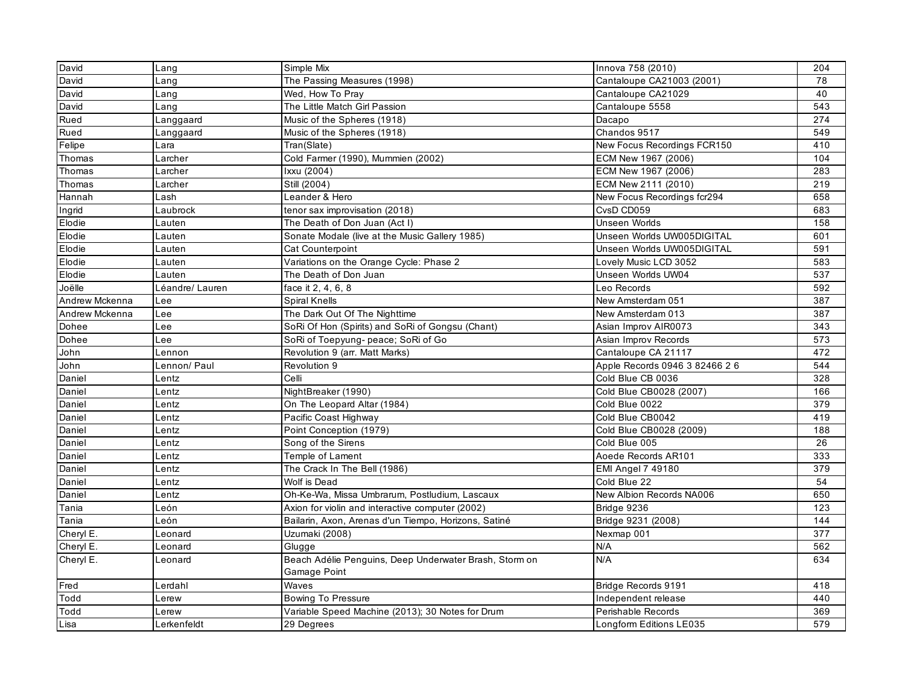| David | Lang | Simple Mix | Innova 758 (2010) | 204 |
|---|---|---|---|---|
| David | Lang | The Passing Measures (1998) | Cantaloupe CA21003 (2001) | 78 |
| David | Lang | Wed, How To Pray | Cantaloupe CA21029 | 40 |
| David | Lang | The Little Match Girl Passion | Cantaloupe 5558 | 543 |
| Rued | Langgaard | Music of the Spheres (1918) | Dacapo | 274 |
| Rued | Langgaard | Music of the Spheres (1918) | Chandos 9517 | 549 |
| Felipe | Lara | Tran(Slate) | New Focus Recordings FCR150 | 410 |
| Thomas | Larcher | Cold Farmer (1990), Mummien (2002) | ECM New 1967 (2006) | 104 |
| Thomas | Larcher | Ixxu (2004) | ECM New 1967 (2006) | 283 |
| Thomas | Larcher | Still (2004) | ECM New 2111 (2010) | 219 |
| Hannah | Lash | Leander & Hero | New Focus Recordings fcr294 | 658 |
| Ingrid | Laubrock | tenor sax improvisation (2018) | CvsD CD059 | 683 |
| Elodie | Lauten | The Death of Don Juan (Act I) | Unseen Worlds | 158 |
| Elodie | Lauten | Sonate Modale (live at the Music Gallery 1985) | Unseen Worlds UW005DIGITAL | 601 |
| Elodie | Lauten | Cat Counterpoint | Unseen Worlds UW005DIGITAL | 591 |
| Elodie | Lauten | Variations on the Orange Cycle: Phase 2 | Lovely Music LCD 3052 | 583 |
| Elodie | Lauten | The Death of Don Juan | Unseen Worlds UW04 | 537 |
| Joëlle | Léandre/ Lauren | face it 2, 4, 6, 8 | Leo Records | 592 |
| Andrew Mckenna | Lee | Spiral Knells | New Amsterdam 051 | 387 |
| Andrew Mckenna | Lee | The Dark Out Of The Nighttime | New Amsterdam 013 | 387 |
| Dohee | Lee | SoRi Of Hon (Spirits) and SoRi of Gongsu (Chant) | Asian Improv AIR0073 | 343 |
| Dohee | Lee | SoRi of Toepyung- peace; SoRi of Go | Asian Improv Records | 573 |
| John | Lennon | Revolution 9 (arr. Matt Marks) | Cantaloupe CA 21117 | 472 |
| John | Lennon/ Paul | Revolution 9 | Apple Records 0946 3 82466 2 6 | 544 |
| Daniel | Lentz | Celli | Cold Blue CB 0036 | 328 |
| Daniel | Lentz | NightBreaker (1990) | Cold Blue CB0028 (2007) | 166 |
| Daniel | Lentz | On The Leopard Altar (1984) | Cold Blue 0022 | 379 |
| Daniel | Lentz | Pacific Coast Highway | Cold Blue CB0042 | 419 |
| Daniel | Lentz | Point Conception (1979) | Cold Blue CB0028 (2009) | 188 |
| Daniel | Lentz | Song of the Sirens | Cold Blue 005 | 26 |
| Daniel | Lentz | Temple of Lament | Aoede Records AR101 | 333 |
| Daniel | Lentz | The Crack In The Bell (1986) | EMI Angel 7 49180 | 379 |
| Daniel | Lentz | Wolf is Dead | Cold Blue 22 | 54 |
| Daniel | Lentz | Oh-Ke-Wa, Missa Umbrarum, Postludium, Lascaux | New Albion Records NA006 | 650 |
| Tania | León | Axion for violin and interactive computer (2002) | Bridge 9236 | 123 |
| Tania | León | Bailarin, Axon, Arenas d'un Tiempo, Horizons, Satiné | Bridge 9231 (2008) | 144 |
| Cheryl E. | Leonard | Uzumaki (2008) | Nexmap 001 | 377 |
| Cheryl E. | Leonard | Glugge | N/A | 562 |
| Cheryl E. | Leonard | Beach Adélie Penguins, Deep Underwater Brash, Storm on Gamage Point | N/A | 634 |
| Fred | Lerdahl | Waves | Bridge Records 9191 | 418 |
| Todd | Lerew | Bowing To Pressure | Independent release | 440 |
| Todd | Lerew | Variable Speed Machine (2013); 30 Notes for Drum | Perishable Records | 369 |
| Lisa | Lerkenfeldt | 29 Degrees | Longform Editions LE035 | 579 |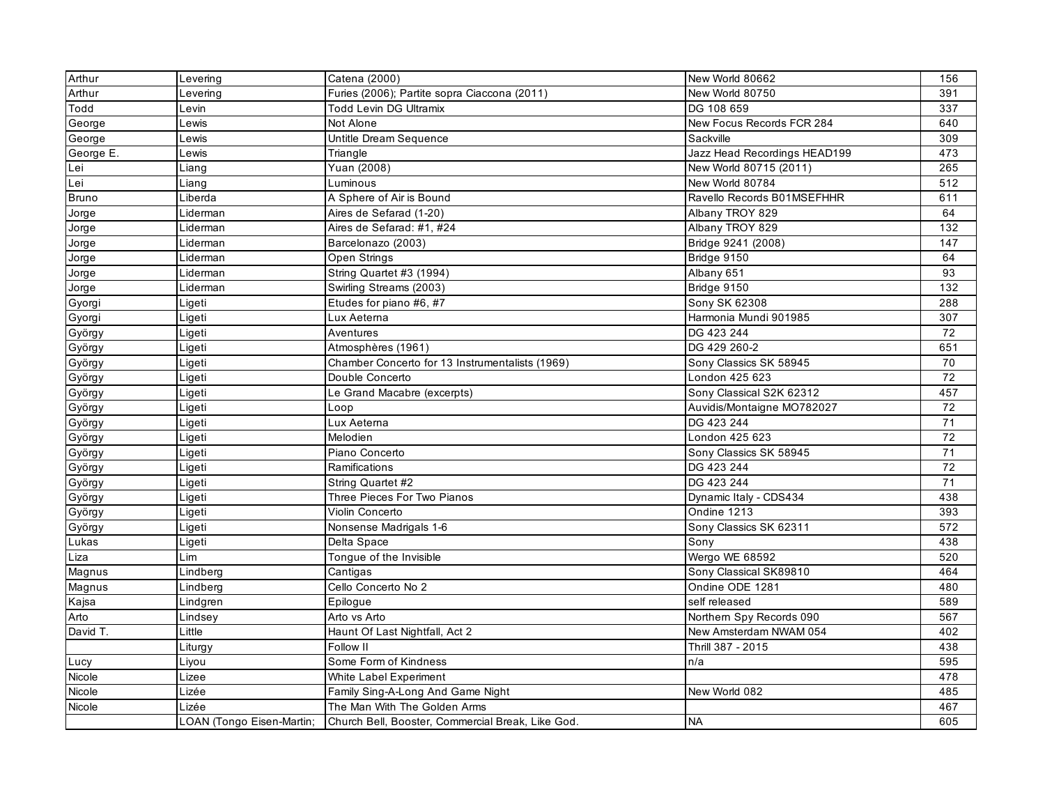| | | | | |
|---|---|---|---|---|
| Arthur | Levering | Catena (2000) | New World 80662 | 156 |
| Arthur | Levering | Furies (2006); Partite sopra Ciaccona (2011) | New World 80750 | 391 |
| Todd | Levin | Todd Levin DG Ultramix | DG 108 659 | 337 |
| George | Lewis | Not Alone | New Focus Records FCR 284 | 640 |
| George | Lewis | Untitle Dream Sequence | Sackville | 309 |
| George E. | Lewis | Triangle | Jazz Head Recordings HEAD199 | 473 |
| Lei | Liang | Yuan (2008) | New World 80715 (2011) | 265 |
| Lei | Liang | Luminous | New World 80784 | 512 |
| Bruno | Liberda | A Sphere of Air is Bound | Ravello Records B01MSEFHHR | 611 |
| Jorge | Liderman | Aires de Sefarad (1-20) | Albany TROY 829 | 64 |
| Jorge | Liderman | Aires de Sefarad: #1, #24 | Albany TROY 829 | 132 |
| Jorge | Liderman | Barcelonazo (2003) | Bridge 9241 (2008) | 147 |
| Jorge | Liderman | Open Strings | Bridge 9150 | 64 |
| Jorge | Liderman | String Quartet #3 (1994) | Albany 651 | 93 |
| Jorge | Liderman | Swirling Streams (2003) | Bridge 9150 | 132 |
| Gyorgi | Ligeti | Etudes for piano #6, #7 | Sony SK 62308 | 288 |
| Gyorgi | Ligeti | Lux Aeterna | Harmonia Mundi 901985 | 307 |
| György | Ligeti | Aventures | DG 423 244 | 72 |
| György | Ligeti | Atmosphères (1961) | DG 429 260-2 | 651 |
| György | Ligeti | Chamber Concerto for 13 Instrumentalists (1969) | Sony Classics SK 58945 | 70 |
| György | Ligeti | Double Concerto | London 425 623 | 72 |
| György | Ligeti | Le Grand Macabre (excerpts) | Sony Classical S2K 62312 | 457 |
| György | Ligeti | Loop | Auvidis/Montaigne MO782027 | 72 |
| György | Ligeti | Lux Aeterna | DG 423 244 | 71 |
| György | Ligeti | Melodien | London 425 623 | 72 |
| György | Ligeti | Piano Concerto | Sony Classics SK 58945 | 71 |
| György | Ligeti | Ramifications | DG 423 244 | 72 |
| György | Ligeti | String Quartet #2 | DG 423 244 | 71 |
| György | Ligeti | Three Pieces For Two Pianos | Dynamic Italy - CDS434 | 438 |
| György | Ligeti | Violin Concerto | Ondine 1213 | 393 |
| György | Ligeti | Nonsense Madrigals 1-6 | Sony Classics SK 62311 | 572 |
| Lukas | Ligeti | Delta Space | Sony | 438 |
| Liza | Lim | Tongue of the Invisible | Wergo WE 68592 | 520 |
| Magnus | Lindberg | Cantigas | Sony Classical SK89810 | 464 |
| Magnus | Lindberg | Cello Concerto No 2 | Ondine ODE 1281 | 480 |
| Kajsa | Lindgren | Epilogue | self released | 589 |
| Arto | Lindsey | Arto vs Arto | Northern Spy Records 090 | 567 |
| David T. | Little | Haunt Of Last Nightfall, Act 2 | New Amsterdam NWAM 054 | 402 |
| | Liturgy | Follow II | Thrill 387 - 2015 | 438 |
| Lucy | Liyou | Some Form of Kindness | n/a | 595 |
| Nicole | Lizee | White Label Experiment | | 478 |
| Nicole | Lizée | Family Sing-A-Long And Game Night | New World 082 | 485 |
| Nicole | Lizée | The Man With The Golden Arms | | 467 |
| | LOAN (Tongo Eisen-Martin; | Church Bell, Booster, Commercial Break, Like God. | NA | 605 |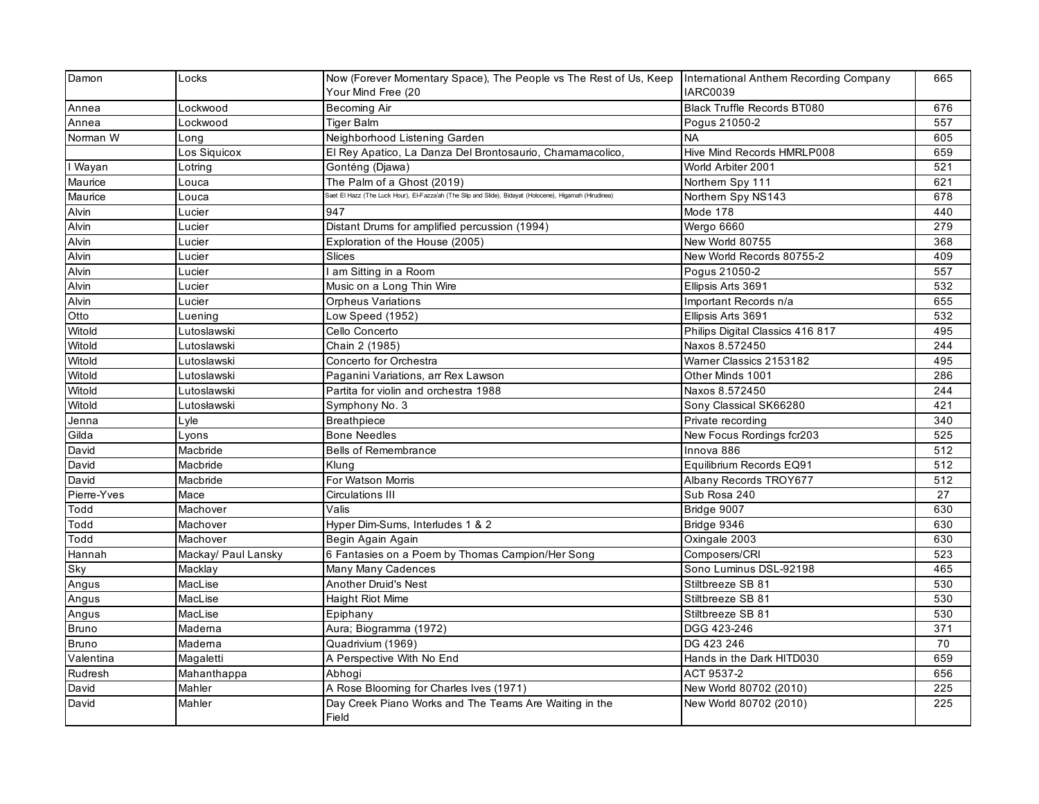| Damon | Locks | Now (Forever Momentary Space), The People vs The Rest of Us, Keep Your Mind Free (20 | International Anthem Recording Company IARC0039 | 665 |
|---|---|---|---|---|
| Annea | Lockwood | Becoming Air | Black Truffle Records BT080 | 676 |
| Annea | Lockwood | Tiger Balm | Pogus 21050-2 | 557 |
| Norman W | Long | Neighborhood Listening Garden | NA | 605 |
| | Los Siquicox | El Rey Apatico, La Danza Del Brontosaurio, Chamamacolico, | Hive Mind Records HMRLP008 | 659 |
| I Wayan | Lotring | Gonténg (Djawa) | World Arbiter 2001 | 521 |
| Maurice | Louca | The Palm of a Ghost (2019) | Northern Spy 111 | 621 |
| Maurice | Louca | Saet El Hazz (The Luck Hour), El-Fazza'ah (The Slip and Slide), Bidayat (Holocene), Higamah (Hirudinea) | Northern Spy NS143 | 678 |
| Alvin | Lucier | 947 | Mode 178 | 440 |
| Alvin | Lucier | Distant Drums for amplified percussion (1994) | Wergo 6660 | 279 |
| Alvin | Lucier | Exploration of the House (2005) | New World 80755 | 368 |
| Alvin | Lucier | Slices | New World Records 80755-2 | 409 |
| Alvin | Lucier | I am Sitting in a Room | Pogus 21050-2 | 557 |
| Alvin | Lucier | Music on a Long Thin Wire | Ellipsis Arts 3691 | 532 |
| Alvin | Lucier | Orpheus Variations | Important Records n/a | 655 |
| Otto | Luening | Low Speed (1952) | Ellipsis Arts 3691 | 532 |
| Witold | Lutoslawski | Cello Concerto | Philips Digital Classics 416 817 | 495 |
| Witold | Lutoslawski | Chain 2 (1985) | Naxos 8.572450 | 244 |
| Witold | Lutoslawski | Concerto for Orchestra | Warner Classics 2153182 | 495 |
| Witold | Lutoslawski | Paganini Variations, arr Rex Lawson | Other Minds 1001 | 286 |
| Witold | Lutoslawski | Partita for violin and orchestra 1988 | Naxos 8.572450 | 244 |
| Witold | Lutosławski | Symphony No. 3 | Sony Classical SK66280 | 421 |
| Jenna | Lyle | Breathpiece | Private recording | 340 |
| Gilda | Lyons | Bone Needles | New Focus Rordings fcr203 | 525 |
| David | Macbride | Bells of Remembrance | Innova 886 | 512 |
| David | Macbride | Klung | Equilibrium Records EQ91 | 512 |
| David | Macbride | For Watson Morris | Albany Records TROY677 | 512 |
| Pierre-Yves | Mace | Circulations III | Sub Rosa 240 | 27 |
| Todd | Machover | Valis | Bridge 9007 | 630 |
| Todd | Machover | Hyper Dim-Sums, Interludes 1 & 2 | Bridge 9346 | 630 |
| Todd | Machover | Begin Again Again | Oxingale 2003 | 630 |
| Hannah | Mackay/ Paul Lansky | 6 Fantasies on a Poem by Thomas Campion/Her Song | Composers/CRI | 523 |
| Sky | Macklay | Many Many Cadences | Sono Luminus DSL-92198 | 465 |
| Angus | MacLise | Another Druid's Nest | Stiltbreeze SB 81 | 530 |
| Angus | MacLise | Haight Riot Mime | Stiltbreeze SB 81 | 530 |
| Angus | MacLise | Epiphany | Stiltbreeze SB 81 | 530 |
| Bruno | Maderna | Aura; Biogramma (1972) | DGG 423-246 | 371 |
| Bruno | Maderna | Quadrivium (1969) | DG 423 246 | 70 |
| Valentina | Magaletti | A Perspective With No End | Hands in the Dark HITD030 | 659 |
| Rudresh | Mahanthappa | Abhogi | ACT 9537-2 | 656 |
| David | Mahler | A Rose Blooming for Charles Ives (1971) | New World 80702 (2010) | 225 |
| David | Mahler | Day Creek Piano Works and The Teams Are Waiting in the Field | New World 80702 (2010) | 225 |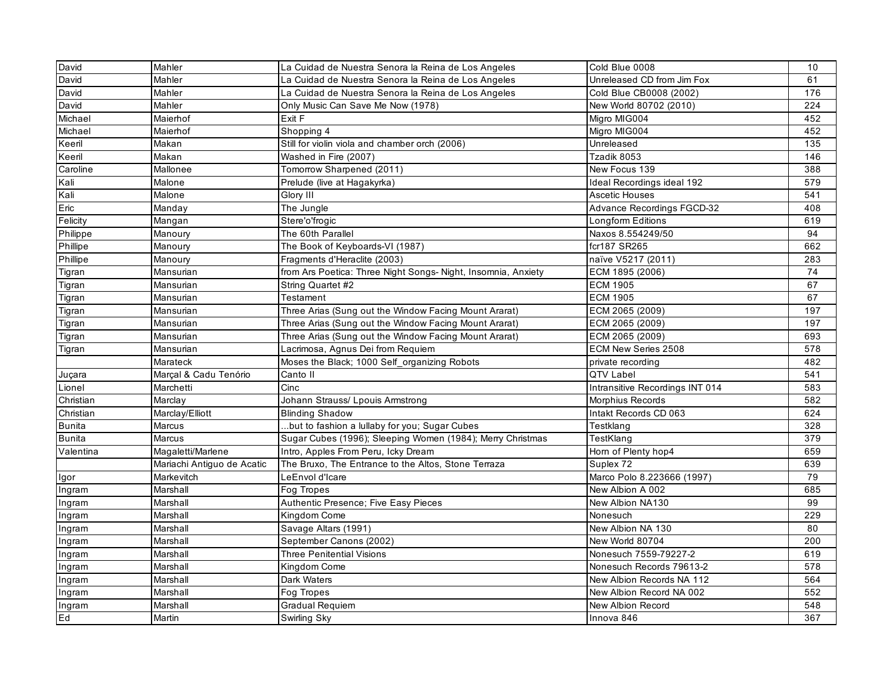| David | Mahler | La Cuidad de Nuestra Senora la Reina de Los Angeles | Cold Blue 0008 | 10 |
|---|---|---|---|---|
| David | Mahler | La Cuidad de Nuestra Senora la Reina de Los Angeles | Unreleased CD from Jim Fox | 61 |
| David | Mahler | La Cuidad de Nuestra Senora la Reina de Los Angeles | Cold Blue CB0008 (2002) | 176 |
| David | Mahler | Only Music Can Save Me Now (1978) | New World 80702 (2010) | 224 |
| Michael | Maierhof | Exit F | Migro MIG004 | 452 |
| Michael | Maierhof | Shopping 4 | Migro MIG004 | 452 |
| Keeril | Makan | Still for violin viola and chamber orch (2006) | Unreleased | 135 |
| Keeril | Makan | Washed in Fire (2007) | Tzadik 8053 | 146 |
| Caroline | Mallonee | Tomorrow Sharpened (2011) | New Focus 139 | 388 |
| Kali | Malone | Prelude (live at Hagakyrka) | Ideal Recordings ideal 192 | 579 |
| Kali | Malone | Glory III | Ascetic Houses | 541 |
| Eric | Manday | The Jungle | Advance Recordings FGCD-32 | 408 |
| Felicity | Mangan | Stere'o'frogic | Longform Editions | 619 |
| Philippe | Manoury | The 60th Parallel | Naxos 8.554249/50 | 94 |
| Phillipe | Manoury | The Book of Keyboards-VI (1987) | fcr187 SR265 | 662 |
| Phillipe | Manoury | Fragments d'Heraclite (2003) | naïve V5217 (2011) | 283 |
| Tigran | Mansurian | from Ars Poetica: Three Night Songs- Night, Insomnia, Anxiety | ECM 1895 (2006) | 74 |
| Tigran | Mansurian | String Quartet #2 | ECM 1905 | 67 |
| Tigran | Mansurian | Testament | ECM 1905 | 67 |
| Tigran | Mansurian | Three Arias (Sung out the Window Facing Mount Ararat) | ECM 2065 (2009) | 197 |
| Tigran | Mansurian | Three Arias (Sung out the Window Facing Mount Ararat) | ECM 2065 (2009) | 197 |
| Tigran | Mansurian | Three Arias (Sung out the Window Facing Mount Ararat) | ECM 2065 (2009) | 693 |
| Tigran | Mansurian | Lacrimosa, Agnus Dei from Requiem | ECM New Series 2508 | 578 |
| | Marateck | Moses the Black; 1000 Self_organizing Robots | private recording | 482 |
| Juçara | Marçal & Cadu Tenório | Canto II | QTV Label | 541 |
| Lionel | Marchetti | Cinc | Intransitive Recordings INT 014 | 583 |
| Christian | Marclay | Johann Strauss/ Lpouis Armstrong | Morphius Records | 582 |
| Christian | Marclay/Elliott | Blinding Shadow | Intakt Records CD 063 | 624 |
| Bunita | Marcus | ...but to fashion a lullaby for you; Sugar Cubes | Testklang | 328 |
| Bunita | Marcus | Sugar Cubes (1996); Sleeping Women (1984); Merry Christmas | TestKlang | 379 |
| Valentina | Magaletti/Marlene | Intro, Apples From Peru, Icky Dream | Horn of Plenty hop4 | 659 |
| | Mariachi Antiguo de Acatic | The Bruxo, The Entrance to the Altos, Stone Terraza | Suplex 72 | 639 |
| Igor | Markevitch | LeEnvol d'Icare | Marco Polo 8.223666 (1997) | 79 |
| Ingram | Marshall | Fog Tropes | New Albion A 002 | 685 |
| Ingram | Marshall | Authentic Presence; Five Easy Pieces | New Albion NA130 | 99 |
| Ingram | Marshall | Kingdom Come | Nonesuch | 229 |
| Ingram | Marshall | Savage Altars (1991) | New Albion NA 130 | 80 |
| Ingram | Marshall | September Canons (2002) | New World 80704 | 200 |
| Ingram | Marshall | Three Penitential Visions | Nonesuch 7559-79227-2 | 619 |
| Ingram | Marshall | Kingdom Come | Nonesuch Records 79613-2 | 578 |
| Ingram | Marshall | Dark Waters | New Albion Records NA 112 | 564 |
| Ingram | Marshall | Fog Tropes | New Albion Record NA 002 | 552 |
| Ingram | Marshall | Gradual Requiem | New Albion Record | 548 |
| Ed | Martin | Swirling Sky | Innova 846 | 367 |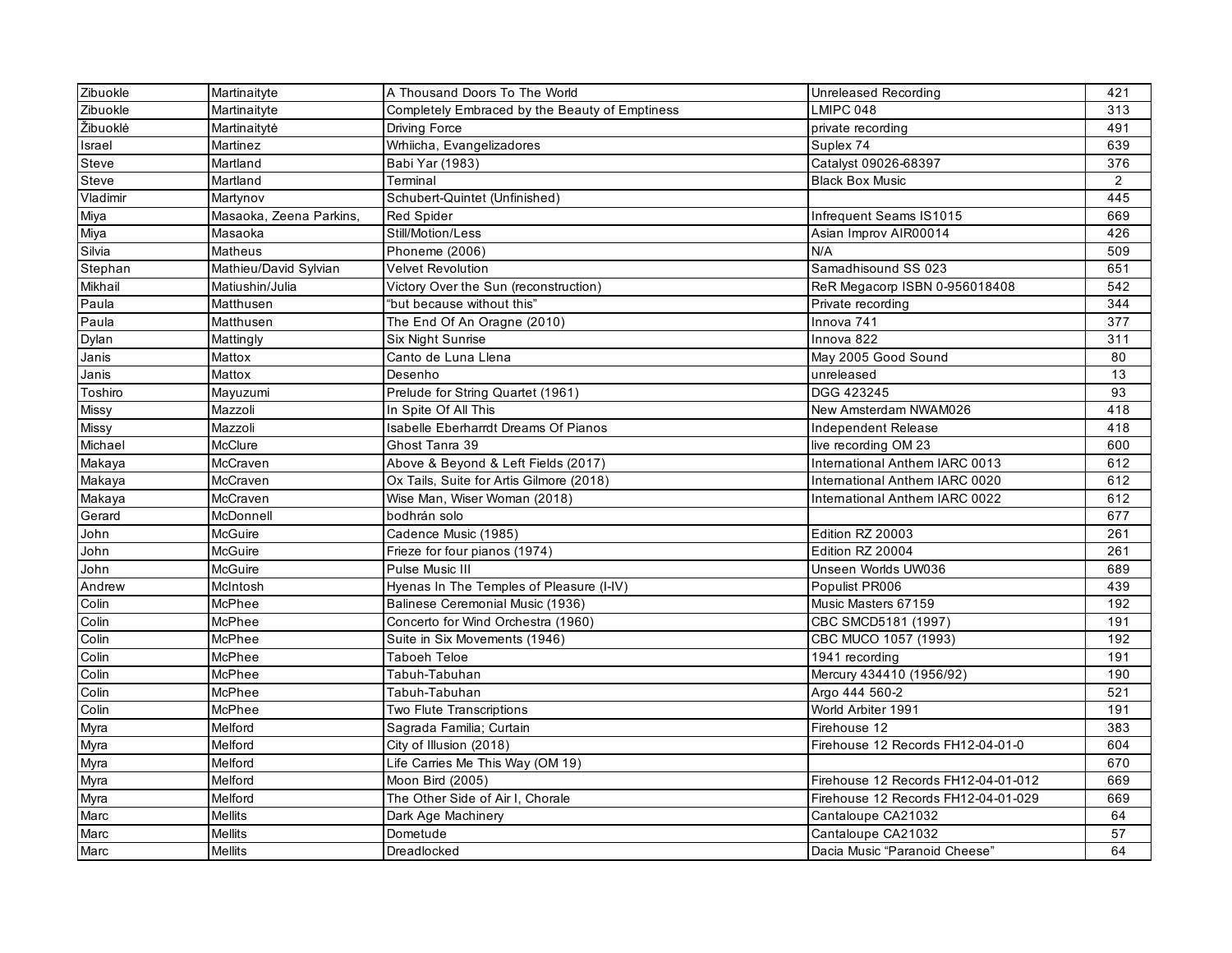| Zibuokle | Martinaityte | A Thousand Doors To The World | Unreleased Recording | 421 |
|---|---|---|---|---|
| Zibuokle | Martinaityte | Completely Embraced by the Beauty of Emptiness | LMIPC 048 | 313 |
| Žibuoklė | Martinaitytė | Driving Force | private recording | 491 |
| Israel | Martinez | Wrhiicha, Evangelizadores | Suplex 74 | 639 |
| Steve | Martland | Babi Yar (1983) | Catalyst 09026-68397 | 376 |
| Steve | Martland | Terminal | Black Box Music | 2 |
| Vladimir | Martynov | Schubert-Quintet (Unfinished) | | 445 |
| Miya | Masaoka, Zeena Parkins, | Red Spider | Infrequent Seams IS1015 | 669 |
| Miya | Masaoka | Still/Motion/Less | Asian Improv AIR00014 | 426 |
| Silvia | Matheus | Phoneme (2006) | N/A | 509 |
| Stephan | Mathieu/David Sylvian | Velvet Revolution | Samadhisound SS 023 | 651 |
| Mikhail | Matiushin/Julia | Victory Over the Sun (reconstruction) | ReR Megacorp ISBN 0-956018408 | 542 |
| Paula | Matthusen | "but because without this" | Private recording | 344 |
| Paula | Matthusen | The End Of An Oragne (2010) | Innova 741 | 377 |
| Dylan | Mattingly | Six Night Sunrise | Innova 822 | 311 |
| Janis | Mattox | Canto de Luna Llena | May 2005 Good Sound | 80 |
| Janis | Mattox | Desenho | unreleased | 13 |
| Toshiro | Mayuzumi | Prelude for String Quartet (1961) | DGG 423245 | 93 |
| Missy | Mazzoli | In Spite Of All This | New Amsterdam NWAM026 | 418 |
| Missy | Mazzoli | Isabelle Eberharrdt Dreams Of Pianos | Independent Release | 418 |
| Michael | McClure | Ghost Tanra 39 | live recording OM 23 | 600 |
| Makaya | McCraven | Above & Beyond & Left Fields (2017) | International Anthem IARC 0013 | 612 |
| Makaya | McCraven | Ox Tails, Suite for Artis Gilmore (2018) | International Anthem IARC 0020 | 612 |
| Makaya | McCraven | Wise Man, Wiser Woman (2018) | International Anthem IARC 0022 | 612 |
| Gerard | McDonnell | bodhrán solo | | 677 |
| John | McGuire | Cadence Music (1985) | Edition RZ 20003 | 261 |
| John | McGuire | Frieze for four pianos (1974) | Edition RZ 20004 | 261 |
| John | McGuire | Pulse Music III | Unseen Worlds UW036 | 689 |
| Andrew | McIntosh | Hyenas In The Temples of Pleasure (I-IV) | Populist PR006 | 439 |
| Colin | McPhee | Balinese Ceremonial Music (1936) | Music Masters 67159 | 192 |
| Colin | McPhee | Concerto for Wind Orchestra (1960) | CBC SMCD5181 (1997) | 191 |
| Colin | McPhee | Suite in Six Movements (1946) | CBC MUCO 1057 (1993) | 192 |
| Colin | McPhee | Taboeh Teloe | 1941 recording | 191 |
| Colin | McPhee | Tabuh-Tabuhan | Mercury 434410 (1956/92) | 190 |
| Colin | McPhee | Tabuh-Tabuhan | Argo 444 560-2 | 521 |
| Colin | McPhee | Two Flute Transcriptions | World Arbiter 1991 | 191 |
| Myra | Melford | Sagrada Familia; Curtain | Firehouse 12 | 383 |
| Myra | Melford | City of Illusion (2018) | Firehouse 12 Records FH12-04-01-0 | 604 |
| Myra | Melford | Life Carries Me This Way (OM 19) | | 670 |
| Myra | Melford | Moon Bird (2005) | Firehouse 12 Records FH12-04-01-012 | 669 |
| Myra | Melford | The Other Side of Air I, Chorale | Firehouse 12 Records FH12-04-01-029 | 669 |
| Marc | Mellits | Dark Age Machinery | Cantaloupe CA21032 | 64 |
| Marc | Mellits | Dometude | Cantaloupe CA21032 | 57 |
| Marc | Mellits | Dreadlocked | Dacia Music "Paranoid Cheese" | 64 |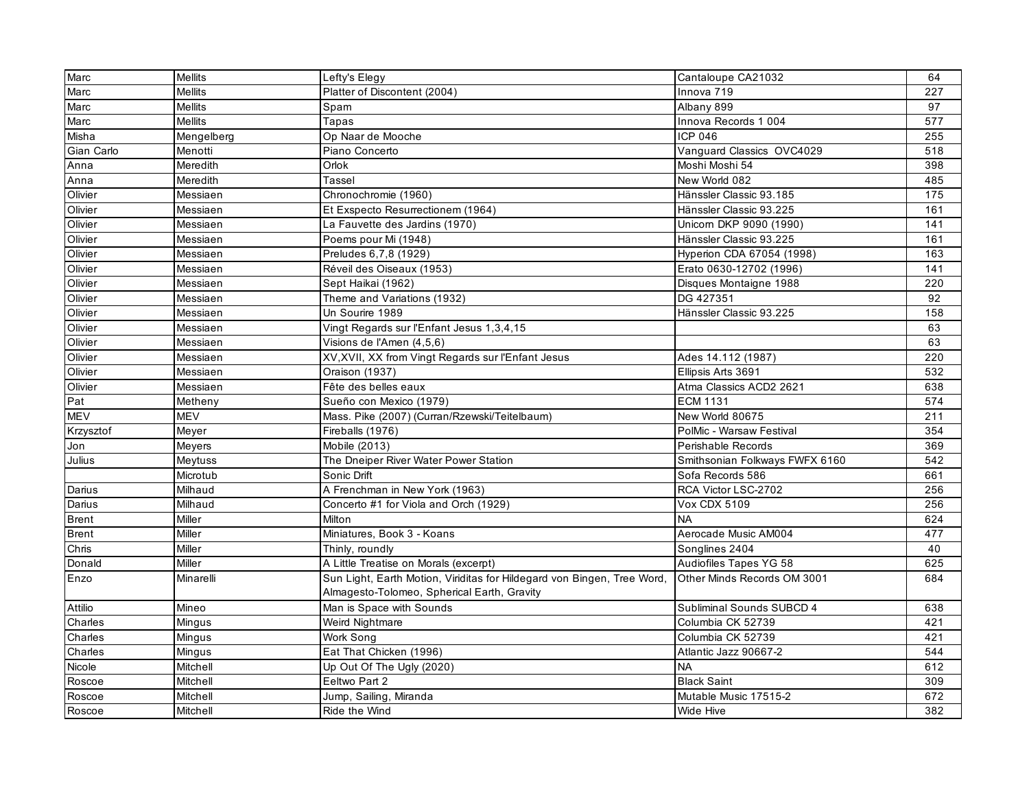| Marc | Mellits | Lefty's Elegy | Cantaloupe CA21032 | 64 |
|---|---|---|---|---|
| Marc | Mellits | Platter of Discontent (2004) | Innova 719 | 227 |
| Marc | Mellits | Spam | Albany 899 | 97 |
| Marc | Mellits | Tapas | Innova Records 1 004 | 577 |
| Misha | Mengelberg | Op Naar de Mooche | ICP 046 | 255 |
| Gian Carlo | Menotti | Piano Concerto | Vanguard Classics OVC4029 | 518 |
| Anna | Meredith | Orlok | Moshi Moshi 54 | 398 |
| Anna | Meredith | Tassel | New World 082 | 485 |
| Olivier | Messiaen | Chronochromie (1960) | Hänssler Classic 93.185 | 175 |
| Olivier | Messiaen | Et Exspecto Resurrectionem (1964) | Hänssler Classic 93.225 | 161 |
| Olivier | Messiaen | La Fauvette des Jardins (1970) | Unicorn DKP 9090 (1990) | 141 |
| Olivier | Messiaen | Poems pour Mi (1948) | Hänssler Classic 93.225 | 161 |
| Olivier | Messiaen | Preludes 6,7,8 (1929) | Hyperion CDA 67054 (1998) | 163 |
| Olivier | Messiaen | Réveil des Oiseaux (1953) | Erato 0630-12702 (1996) | 141 |
| Olivier | Messiaen | Sept Haikai (1962) | Disques Montaigne 1988 | 220 |
| Olivier | Messiaen | Theme and Variations (1932) | DG 427351 | 92 |
| Olivier | Messiaen | Un Sourire 1989 | Hänssler Classic 93.225 | 158 |
| Olivier | Messiaen | Vingt Regards sur l'Enfant Jesus 1,3,4,15 | | 63 |
| Olivier | Messiaen | Visions de l'Amen (4,5,6) | | 63 |
| Olivier | Messiaen | XV,XVII, XX from Vingt Regards sur l'Enfant Jesus | Ades 14.112 (1987) | 220 |
| Olivier | Messiaen | Oraison (1937) | Ellipsis Arts 3691 | 532 |
| Olivier | Messiaen | Fête des belles eaux | Atma Classics ACD2 2621 | 638 |
| Pat | Metheny | Sueño con Mexico (1979) | ECM 1131 | 574 |
| MEV | MEV | Mass. Pike (2007) (Curran/Rzewski/Teitelbaum) | New World 80675 | 211 |
| Krzysztof | Meyer | Fireballs (1976) | PolMic - Warsaw Festival | 354 |
| Jon | Meyers | Mobile (2013) | Perishable Records | 369 |
| Julius | Meytuss | The Dneiper River Water Power Station | Smithsonian Folkways FWFX 6160 | 542 |
| | Microtub | Sonic Drift | Sofa Records 586 | 661 |
| Darius | Milhaud | A Frenchman in New York (1963) | RCA Victor LSC-2702 | 256 |
| Darius | Milhaud | Concerto #1 for Viola and Orch (1929) | Vox CDX 5109 | 256 |
| Brent | Miller | Milton | NA | 624 |
| Brent | Miller | Miniatures, Book 3 - Koans | Aerocade Music AM004 | 477 |
| Chris | Miller | Thinly, roundly | Songlines 2404 | 40 |
| Donald | Miller | A Little Treatise on Morals (excerpt) | Audiofiles Tapes YG 58 | 625 |
| Enzo | Minarelli | Sun Light, Earth Motion, Viriditas for Hildegard von Bingen, Tree Word, Almagesto-Tolomeo, Spherical Earth, Gravity | Other Minds Records OM 3001 | 684 |
| Attilio | Mineo | Man is Space with Sounds | Subliminal Sounds SUBCD 4 | 638 |
| Charles | Mingus | Weird Nightmare | Columbia CK 52739 | 421 |
| Charles | Mingus | Work Song | Columbia CK 52739 | 421 |
| Charles | Mingus | Eat That Chicken (1996) | Atlantic Jazz 90667-2 | 544 |
| Nicole | Mitchell | Up Out Of The Ugly (2020) | NA | 612 |
| Roscoe | Mitchell | Eeltwo Part 2 | Black Saint | 309 |
| Roscoe | Mitchell | Jump, Sailing, Miranda | Mutable Music 17515-2 | 672 |
| Roscoe | Mitchell | Ride the Wind | Wide Hive | 382 |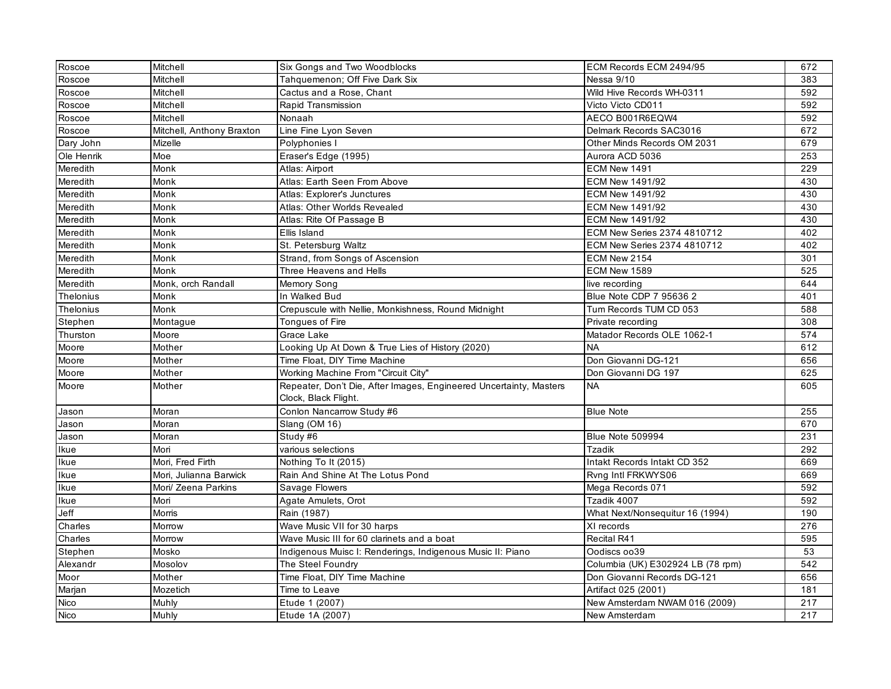| Roscoe | Mitchell | Six Gongs and Two Woodblocks | ECM Records ECM 2494/95 | 672 |
|---|---|---|---|---|
| Roscoe | Mitchell | Tahquemenon; Off Five Dark Six | Nessa 9/10 | 383 |
| Roscoe | Mitchell | Cactus and a Rose, Chant | Wild Hive Records WH-0311 | 592 |
| Roscoe | Mitchell | Rapid Transmission | Victo Victo CD011 | 592 |
| Roscoe | Mitchell | Nonaah | AECO B001R6EQW4 | 592 |
| Roscoe | Mitchell, Anthony Braxton | Line Fine Lyon Seven | Delmark Records SAC3016 | 672 |
| Dary John | Mizelle | Polyphonies I | Other Minds Records OM 2031 | 679 |
| Ole Henrik | Moe | Eraser's Edge (1995) | Aurora ACD 5036 | 253 |
| Meredith | Monk | Atlas: Airport | ECM New 1491 | 229 |
| Meredith | Monk | Atlas: Earth Seen From Above | ECM New 1491/92 | 430 |
| Meredith | Monk | Atlas: Explorer's Junctures | ECM New 1491/92 | 430 |
| Meredith | Monk | Atlas: Other Worlds Revealed | ECM New 1491/92 | 430 |
| Meredith | Monk | Atlas: Rite Of Passage B | ECM New 1491/92 | 430 |
| Meredith | Monk | Ellis Island | ECM New Series 2374 4810712 | 402 |
| Meredith | Monk | St. Petersburg Waltz | ECM New Series 2374 4810712 | 402 |
| Meredith | Monk | Strand, from Songs of Ascension | ECM New 2154 | 301 |
| Meredith | Monk | Three Heavens and Hells | ECM New 1589 | 525 |
| Meredith | Monk, orch Randall | Memory Song | live recording | 644 |
| Thelonius | Monk | In Walked Bud | Blue Note CDP 7 95636 2 | 401 |
| Thelonius | Monk | Crepuscule with Nellie, Monkishness, Round Midnight | Tum Records TUM CD 053 | 588 |
| Stephen | Montague | Tongues of Fire | Private recording | 308 |
| Thurston | Moore | Grace Lake | Matador Records OLE 1062-1 | 574 |
| Moore | Mother | Looking Up At Down & True Lies of History (2020) | NA | 612 |
| Moore | Mother | Time Float, DIY Time Machine | Don Giovanni DG-121 | 656 |
| Moore | Mother | Working Machine From "Circuit City" | Don Giovanni DG 197 | 625 |
| Moore | Mother | Repeater, Don't Die, After Images, Engineered Uncertainty, Masters Clock, Black Flight. | NA | 605 |
| Jason | Moran | Conlon Nancarrow Study #6 | Blue Note | 255 |
| Jason | Moran | Slang (OM 16) | | 670 |
| Jason | Moran | Study #6 | Blue Note 509994 | 231 |
| Ikue | Mori | various selections | Tzadik | 292 |
| Ikue | Mori, Fred Firth | Nothing To It (2015) | Intakt Records Intakt CD 352 | 669 |
| Ikue | Mori, Julianna Barwick | Rain And Shine At The Lotus Pond | Rvng Intl FRKWYS06 | 669 |
| Ikue | Mori/ Zeena Parkins | Savage Flowers | Mega Records 071 | 592 |
| Ikue | Mori | Agate Amulets, Orot | Tzadik 4007 | 592 |
| Jeff | Morris | Rain (1987) | What Next/Nonsequitur 16 (1994) | 190 |
| Charles | Morrow | Wave Music VII for 30 harps | XI records | 276 |
| Charles | Morrow | Wave Music III for 60 clarinets and a boat | Recital R41 | 595 |
| Stephen | Mosko | Indigenous Muisc I: Renderings, Indigenous Music II: Piano | Oodiscs oo39 | 53 |
| Alexandr | Mosolov | The Steel Foundry | Columbia (UK) E302924 LB (78 rpm) | 542 |
| Moor | Mother | Time Float, DIY Time Machine | Don Giovanni Records DG-121 | 656 |
| Marjan | Mozetich | Time to Leave | Artifact 025 (2001) | 181 |
| Nico | Muhly | Etude 1 (2007) | New Amsterdam NWAM 016 (2009) | 217 |
| Nico | Muhly | Etude 1A (2007) | New Amsterdam | 217 |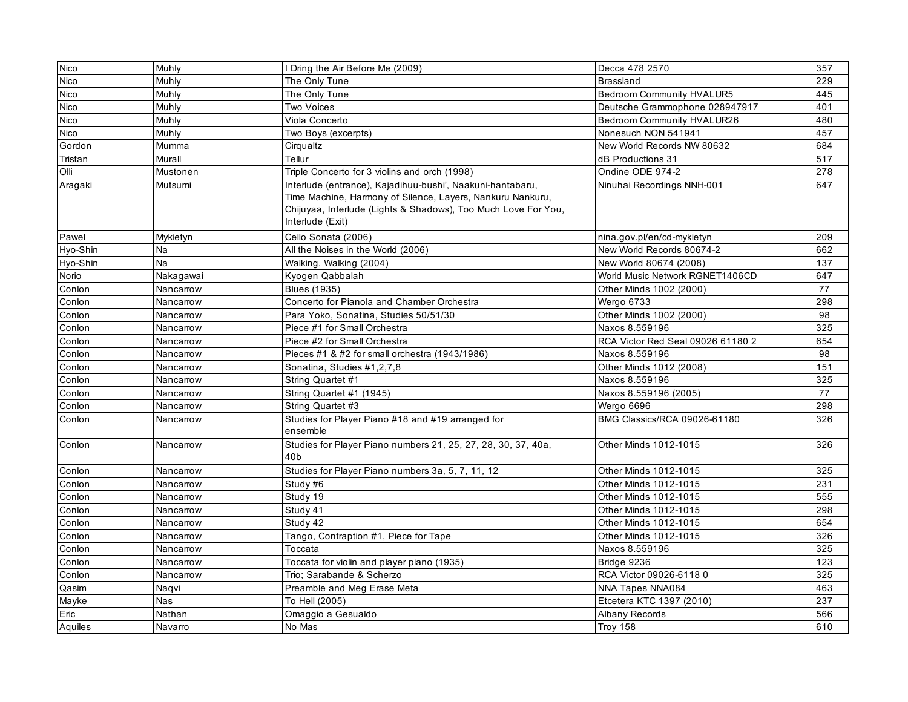| Nico | Muhly | I Dring the Air Before Me (2009) | Decca 478 2570 | 357 |
|---|---|---|---|---|
| Nico | Muhly | The Only Tune | Brassland | 229 |
| Nico | Muhly | The Only Tune | Bedroom Community HVALUR5 | 445 |
| Nico | Muhly | Two Voices | Deutsche Grammophone 028947917 | 401 |
| Nico | Muhly | Viola Concerto | Bedroom Community HVALUR26 | 480 |
| Nico | Muhly | Two Boys (excerpts) | Nonesuch NON 541941 | 457 |
| Gordon | Mumma | Cirqualtz | New World Records NW 80632 | 684 |
| Tristan | Murall | Tellur | dB Productions 31 | 517 |
| Olli | Mustonen | Triple Concerto for 3 violins and orch (1998) | Ondine ODE 974-2 | 278 |
| Aragaki | Mutsumi | Interlude (entrance), Kajadihuu-bushi', Naakuni-hantabaru, Time Machine, Harmony of Silence, Layers, Nankuru Nankuru, Chijuyaa, Interlude (Lights & Shadows), Too Much Love For You, Interlude (Exit) | Ninuhai Recordings NNH-001 | 647 |
| Pawel | Mykietyn | Cello Sonata (2006) | nina.gov.pl/en/cd-mykietyn | 209 |
| Hyo-Shin | Na | All the Noises in the World (2006) | New World Records 80674-2 | 662 |
| Hyo-Shin | Na | Walking, Walking (2004) | New World 80674 (2008) | 137 |
| Norio | Nakagawai | Kyogen Qabbalah | World Music Network RGNET1406CD | 647 |
| Conlon | Nancarrow | Blues (1935) | Other Minds 1002 (2000) | 77 |
| Conlon | Nancarrow | Concerto for Pianola and Chamber Orchestra | Wergo 6733 | 298 |
| Conlon | Nancarrow | Para Yoko, Sonatina, Studies 50/51/30 | Other Minds 1002 (2000) | 98 |
| Conlon | Nancarrow | Piece #1 for Small Orchestra | Naxos 8.559196 | 325 |
| Conlon | Nancarrow | Piece #2 for Small Orchestra | RCA Victor Red Seal 09026 61180 2 | 654 |
| Conlon | Nancarrow | Pieces #1 & #2 for small orchestra (1943/1986) | Naxos 8.559196 | 98 |
| Conlon | Nancarrow | Sonatina, Studies #1,2,7,8 | Other Minds 1012 (2008) | 151 |
| Conlon | Nancarrow | String Quartet #1 | Naxos 8.559196 | 325 |
| Conlon | Nancarrow | String Quartet #1 (1945) | Naxos 8.559196 (2005) | 77 |
| Conlon | Nancarrow | String Quartet #3 | Wergo 6696 | 298 |
| Conlon | Nancarrow | Studies for Player Piano #18 and #19 arranged for ensemble | BMG Classics/RCA 09026-61180 | 326 |
| Conlon | Nancarrow | Studies for Player Piano numbers 21, 25, 27, 28, 30, 37, 40a, 40b | Other Minds 1012-1015 | 326 |
| Conlon | Nancarrow | Studies for Player Piano numbers 3a, 5, 7, 11, 12 | Other Minds 1012-1015 | 325 |
| Conlon | Nancarrow | Study #6 | Other Minds 1012-1015 | 231 |
| Conlon | Nancarrow | Study 19 | Other Minds 1012-1015 | 555 |
| Conlon | Nancarrow | Study 41 | Other Minds 1012-1015 | 298 |
| Conlon | Nancarrow | Study 42 | Other Minds 1012-1015 | 654 |
| Conlon | Nancarrow | Tango, Contraption #1, Piece for Tape | Other Minds 1012-1015 | 326 |
| Conlon | Nancarrow | Toccata | Naxos 8.559196 | 325 |
| Conlon | Nancarrow | Toccata for violin and player piano (1935) | Bridge 9236 | 123 |
| Conlon | Nancarrow | Trio; Sarabande & Scherzo | RCA Victor 09026-6118 0 | 325 |
| Qasim | Naqvi | Preamble and Meg Erase Meta | NNA Tapes NNA084 | 463 |
| Mayke | Nas | To Hell (2005) | Etcetera KTC 1397 (2010) | 237 |
| Eric | Nathan | Omaggio a Gesualdo | Albany Records | 566 |
| Aquiles | Navarro | No Mas | Troy 158 | 610 |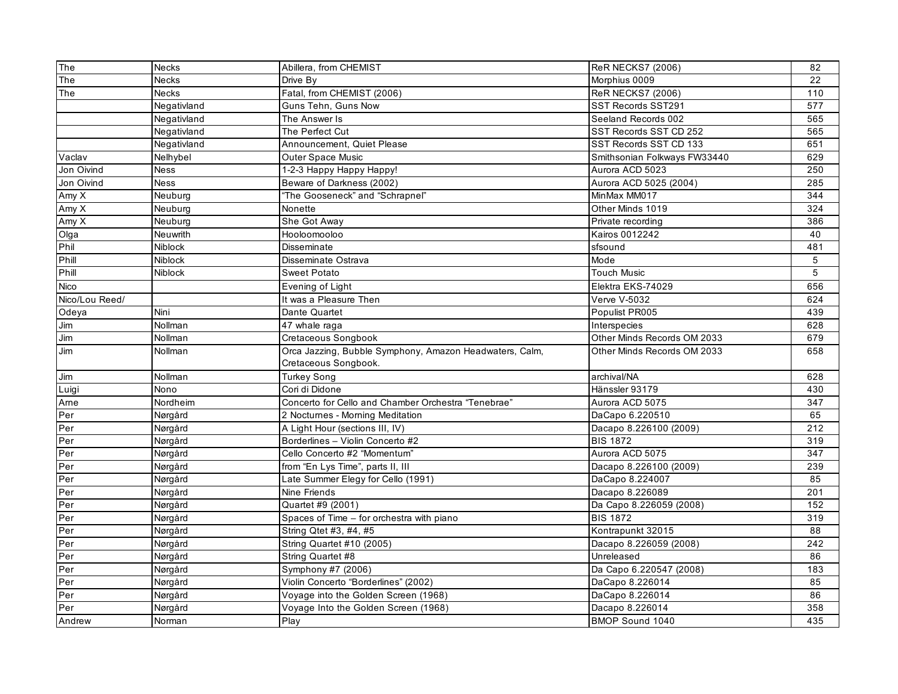| The | Necks | Abillera, from CHEMIST | ReR NECKS7 (2006) | 82 |
|---|---|---|---|---|
| The | Necks | Drive By | Morphius 0009 | 22 |
| The | Necks | Fatal, from CHEMIST (2006) | ReR NECKS7 (2006) | 110 |
| | Negativland | Guns Tehn, Guns Now | SST Records SST291 | 577 |
| | Negativland | The Answer Is | Seeland Records 002 | 565 |
| | Negativland | The Perfect Cut | SST Records SST CD 252 | 565 |
| | Negativland | Announcement, Quiet Please | SST Records SST CD 133 | 651 |
| Vaclav | Nelhybel | Outer Space Music | Smithsonian Folkways FW33440 | 629 |
| Jon Oivind | Ness | 1-2-3 Happy Happy Happy! | Aurora ACD 5023 | 250 |
| Jon Oivind | Ness | Beware of Darkness (2002) | Aurora ACD 5025 (2004) | 285 |
| Amy X | Neuburg | "The Gooseneck" and "Schrapnel" | MinMax MM017 | 344 |
| Amy X | Neuburg | Nonette | Other Minds 1019 | 324 |
| Amy X | Neuburg | She Got Away | Private recording | 386 |
| Olga | Neuwrith | Hooloomooloo | Kairos 0012242 | 40 |
| Phil | Niblock | Disseminate | sfsound | 481 |
| Phill | Niblock | Disseminate Ostrava | Mode | 5 |
| Phill | Niblock | Sweet Potato | Touch Music | 5 |
| Nico | | Evening of Light | Elektra EKS-74029 | 656 |
| Nico/Lou Reed/ | | It was a Pleasure Then | Verve V-5032 | 624 |
| Odeya | Nini | Dante Quartet | Populist PR005 | 439 |
| Jim | Nollman | 47 whale raga | Interspecies | 628 |
| Jim | Nollman | Cretaceous Songbook | Other Minds Records OM 2033 | 679 |
| Jim | Nollman | Orca Jazzing, Bubble Symphony, Amazon Headwaters, Calm, Cretaceous Songbook. | Other Minds Records OM 2033 | 658 |
| Jim | Nollman | Turkey Song | archival/NA | 628 |
| Luigi | Nono | Cori di Didone | Hänssler 93179 | 430 |
| Arne | Nordheim | Concerto for Cello and Chamber Orchestra "Tenebrae" | Aurora ACD 5075 | 347 |
| Per | Nørgård | 2 Nocturnes - Morning Meditation | DaCapo 6.220510 | 65 |
| Per | Nørgård | A Light Hour (sections III, IV) | Dacapo 8.226100 (2009) | 212 |
| Per | Nørgård | Borderlines – Violin Concerto #2 | BIS 1872 | 319 |
| Per | Nørgård | Cello Concerto #2 "Momentum" | Aurora ACD 5075 | 347 |
| Per | Nørgård | from "En Lys Time", parts II, III | Dacapo 8.226100 (2009) | 239 |
| Per | Nørgård | Late Summer Elegy for Cello (1991) | DaCapo 8.224007 | 85 |
| Per | Nørgård | Nine Friends | Dacapo 8.226089 | 201 |
| Per | Nørgård | Quartet #9 (2001) | Da Capo 8.226059 (2008) | 152 |
| Per | Nørgård | Spaces of Time – for orchestra with piano | BIS 1872 | 319 |
| Per | Nørgård | String Qtet #3, #4, #5 | Kontrapunkt 32015 | 88 |
| Per | Nørgård | String Quartet #10 (2005) | Dacapo 8.226059 (2008) | 242 |
| Per | Nørgård | String Quartet #8 | Unreleased | 86 |
| Per | Nørgård | Symphony #7 (2006) | Da Capo 6.220547 (2008) | 183 |
| Per | Nørgård | Violin Concerto "Borderlines" (2002) | DaCapo 8.226014 | 85 |
| Per | Nørgård | Voyage into the Golden Screen (1968) | DaCapo 8.226014 | 86 |
| Per | Nørgård | Voyage Into the Golden Screen (1968) | Dacapo 8.226014 | 358 |
| Andrew | Norman | Play | BMOP Sound 1040 | 435 |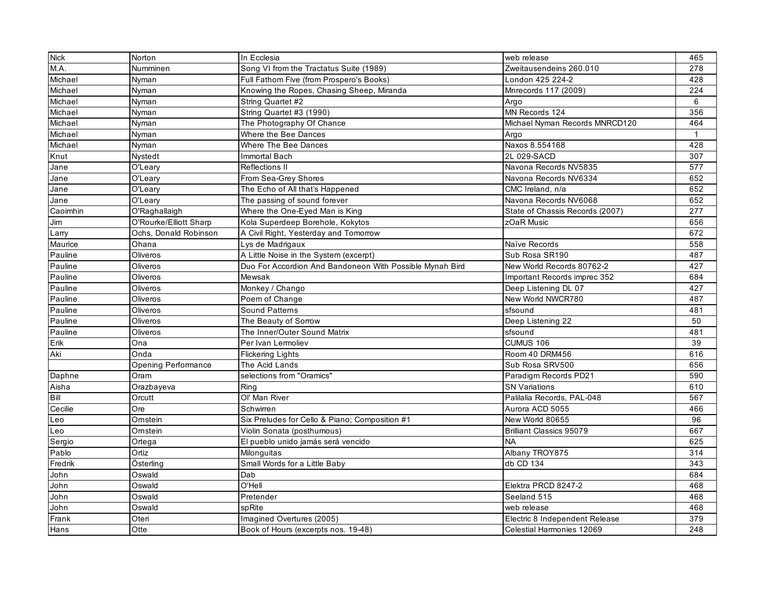| Nick | Norton | In Ecclesia | web release | 465 |
|---|---|---|---|---|
| M.A. | Numminen | Song VI from the Tractatus Suite (1989) | Zweitausendeins 260.010 | 278 |
| Michael | Nyman | Full Fathom Five (from Prospero's Books) | London 425 224-2 | 428 |
| Michael | Nyman | Knowing the Ropes, Chasing Sheep, Miranda | Mnrecords 117 (2009) | 224 |
| Michael | Nyman | String Quartet #2 | Argo | 6 |
| Michael | Nyman | String Quartet #3 (1990) | MN Records 124 | 356 |
| Michael | Nyman | The Photography Of Chance | Michael Nyman Records MNRCD120 | 464 |
| Michael | Nyman | Where the Bee Dances | Argo | 1 |
| Michael | Nyman | Where The Bee Dances | Naxos 8.554168 | 428 |
| Knut | Nystedt | Immortal Bach | 2L 029-SACD | 307 |
| Jane | O'Leary | Reflections II | Navona Records NV5835 | 577 |
| Jane | O'Leary | From Sea-Grey Shores | Navona Records NV6334 | 652 |
| Jane | O'Leary | The Echo of All that's Happened | CMC Ireland, n/a | 652 |
| Jane | O'Leary | The passing of sound forever | Navona Records NV6068 | 652 |
| Caoimhin | O'Raghallaigh | Where the One-Eyed Man is King | State of Chassis Records (2007) | 277 |
| Jim | O'Rourke/Elliott Sharp | Kola Superdeep Borehole, Kokytos | zOaR Music | 656 |
| Larry | Ochs, Donald Robinson | A Civil Right, Yesterday and Tomorrow | | 672 |
| Maurice | Ohana | Lys de Madrigaux | Naïve Records | 558 |
| Pauline | Oliveros | A Little Noise in the System (excerpt) | Sub Rosa SR190 | 487 |
| Pauline | Oliveros | Duo For Accordion And Bandoneon With Possible Mynah Bird | New World Records 80762-2 | 427 |
| Pauline | Oliveros | Mewsak | Important Records imprec 352 | 684 |
| Pauline | Oliveros | Monkey / Chango | Deep Listening DL 07 | 427 |
| Pauline | Oliveros | Poem of Change | New World NWCR780 | 487 |
| Pauline | Oliveros | Sound Patterns | sfsound | 481 |
| Pauline | Oliveros | The Beauty of Sorrow | Deep Listening 22 | 50 |
| Pauline | Oliveros | The Inner/Outer Sound Matrix | sfsound | 481 |
| Erik | Ona | Per Ivan Lermoliev | CUMUS 106 | 39 |
| Aki | Onda | Flickering Lights | Room 40 DRM456 | 616 |
| | Opening Performance | The Acid Lands | Sub Rosa SRV500 | 656 |
| Daphne | Oram | selections from "Oramics" | Paradigm Records PD21 | 590 |
| Aisha | Orazbayeva | Ring | SN Variations | 610 |
| Bill | Orcutt | Ol' Man River | Palilalia Records, PAL-048 | 567 |
| Cecilie | Ore | Schwirren | Aurora ACD 5055 | 466 |
| Leo | Ornstein | Six Preludes for Cello & Piano; Composition #1 | New World 80655 | 96 |
| Leo | Ornstein | Violin Sonata (posthumous) | Brilliant Classics 95079 | 667 |
| Sergio | Ortega | El pueblo unido jamás será vencido | NA | 625 |
| Pablo | Ortiz | Milonguitas | Albany TROY875 | 314 |
| Fredrik | Österling | Small Words for a Little Baby | db CD 134 | 343 |
| John | Oswald | Dab | | 684 |
| John | Oswald | O'Hell | Elektra PRCD 8247-2 | 468 |
| John | Oswald | Pretender | Seeland 515 | 468 |
| John | Oswald | spRite | web release | 468 |
| Frank | Oteri | Imagined Overtures (2005) | Electric 8 Independent Release | 379 |
| Hans | Otte | Book of Hours (excerpts nos. 19-48) | Celestial Harmonies 12069 | 248 |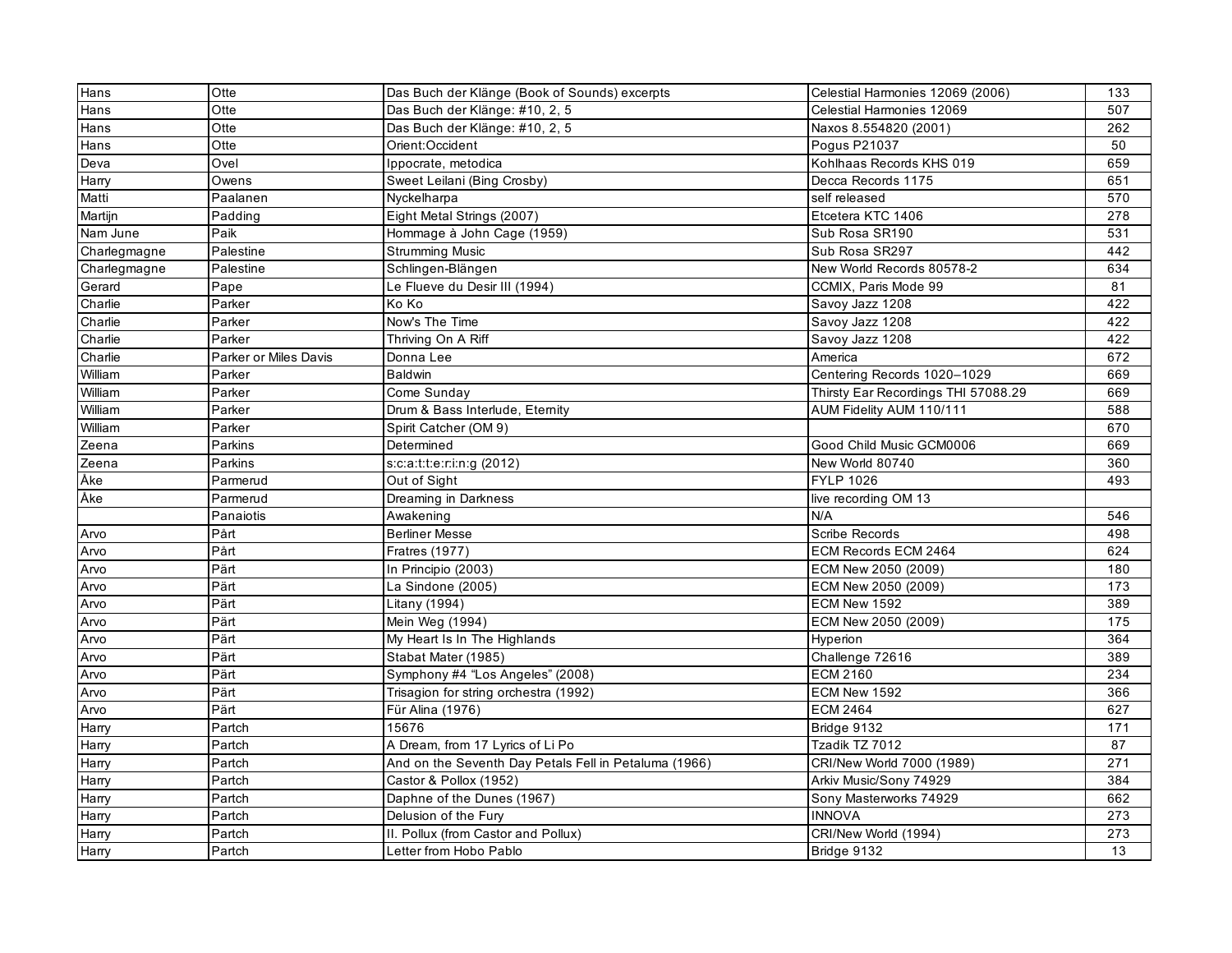| Hans | Otte | Das Buch der Klänge (Book of Sounds) excerpts | Celestial Harmonies 12069 (2006) | 133 |
|---|---|---|---|---|
| Hans | Otte | Das Buch der Klänge: #10, 2, 5 | Celestial Harmonies 12069 | 507 |
| Hans | Otte | Das Buch der Klänge: #10, 2, 5 | Naxos 8.554820 (2001) | 262 |
| Hans | Otte | Orient:Occident | Pogus P21037 | 50 |
| Deva | Ovel | Ippocrate, metodica | Kohlhaas Records KHS 019 | 659 |
| Harry | Owens | Sweet Leilani (Bing Crosby) | Decca Records 1175 | 651 |
| Matti | Paalanen | Nyckelharpa | self released | 570 |
| Martijn | Padding | Eight Metal Strings (2007) | Etcetera KTC 1406 | 278 |
| Nam June | Paik | Hommage à John Cage (1959) | Sub Rosa SR190 | 531 |
| Charlegmagne | Palestine | Strumming Music | Sub Rosa SR297 | 442 |
| Charlegmagne | Palestine | Schlingen-Blängen | New World Records 80578-2 | 634 |
| Gerard | Pape | Le Flueve du Desir III (1994) | CCMIX, Paris Mode 99 | 81 |
| Charlie | Parker | Ko Ko | Savoy Jazz 1208 | 422 |
| Charlie | Parker | Now's The Time | Savoy Jazz 1208 | 422 |
| Charlie | Parker | Thriving On A Riff | Savoy Jazz 1208 | 422 |
| Charlie | Parker or Miles Davis | Donna Lee | America | 672 |
| William | Parker | Baldwin | Centering Records 1020–1029 | 669 |
| William | Parker | Come Sunday | Thirsty Ear Recordings THI 57088.29 | 669 |
| William | Parker | Drum & Bass Interlude, Eternity | AUM Fidelity AUM 110/111 | 588 |
| William | Parker | Spirit Catcher (OM 9) | | 670 |
| Zeena | Parkins | Determined | Good Child Music GCM0006 | 669 |
| Zeena | Parkins | s:c:a:t:t:e:r:i:n:g (2012) | New World 80740 | 360 |
| Åke | Parmerud | Out of Sight | FYLP 1026 | 493 |
| Åke | Parmerud | Dreaming in Darkness | live recording OM 13 | |
| | Panaiotis | Awakening | N/A | 546 |
| Arvo | Pårt | Berliner Messe | Scribe Records | 498 |
| Arvo | Pårt | Fratres (1977) | ECM Records ECM 2464 | 624 |
| Arvo | Pärt | In Principio (2003) | ECM New 2050 (2009) | 180 |
| Arvo | Pärt | La Sindone (2005) | ECM New 2050 (2009) | 173 |
| Arvo | Pärt | Litany (1994) | ECM New 1592 | 389 |
| Arvo | Pärt | Mein Weg (1994) | ECM New 2050 (2009) | 175 |
| Arvo | Pärt | My Heart Is In The Highlands | Hyperion | 364 |
| Arvo | Pärt | Stabat Mater (1985) | Challenge 72616 | 389 |
| Arvo | Pärt | Symphony #4 "Los Angeles" (2008) | ECM 2160 | 234 |
| Arvo | Pärt | Trisagion for string orchestra (1992) | ECM New 1592 | 366 |
| Arvo | Pärt | Für Alina (1976) | ECM 2464 | 627 |
| Harry | Partch | 15676 | Bridge 9132 | 171 |
| Harry | Partch | A Dream, from 17 Lyrics of Li Po | Tzadik TZ 7012 | 87 |
| Harry | Partch | And on the Seventh Day Petals Fell in Petaluma (1966) | CRI/New World 7000 (1989) | 271 |
| Harry | Partch | Castor & Pollox (1952) | Arkiv Music/Sony 74929 | 384 |
| Harry | Partch | Daphne of the Dunes (1967) | Sony Masterworks 74929 | 662 |
| Harry | Partch | Delusion of the Fury | INNOVA | 273 |
| Harry | Partch | II. Pollux (from Castor and Pollux) | CRI/New World (1994) | 273 |
| Harry | Partch | Letter from Hobo Pablo | Bridge 9132 | 13 |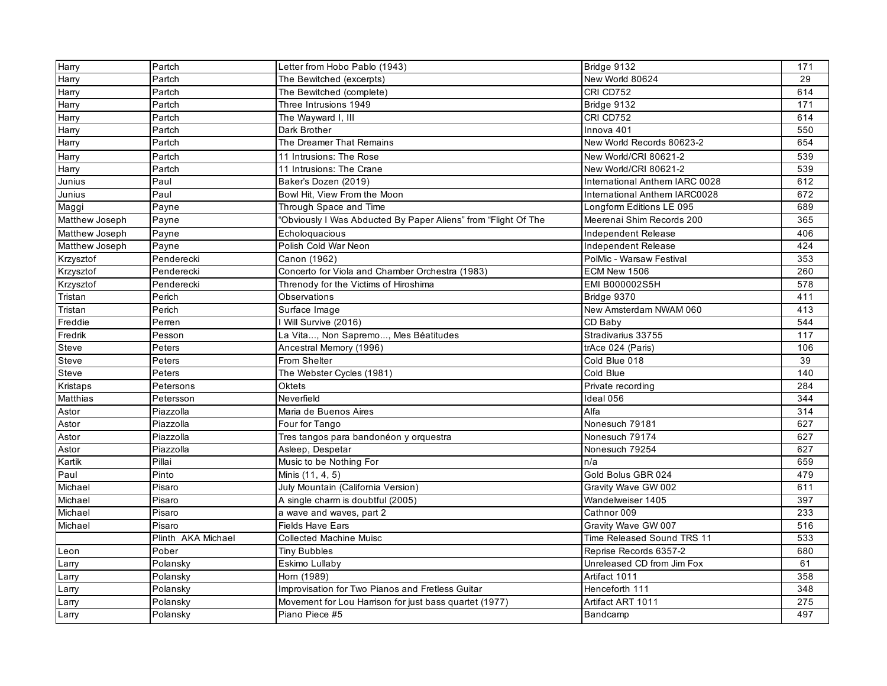| | | | | |
|---|---|---|---|---|
| Harry | Partch | Letter from Hobo Pablo (1943) | Bridge 9132 | 171 |
| Harry | Partch | The Bewitched (excerpts) | New World 80624 | 29 |
| Harry | Partch | The Bewitched (complete) | CRI CD752 | 614 |
| Harry | Partch | Three Intrusions 1949 | Bridge 9132 | 171 |
| Harry | Partch | The Wayward I, III | CRI CD752 | 614 |
| Harry | Partch | Dark Brother | Innova 401 | 550 |
| Harry | Partch | The Dreamer That Remains | New World Records 80623-2 | 654 |
| Harry | Partch | 11 Intrusions: The Rose | New World/CRI 80621-2 | 539 |
| Harry | Partch | 11 Intrusions: The Crane | New World/CRI 80621-2 | 539 |
| Junius | Paul | Baker's Dozen (2019) | International Anthem IARC 0028 | 612 |
| Junius | Paul | Bowl Hit, View From the Moon | International Anthem IARC0028 | 672 |
| Maggi | Payne | Through Space and Time | Longform Editions LE 095 | 689 |
| Matthew Joseph | Payne | "Obviously I Was Abducted By Paper Aliens" from "Flight Of The | Meerenai Shim Records 200 | 365 |
| Matthew Joseph | Payne | Echoloquacious | Independent Release | 406 |
| Matthew Joseph | Payne | Polish Cold War Neon | Independent Release | 424 |
| Krzysztof | Penderecki | Canon (1962) | PolMic - Warsaw Festival | 353 |
| Krzysztof | Penderecki | Concerto for Viola and Chamber Orchestra (1983) | ECM New 1506 | 260 |
| Krzysztof | Penderecki | Threnody for the Victims of Hiroshima | EMI B000002S5H | 578 |
| Tristan | Perich | Observations | Bridge 9370 | 411 |
| Tristan | Perich | Surface Image | New Amsterdam NWAM 060 | 413 |
| Freddie | Perren | I Will Survive (2016) | CD Baby | 544 |
| Fredrik | Pesson | La Vita..., Non Sapremo..., Mes Béatitudes | Stradivarius 33755 | 117 |
| Steve | Peters | Ancestral Memory (1996) | trAce 024 (Paris) | 106 |
| Steve | Peters | From Shelter | Cold Blue 018 | 39 |
| Steve | Peters | The Webster Cycles (1981) | Cold Blue | 140 |
| Kristaps | Petersons | Oktets | Private recording | 284 |
| Matthias | Petersson | Neverfield | Ideal 056 | 344 |
| Astor | Piazzolla | Maria de Buenos Aires | Alfa | 314 |
| Astor | Piazzolla | Four for Tango | Nonesuch 79181 | 627 |
| Astor | Piazzolla | Tres tangos para bandonéon y orquestra | Nonesuch 79174 | 627 |
| Astor | Piazzolla | Asleep, Despetar | Nonesuch 79254 | 627 |
| Kartik | Pillai | Music to be Nothing For | n/a | 659 |
| Paul | Pinto | Minis (11, 4, 5) | Gold Bolus GBR 024 | 479 |
| Michael | Pisaro | July Mountain (California Version) | Gravity Wave GW 002 | 611 |
| Michael | Pisaro | A single charm is doubtful (2005) | Wandelweiser 1405 | 397 |
| Michael | Pisaro | a wave and waves, part 2 | Cathnor 009 | 233 |
| Michael | Pisaro | Fields Have Ears | Gravity Wave GW 007 | 516 |
| | Plinth AKA Michael | Collected Machine Muisc | Time Released Sound TRS 11 | 533 |
| Leon | Pober | Tiny Bubbles | Reprise Records 6357-2 | 680 |
| Larry | Polansky | Eskimo Lullaby | Unreleased CD from Jim Fox | 61 |
| Larry | Polansky | Horn (1989) | Artifact 1011 | 358 |
| Larry | Polansky | Improvisation for Two Pianos and Fretless Guitar | Henceforth 111 | 348 |
| Larry | Polansky | Movement for Lou Harrison for just bass quartet (1977) | Artifact ART 1011 | 275 |
| Larry | Polansky | Piano Piece #5 | Bandcamp | 497 |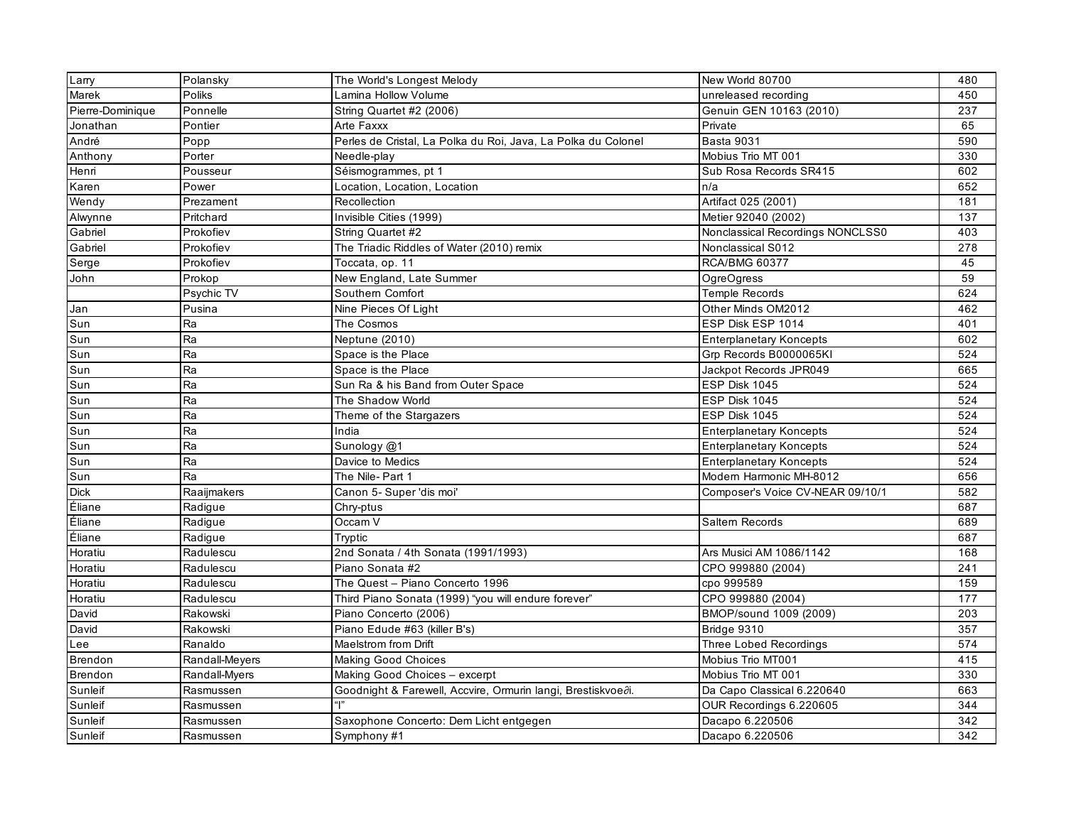| Larry | Polansky | The World's Longest Melody | New World 80700 | 480 |
|---|---|---|---|---|
| Marek | Poliks | Lamina Hollow Volume | unreleased recording | 450 |
| Pierre-Dominique | Ponnelle | String Quartet #2 (2006) | Genuin GEN 10163 (2010) | 237 |
| Jonathan | Pontier | Arte Faxxx | Private | 65 |
| André | Popp | Perles de Cristal, La Polka du Roi, Java, La Polka du Colonel | Basta 9031 | 590 |
| Anthony | Porter | Needle-play | Mobius Trio MT 001 | 330 |
| Henri | Pousseur | Séismogrammes, pt 1 | Sub Rosa Records SR415 | 602 |
| Karen | Power | Location, Location, Location | n/a | 652 |
| Wendy | Prezament | Recollection | Artifact 025 (2001) | 181 |
| Alwynne | Pritchard | Invisible Cities (1999) | Metier 92040 (2002) | 137 |
| Gabriel | Prokofiev | String Quartet #2 | Nonclassical Recordings NONCLSS0 | 403 |
| Gabriel | Prokofiev | The Triadic Riddles of Water (2010) remix | Nonclassical S012 | 278 |
| Serge | Prokofiev | Toccata, op. 11 | RCA/BMG 60377 | 45 |
| John | Prokop | New England, Late Summer | OgreOgress | 59 |
| | Psychic TV | Southern Comfort | Temple Records | 624 |
| Jan | Pusina | Nine Pieces Of Light | Other Minds OM2012 | 462 |
| Sun | Ra | The Cosmos | ESP Disk ESP 1014 | 401 |
| Sun | Ra | Neptune (2010) | Enterplanetary Koncepts | 602 |
| Sun | Ra | Space is the Place | Grp Records B0000065KI | 524 |
| Sun | Ra | Space is the Place | Jackpot Records JPR049 | 665 |
| Sun | Ra | Sun Ra & his Band from Outer Space | ESP Disk 1045 | 524 |
| Sun | Ra | The Shadow World | ESP Disk 1045 | 524 |
| Sun | Ra | Theme of the Stargazers | ESP Disk 1045 | 524 |
| Sun | Ra | India | Enterplanetary Koncepts | 524 |
| Sun | Ra | Sunology @1 | Enterplanetary Koncepts | 524 |
| Sun | Ra | Davice to Medics | Enterplanetary Koncepts | 524 |
| Sun | Ra | The Nile- Part 1 | Modern Harmonic MH-8012 | 656 |
| Dick | Raaijmakers | Canon 5- Super 'dis moi' | Composer's Voice CV-NEAR 09/10/1 | 582 |
| Éliane | Radigue | Chry-ptus | | 687 |
| Éliane | Radigue | Occam V | Saltern Records | 689 |
| Éliane | Radigue | Tryptic | | 687 |
| Horatiu | Radulescu | 2nd Sonata / 4th Sonata (1991/1993) | Ars Musici AM 1086/1142 | 168 |
| Horatiu | Radulescu | Piano Sonata #2 | CPO 999880 (2004) | 241 |
| Horatiu | Radulescu | The Quest – Piano Concerto 1996 | cpo 999589 | 159 |
| Horatiu | Radulescu | Third Piano Sonata (1999) "you will endure forever" | CPO 999880 (2004) | 177 |
| David | Rakowski | Piano Concerto (2006) | BMOP/sound 1009 (2009) | 203 |
| David | Rakowski | Piano Edude #63 (killer B's) | Bridge 9310 | 357 |
| Lee | Ranaldo | Maelstrom from Drift | Three Lobed Recordings | 574 |
| Brendon | Randall-Meyers | Making Good Choices | Mobius Trio MT001 | 415 |
| Brendon | Randall-Myers | Making Good Choices – excerpt | Mobius Trio MT 001 | 330 |
| Sunleif | Rasmussen | Goodnight & Farewell, Accvire, Ormurin langi, Brestiskvoe∂i. | Da Capo Classical 6.220640 | 663 |
| Sunleif | Rasmussen | "I" | OUR Recordings 6.220605 | 344 |
| Sunleif | Rasmussen | Saxophone Concerto: Dem Licht entgegen | Dacapo 6.220506 | 342 |
| Sunleif | Rasmussen | Symphony #1 | Dacapo 6.220506 | 342 |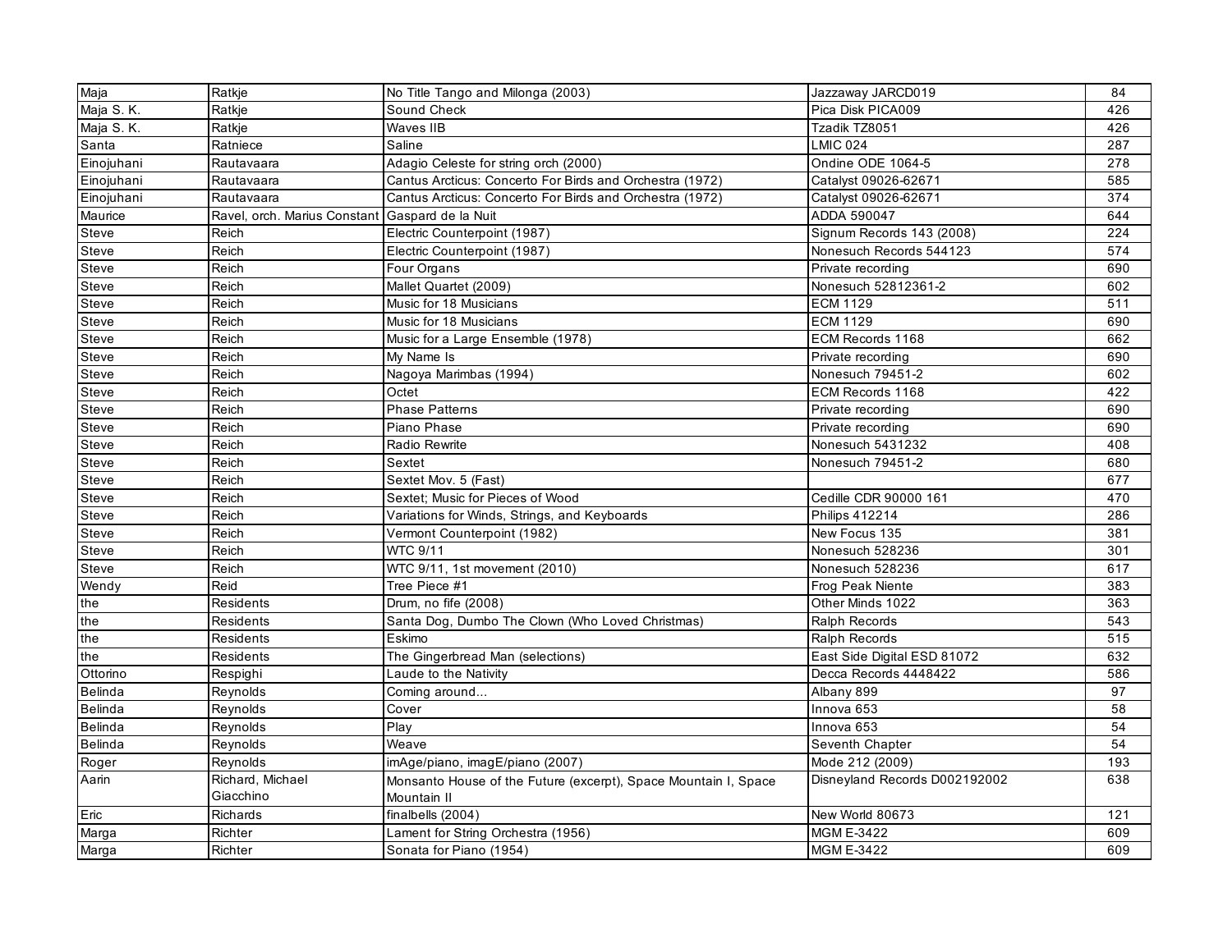| Maja | Ratkje | No Title Tango and Milonga (2003) | Jazzaway JARCD019 | 84 |
|---|---|---|---|---|
| Maja S. K. | Ratkje | Sound Check | Pica Disk PICA009 | 426 |
| Maja S. K. | Ratkje | Waves IIB | Tzadik TZ8051 | 426 |
| Santa | Ratniece | Saline | LMIC 024 | 287 |
| Einojuhani | Rautavaara | Adagio Celeste for string orch (2000) | Ondine ODE 1064-5 | 278 |
| Einojuhani | Rautavaara | Cantus Arcticus: Concerto For Birds and Orchestra (1972) | Catalyst 09026-62671 | 585 |
| Einojuhani | Rautavaara | Cantus Arcticus: Concerto For Birds and Orchestra (1972) | Catalyst 09026-62671 | 374 |
| Maurice | Ravel, orch. Marius Constant | Gaspard de la Nuit | ADDA 590047 | 644 |
| Steve | Reich | Electric Counterpoint (1987) | Signum Records 143 (2008) | 224 |
| Steve | Reich | Electric Counterpoint (1987) | Nonesuch Records 544123 | 574 |
| Steve | Reich | Four Organs | Private recording | 690 |
| Steve | Reich | Mallet Quartet (2009) | Nonesuch 52812361-2 | 602 |
| Steve | Reich | Music for 18 Musicians | ECM 1129 | 511 |
| Steve | Reich | Music for 18 Musicians | ECM 1129 | 690 |
| Steve | Reich | Music for a Large Ensemble (1978) | ECM Records 1168 | 662 |
| Steve | Reich | My Name Is | Private recording | 690 |
| Steve | Reich | Nagoya Marimbas (1994) | Nonesuch 79451-2 | 602 |
| Steve | Reich | Octet | ECM Records 1168 | 422 |
| Steve | Reich | Phase Patterns | Private recording | 690 |
| Steve | Reich | Piano Phase | Private recording | 690 |
| Steve | Reich | Radio Rewrite | Nonesuch 5431232 | 408 |
| Steve | Reich | Sextet | Nonesuch 79451-2 | 680 |
| Steve | Reich | Sextet Mov. 5 (Fast) | | 677 |
| Steve | Reich | Sextet; Music for Pieces of Wood | Cedille CDR 90000 161 | 470 |
| Steve | Reich | Variations for Winds, Strings, and Keyboards | Philips 412214 | 286 |
| Steve | Reich | Vermont Counterpoint (1982) | New Focus 135 | 381 |
| Steve | Reich | WTC 9/11 | Nonesuch 528236 | 301 |
| Steve | Reich | WTC 9/11, 1st movement (2010) | Nonesuch 528236 | 617 |
| Wendy | Reid | Tree Piece #1 | Frog Peak Niente | 383 |
| the | Residents | Drum, no fife (2008) | Other Minds 1022 | 363 |
| the | Residents | Santa Dog, Dumbo The Clown (Who Loved Christmas) | Ralph Records | 543 |
| the | Residents | Eskimo | Ralph Records | 515 |
| the | Residents | The Gingerbread Man (selections) | East Side Digital ESD 81072 | 632 |
| Ottorino | Respighi | Laude to the Nativity | Decca Records 4448422 | 586 |
| Belinda | Reynolds | Coming around... | Albany 899 | 97 |
| Belinda | Reynolds | Cover | Innova 653 | 58 |
| Belinda | Reynolds | Play | Innova 653 | 54 |
| Belinda | Reynolds | Weave | Seventh Chapter | 54 |
| Roger | Reynolds | imAge/piano, imagE/piano (2007) | Mode 212 (2009) | 193 |
| Aarin | Richard, Michael Giacchino | Monsanto House of the Future (excerpt), Space Mountain I, Space Mountain II | Disneyland Records D002192002 | 638 |
| Eric | Richards | finalbells (2004) | New World 80673 | 121 |
| Marga | Richter | Lament for String Orchestra (1956) | MGM E-3422 | 609 |
| Marga | Richter | Sonata for Piano (1954) | MGM E-3422 | 609 |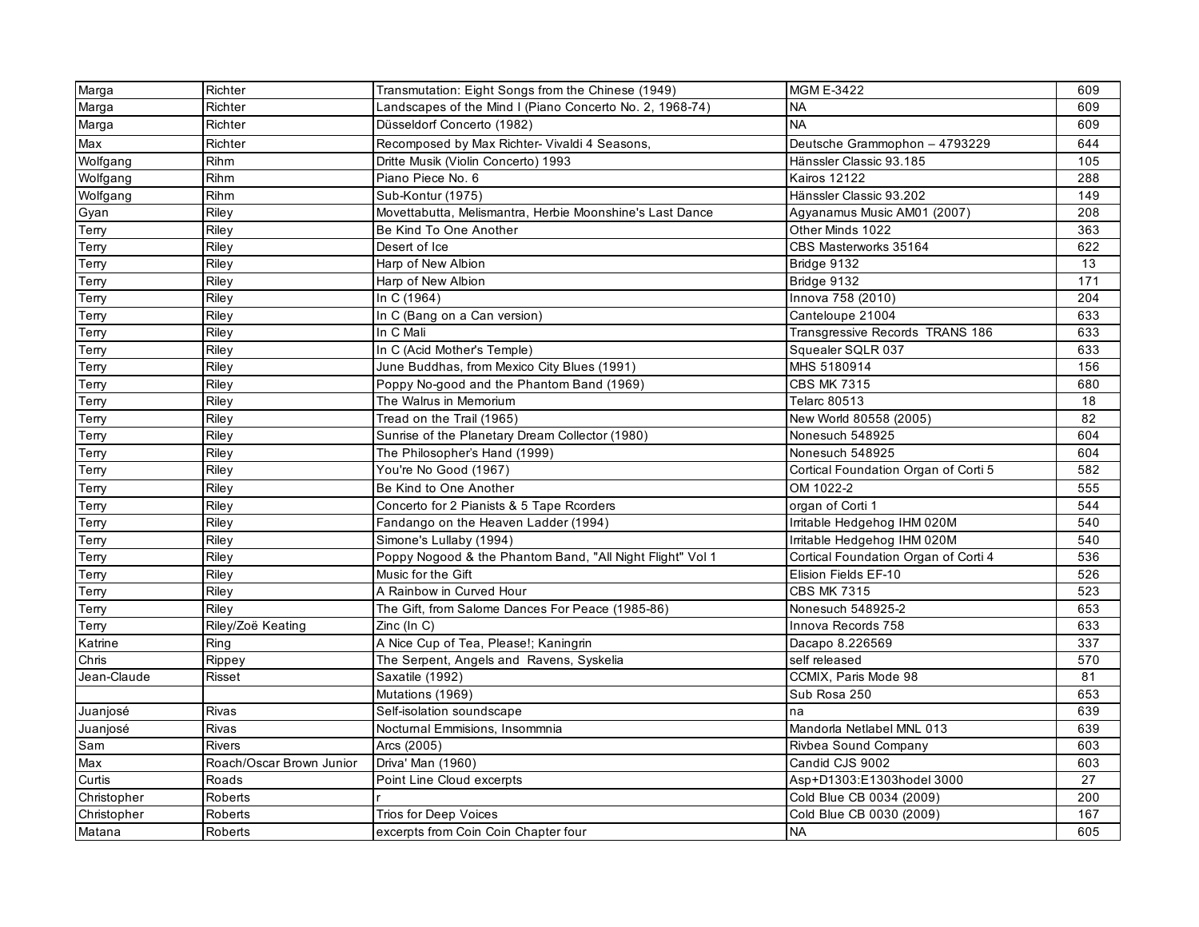| | | | | |
|---|---|---|---|---|
| Marga | Richter | Transmutation: Eight Songs from the Chinese (1949) | MGM E-3422 | 609 |
| Marga | Richter | Landscapes of the Mind I (Piano Concerto No. 2, 1968-74) | NA | 609 |
| Marga | Richter | Düsseldorf Concerto (1982) | NA | 609 |
| Max | Richter | Recomposed by Max Richter- Vivaldi 4 Seasons, | Deutsche Grammophon – 4793229 | 644 |
| Wolfgang | Rihm | Dritte Musik (Violin Concerto) 1993 | Hänssler Classic 93.185 | 105 |
| Wolfgang | Rihm | Piano Piece No. 6 | Kairos 12122 | 288 |
| Wolfgang | Rihm | Sub-Kontur (1975) | Hänssler Classic 93.202 | 149 |
| Gyan | Riley | Movettabutta, Melismantra, Herbie Moonshine's Last Dance | Agyanamus Music AM01 (2007) | 208 |
| Terry | Riley | Be Kind To One Another | Other Minds 1022 | 363 |
| Terry | Riley | Desert of Ice | CBS Masterworks 35164 | 622 |
| Terry | Riley | Harp of New Albion | Bridge 9132 | 13 |
| Terry | Riley | Harp of New Albion | Bridge 9132 | 171 |
| Terry | Riley | In C (1964) | Innova 758 (2010) | 204 |
| Terry | Riley | In C (Bang on a Can version) | Canteloupe 21004 | 633 |
| Terry | Riley | In C Mali | Transgressive Records TRANS 186 | 633 |
| Terry | Riley | In C (Acid Mother's Temple) | Squealer SQLR 037 | 633 |
| Terry | Riley | June Buddhas, from Mexico City Blues (1991) | MHS 5180914 | 156 |
| Terry | Riley | Poppy No-good and the Phantom Band (1969) | CBS MK 7315 | 680 |
| Terry | Riley | The Walrus in Memorium | Telarc 80513 | 18 |
| Terry | Riley | Tread on the Trail (1965) | New World 80558 (2005) | 82 |
| Terry | Riley | Sunrise of the Planetary Dream Collector (1980) | Nonesuch 548925 | 604 |
| Terry | Riley | The Philosopher's Hand (1999) | Nonesuch 548925 | 604 |
| Terry | Riley | You're No Good (1967) | Cortical Foundation Organ of Corti 5 | 582 |
| Terry | Riley | Be Kind to One Another | OM 1022-2 | 555 |
| Terry | Riley | Concerto for 2 Pianists & 5 Tape Rcorders | organ of Corti 1 | 544 |
| Terry | Riley | Fandango on the Heaven Ladder (1994) | Irritable Hedgehog IHM 020M | 540 |
| Terry | Riley | Simone's Lullaby (1994) | Irritable Hedgehog IHM 020M | 540 |
| Terry | Riley | Poppy Nogood & the Phantom Band, "All Night Flight" Vol 1 | Cortical Foundation Organ of Corti 4 | 536 |
| Terry | Riley | Music for the Gift | Elision Fields EF-10 | 526 |
| Terry | Riley | A Rainbow in Curved Hour | CBS MK 7315 | 523 |
| Terry | Riley | The Gift, from Salome Dances For Peace (1985-86) | Nonesuch 548925-2 | 653 |
| Terry | Riley/Zoë Keating | Zinc (In C) | Innova Records 758 | 633 |
| Katrine | Ring | A Nice Cup of Tea, Please!; Kaningrin | Dacapo 8.226569 | 337 |
| Chris | Rippey | The Serpent, Angels and Ravens, Syskelia | self released | 570 |
| Jean-Claude | Risset | Saxatile (1992) | CCMIX, Paris Mode 98 | 81 |
| | | Mutations (1969) | Sub Rosa 250 | 653 |
| Juanjosé | Rivas | Self-isolation soundscape | na | 639 |
| Juanjosé | Rivas | Nocturnal Emmisions, Insommnia | Mandorla Netlabel MNL 013 | 639 |
| Sam | Rivers | Arcs (2005) | Rivbea Sound Company | 603 |
| Max | Roach/Oscar Brown Junior | Driva' Man (1960) | Candid CJS 9002 | 603 |
| Curtis | Roads | Point Line Cloud excerpts | Asp+D1303:E1303hodel 3000 | 27 |
| Christopher | Roberts | r | Cold Blue CB 0034 (2009) | 200 |
| Christopher | Roberts | Trios for Deep Voices | Cold Blue CB 0030 (2009) | 167 |
| Matana | Roberts | excerpts from Coin Coin Chapter four | NA | 605 |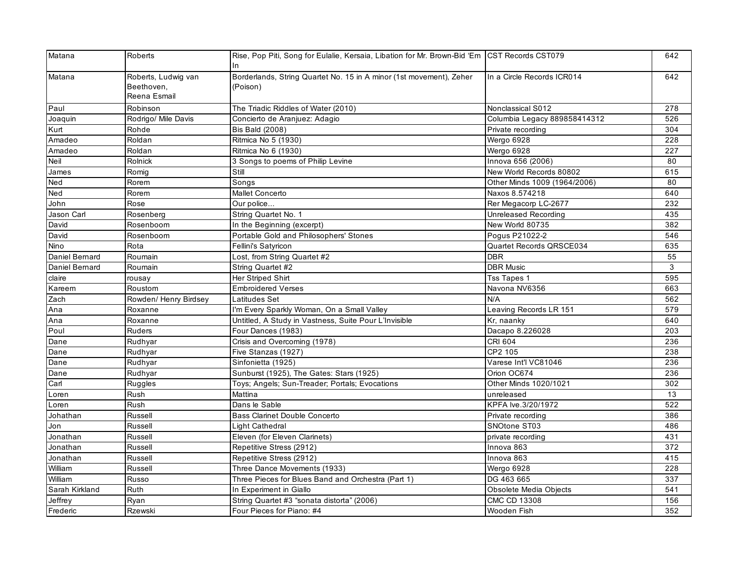| Matana | Roberts | Rise, Pop Piti, Song for Eulalie, Kersaia, Libation for Mr. Brown-Bid ‘Em In | CST Records CST079 | 642 |
|---|---|---|---|---|
| Matana | Roberts, Ludwig van Beethoven, Reena Esmail | Borderlands, String Quartet No. 15 in A minor (1st movement), Zeher (Poison) | In a Circle Records ICR014 | 642 |
| Paul | Robinson | The Triadic Riddles of Water (2010) | Nonclassical S012 | 278 |
| Joaquin | Rodrigo/ Mile Davis | Concierto de Aranjuez: Adagio | Columbia Legacy 889858414312 | 526 |
| Kurt | Rohde | Bis Bald (2008) | Private recording | 304 |
| Amadeo | Roldan | Ritmica No 5 (1930) | Wergo 6928 | 228 |
| Amadeo | Roldan | Ritmica No 6 (1930) | Wergo 6928 | 227 |
| Neil | Rolnick | 3 Songs to poems of Philip Levine | Innova 656 (2006) | 80 |
| James | Romig | Still | New World Records 80802 | 615 |
| Ned | Rorem | Songs | Other Minds 1009 (1964/2006) | 80 |
| Ned | Rorem | Mallet Concerto | Naxos 8.574218 | 640 |
| John | Rose | Our police... | Rer Megacorp LC-2677 | 232 |
| Jason Carl | Rosenberg | String Quartet No. 1 | Unreleased Recording | 435 |
| David | Rosenboom | In the Beginning (excerpt) | New World 80735 | 382 |
| David | Rosenboom | Portable Gold and Philosophers' Stones | Pogus P21022-2 | 546 |
| Nino | Rota | Fellini's Satyricon | Quartet Records QRSCE034 | 635 |
| Daniel Bernard | Roumain | Lost, from String Quartet #2 | DBR | 55 |
| Daniel Bernard | Roumain | String Quartet #2 | DBR Music | 3 |
| claire | rousay | Her Striped Shirt | Tss Tapes 1 | 595 |
| Kareem | Roustom | Embroidered Verses | Navona NV6356 | 663 |
| Zach | Rowden/ Henry Birdsey | Latitudes Set | N/A | 562 |
| Ana | Roxanne | I'm Every Sparkly Woman, On a Small Valley | Leaving Records LR 151 | 579 |
| Ana | Roxanne | Untitled, A Study in Vastness, Suite Pour L’Invisible | Kr, naanky | 640 |
| Poul | Ruders | Four Dances (1983) | Dacapo 8.226028 | 203 |
| Dane | Rudhyar | Crisis and Overcoming (1978) | CRI 604 | 236 |
| Dane | Rudhyar | Five Stanzas (1927) | CP2 105 | 238 |
| Dane | Rudhyar | Sinfonietta (1925) | Varese Int'l VC81046 | 236 |
| Dane | Rudhyar | Sunburst (1925), The Gates: Stars (1925) | Orion OC674 | 236 |
| Carl | Ruggles | Toys; Angels; Sun-Treader; Portals; Evocations | Other Minds 1020/1021 | 302 |
| Loren | Rush | Mattina | unreleased | 13 |
| Loren | Rush | Dans le Sable | KPFA lve.3/20/1972 | 522 |
| Johathan | Russell | Bass Clarinet Double Concerto | Private recording | 386 |
| Jon | Russell | Light Cathedral | SNOtone ST03 | 486 |
| Jonathan | Russell | Eleven (for Eleven Clarinets) | private recording | 431 |
| Jonathan | Russell | Repetitive Stress (2912) | Innova 863 | 372 |
| Jonathan | Russell | Repetitive Stress (2912) | Innova 863 | 415 |
| William | Russell | Three Dance Movements (1933) | Wergo 6928 | 228 |
| William | Russo | Three Pieces for Blues Band and Orchestra (Part 1) | DG 463 665 | 337 |
| Sarah Kirkland | Ruth | In Experiment in Giallo | Obsolete Media Objects | 541 |
| Jeffrey | Ryan | String Quartet #3 “sonata distorta” (2006) | CMC CD 13308 | 156 |
| Frederic | Rzewski | Four Pieces for Piano: #4 | Wooden Fish | 352 |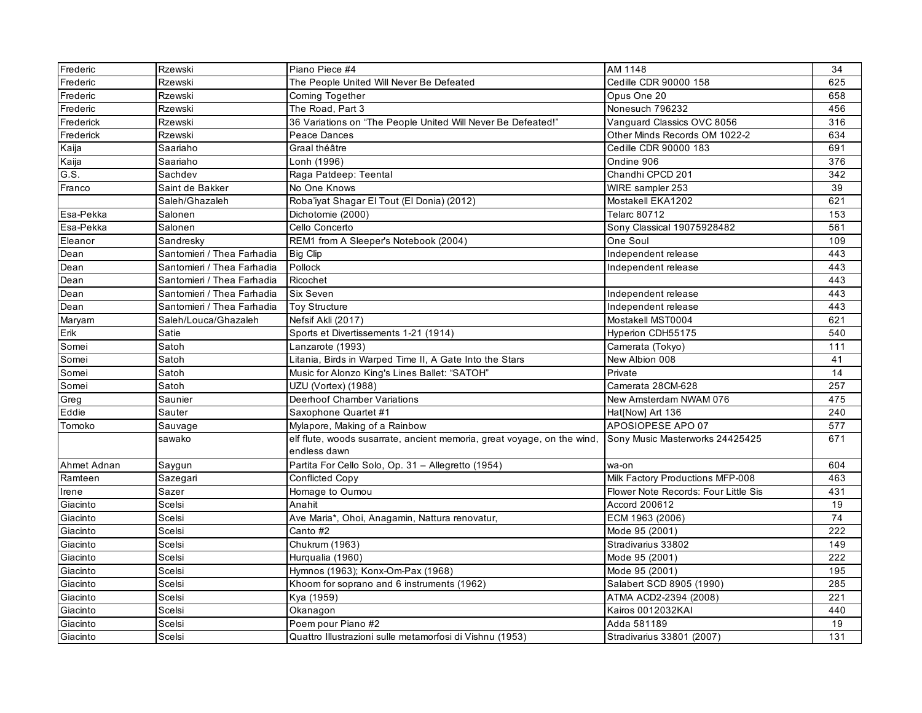| Frederic | Rzewski | Piano Piece #4 | AM 1148 | 34 |
|---|---|---|---|---|
| Frederic | Rzewski | The People United Will Never Be Defeated | Cedille CDR 90000 158 | 625 |
| Frederic | Rzewski | Coming Together | Opus One 20 | 658 |
| Frederic | Rzewski | The Road, Part 3 | Nonesuch 796232 | 456 |
| Frederick | Rzewski | 36 Variations on “The People United Will Never Be Defeated!” | Vanguard Classics OVC 8056 | 316 |
| Frederick | Rzewski | Peace Dances | Other Minds Records OM 1022-2 | 634 |
| Kaija | Saariaho | Graal théâtre | Cedille CDR 90000 183 | 691 |
| Kaija | Saariaho | Lonh (1996) | Ondine 906 | 376 |
| G.S. | Sachdev | Raga Patdeep: Teental | Chandhi CPCD 201 | 342 |
| Franco | Saint de Bakker | No One Knows | WIRE sampler 253 | 39 |
| | Saleh/Ghazaleh | Roba’iyat Shagar El Tout (El Donia) (2012) | Mostakell EKA1202 | 621 |
| Esa-Pekka | Salonen | Dichotomie (2000) | Telarc 80712 | 153 |
| Esa-Pekka | Salonen | Cello Concerto | Sony Classical 19075928482 | 561 |
| Eleanor | Sandresky | REM1 from A Sleeper's Notebook (2004) | One Soul | 109 |
| Dean | Santomieri / Thea Farhadia | Big Clip | Independent release | 443 |
| Dean | Santomieri / Thea Farhadia | Pollock | Independent release | 443 |
| Dean | Santomieri / Thea Farhadia | Ricochet | | 443 |
| Dean | Santomieri / Thea Farhadia | Six Seven | Independent release | 443 |
| Dean | Santomieri / Thea Farhadia | Toy Structure | Independent release | 443 |
| Maryam | Saleh/Louca/Ghazaleh | Nefsif Akli (2017) | Mostakell MST0004 | 621 |
| Erik | Satie | Sports et Divertissements 1-21 (1914) | Hyperion CDH55175 | 540 |
| Somei | Satoh | Lanzarote (1993) | Camerata (Tokyo) | 111 |
| Somei | Satoh | Litania, Birds in Warped Time II, A Gate Into the Stars | New Albion 008 | 41 |
| Somei | Satoh | Music for Alonzo King's Lines Ballet: “SATOH” | Private | 14 |
| Somei | Satoh | UZU (Vortex) (1988) | Camerata 28CM-628 | 257 |
| Greg | Saunier | Deerhoof Chamber Variations | New Amsterdam NWAM 076 | 475 |
| Eddie | Sauter | Saxophone Quartet #1 | Hat[Now] Art 136 | 240 |
| Tomoko | Sauvage | Mylapore, Making of a Rainbow | APOSIOPESE APO 07 | 577 |
| | sawako | elf flute, woods susarrate, ancient memoria, great voyage, on the wind, endless dawn | Sony Music Masterworks 24425425 | 671 |
| Ahmet Adnan | Saygun | Partita For Cello Solo, Op. 31 – Allegretto (1954) | wa-on | 604 |
| Ramteen | Sazegari | Conflicted Copy | Milk Factory Productions MFP-008 | 463 |
| Irene | Sazer | Homage to Oumou | Flower Note Records: Four Little Sis | 431 |
| Giacinto | Scelsi | Anahit | Accord 200612 | 19 |
| Giacinto | Scelsi | Ave Maria*, Ohoi, Anagamin, Nattura renovatur, | ECM 1963 (2006) | 74 |
| Giacinto | Scelsi | Canto #2 | Mode 95 (2001) | 222 |
| Giacinto | Scelsi | Chukrum (1963) | Stradivarius 33802 | 149 |
| Giacinto | Scelsi | Hurqualia (1960) | Mode 95 (2001) | 222 |
| Giacinto | Scelsi | Hymnos (1963); Konx-Om-Pax (1968) | Mode 95 (2001) | 195 |
| Giacinto | Scelsi | Khoom for soprano and 6 instruments (1962) | Salabert SCD 8905 (1990) | 285 |
| Giacinto | Scelsi | Kya (1959) | ATMA ACD2-2394 (2008) | 221 |
| Giacinto | Scelsi | Okanagon | Kairos 0012032KAI | 440 |
| Giacinto | Scelsi | Poem pour Piano #2 | Adda 581189 | 19 |
| Giacinto | Scelsi | Quattro Illustrazioni sulle metamorfosi di Vishnu (1953) | Stradivarius 33801 (2007) | 131 |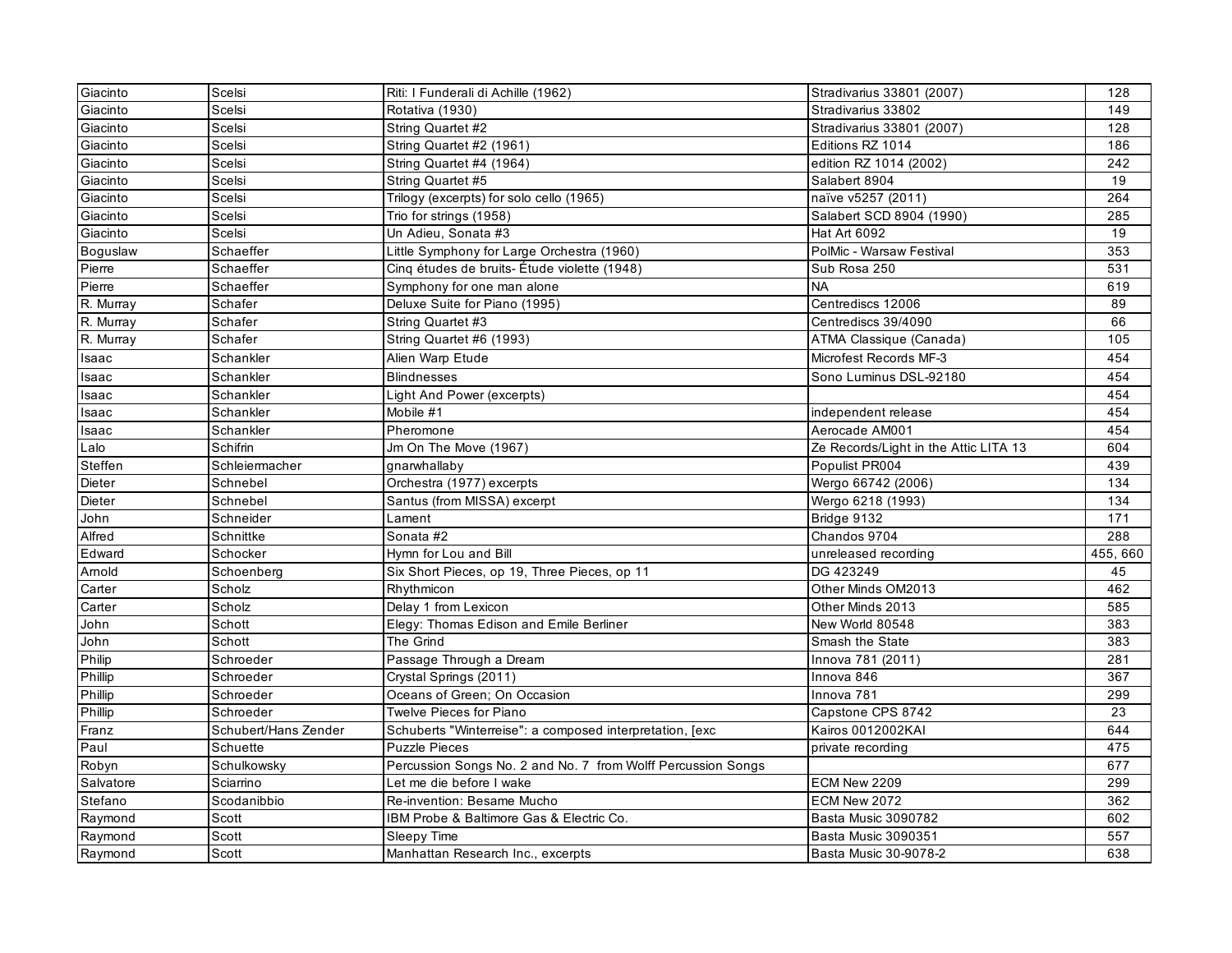| Giacinto | Scelsi | Riti: I Funderali di Achille (1962) | Stradivarius 33801 (2007) | 128 |
|---|---|---|---|---|
| Giacinto | Scelsi | Rotativa (1930) | Stradivarius 33802 | 149 |
| Giacinto | Scelsi | String Quartet #2 | Stradivarius 33801 (2007) | 128 |
| Giacinto | Scelsi | String Quartet #2 (1961) | Editions RZ 1014 | 186 |
| Giacinto | Scelsi | String Quartet #4 (1964) | edition RZ 1014 (2002) | 242 |
| Giacinto | Scelsi | String Quartet #5 | Salabert 8904 | 19 |
| Giacinto | Scelsi | Trilogy (excerpts) for solo cello (1965) | naïve v5257 (2011) | 264 |
| Giacinto | Scelsi | Trio for strings (1958) | Salabert SCD 8904 (1990) | 285 |
| Giacinto | Scelsi | Un Adieu, Sonata #3 | Hat Art 6092 | 19 |
| Boguslaw | Schaeffer | Little Symphony for Large Orchestra (1960) | PolMic - Warsaw Festival | 353 |
| Pierre | Schaeffer | Cinq études de bruits- Étude violette (1948) | Sub Rosa 250 | 531 |
| Pierre | Schaeffer | Symphony for one man alone | NA | 619 |
| R. Murray | Schafer | Deluxe Suite for Piano (1995) | Centrediscs 12006 | 89 |
| R. Murray | Schafer | String Quartet #3 | Centrediscs 39/4090 | 66 |
| R. Murray | Schafer | String Quartet #6 (1993) | ATMA Classique (Canada) | 105 |
| Isaac | Schankler | Alien Warp Etude | Microfest Records MF-3 | 454 |
| Isaac | Schankler | Blindnesses | Sono Luminus DSL-92180 | 454 |
| Isaac | Schankler | Light And Power (excerpts) | | 454 |
| Isaac | Schankler | Mobile #1 | independent release | 454 |
| Isaac | Schankler | Pheromone | Aerocade AM001 | 454 |
| Lalo | Schifrin | Jm On The Move (1967) | Ze Records/Light in the Attic LITA 13 | 604 |
| Steffen | Schleiermacher | gnarwhallaby | Populist PR004 | 439 |
| Dieter | Schnebel | Orchestra (1977) excerpts | Wergo 66742 (2006) | 134 |
| Dieter | Schnebel | Santus (from MISSA) excerpt | Wergo 6218 (1993) | 134 |
| John | Schneider | Lament | Bridge 9132 | 171 |
| Alfred | Schnittke | Sonata #2 | Chandos 9704 | 288 |
| Edward | Schocker | Hymn for Lou and Bill | unreleased recording | 455, 660 |
| Arnold | Schoenberg | Six Short Pieces, op 19, Three Pieces, op 11 | DG 423249 | 45 |
| Carter | Scholz | Rhythmicon | Other Minds OM2013 | 462 |
| Carter | Scholz | Delay 1 from Lexicon | Other Minds 2013 | 585 |
| John | Schott | Elegy: Thomas Edison and Emile Berliner | New World 80548 | 383 |
| John | Schott | The Grind | Smash the State | 383 |
| Philip | Schroeder | Passage Through a Dream | Innova 781 (2011) | 281 |
| Phillip | Schroeder | Crystal Springs (2011) | Innova 846 | 367 |
| Phillip | Schroeder | Oceans of Green; On Occasion | Innova 781 | 299 |
| Phillip | Schroeder | Twelve Pieces for Piano | Capstone CPS 8742 | 23 |
| Franz | Schubert/Hans Zender | Schuberts "Winterreise": a composed interpretation, [exc | Kairos 0012002KAI | 644 |
| Paul | Schuette | Puzzle Pieces | private recording | 475 |
| Robyn | Schulkowsky | Percussion Songs No. 2 and No. 7 from Wolff Percussion Songs | | 677 |
| Salvatore | Sciarrino | Let me die before I wake | ECM New 2209 | 299 |
| Stefano | Scodanibbio | Re-invention: Besame Mucho | ECM New 2072 | 362 |
| Raymond | Scott | IBM Probe & Baltimore Gas & Electric Co. | Basta Music 3090782 | 602 |
| Raymond | Scott | Sleepy Time | Basta Music 3090351 | 557 |
| Raymond | Scott | Manhattan Research Inc., excerpts | Basta Music 30-9078-2 | 638 |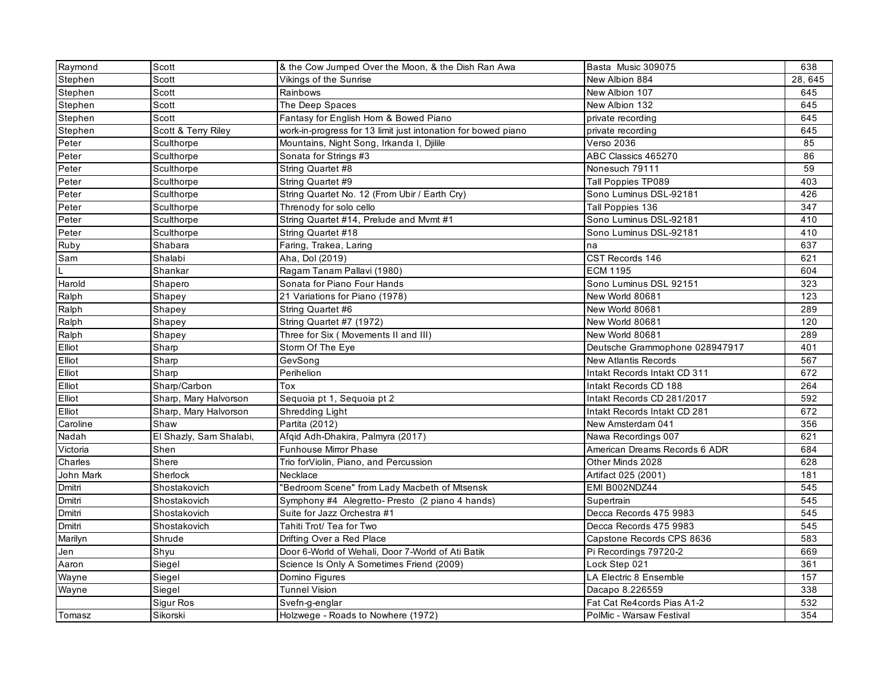| Raymond | Scott | & the Cow Jumped Over the Moon, & the Dish Ran Awa | Basta  Music 309075 | 638 |
|---|---|---|---|---|
| Stephen | Scott | Vikings of the Sunrise | New Albion 884 | 28, 645 |
| Stephen | Scott | Rainbows | New Albion 107 | 645 |
| Stephen | Scott | The Deep Spaces | New Albion 132 | 645 |
| Stephen | Scott | Fantasy for English Horn & Bowed Piano | private recording | 645 |
| Stephen | Scott & Terry Riley | work-in-progress for 13 limit just intonation for bowed piano | private recording | 645 |
| Peter | Sculthorpe | Mountains, Night Song, Irkanda I, Djilile | Verso 2036 | 85 |
| Peter | Sculthorpe | Sonata for Strings #3 | ABC Classics 465270 | 86 |
| Peter | Sculthorpe | String Quartet #8 | Nonesuch 79111 | 59 |
| Peter | Sculthorpe | String Quartet #9 | Tall Poppies TP089 | 403 |
| Peter | Sculthorpe | String Quartet No. 12 (From Ubir / Earth Cry) | Sono Luminus DSL-92181 | 426 |
| Peter | Sculthorpe | Threnody for solo cello | Tall Poppies 136 | 347 |
| Peter | Sculthorpe | String Quartet #14, Prelude and Mvmt #1 | Sono Luminus DSL-92181 | 410 |
| Peter | Sculthorpe | String Quartet #18 | Sono Luminus DSL-92181 | 410 |
| Ruby | Shabara | Faring, Trakea, Laring | na | 637 |
| Sam | Shalabi | Aha, Dol (2019) | CST Records 146 | 621 |
| L | Shankar | Ragam Tanam Pallavi (1980) | ECM 1195 | 604 |
| Harold | Shapero | Sonata for Piano Four Hands | Sono Luminus DSL 92151 | 323 |
| Ralph | Shapey | 21 Variations for Piano (1978) | New World 80681 | 123 |
| Ralph | Shapey | String Quartet #6 | New World 80681 | 289 |
| Ralph | Shapey | String Quartet #7 (1972) | New World 80681 | 120 |
| Ralph | Shapey | Three for Six ( Movements II and III) | New World 80681 | 289 |
| Elliot | Sharp | Storm Of The Eye | Deutsche Grammophone 028947917 | 401 |
| Elliot | Sharp | GevSong | New Atlantis Records | 567 |
| Elliot | Sharp | Perihelion | Intakt Records Intakt CD 311 | 672 |
| Elliot | Sharp/Carbon | Tox | Intakt Records CD 188 | 264 |
| Elliot | Sharp, Mary Halvorson | Sequoia pt 1, Sequoia pt 2 | Intakt Records CD 281/2017 | 592 |
| Elliot | Sharp, Mary Halvorson | Shredding Light | Intakt Records Intakt CD 281 | 672 |
| Caroline | Shaw | Partita (2012) | New Amsterdam 041 | 356 |
| Nadah | El Shazly, Sam Shalabi, | Afqid Adh-Dhakira, Palmyra (2017) | Nawa Recordings 007 | 621 |
| Victoria | Shen | Funhouse Mirror Phase | American Dreams Records 6 ADR | 684 |
| Charles | Shere | Trio forViolin, Piano, and Percussion | Other Minds 2028 | 628 |
| John Mark | Sherlock | Necklace | Artifact 025 (2001) | 181 |
| Dmitri | Shostakovich | "Bedroom Scene" from Lady Macbeth of Mtsensk | EMI B002NDZ44 | 545 |
| Dmitri | Shostakovich | Symphony #4  Alegretto- Presto  (2 piano 4 hands) | Supertrain | 545 |
| Dmitri | Shostakovich | Suite for Jazz Orchestra #1 | Decca Records 475 9983 | 545 |
| Dmitri | Shostakovich | Tahiti Trot/ Tea for Two | Decca Records 475 9983 | 545 |
| Marilyn | Shrude | Drifting Over a Red Place | Capstone Records CPS 8636 | 583 |
| Jen | Shyu | Door 6-World of Wehali, Door 7-World of Ati Batik | Pi Recordings 79720-2 | 669 |
| Aaron | Siegel | Science Is Only A Sometimes Friend (2009) | Lock Step 021 | 361 |
| Wayne | Siegel | Domino Figures | LA Electric 8 Ensemble | 157 |
| Wayne | Siegel | Tunnel Vision | Dacapo 8.226559 | 338 |
| | Sigur Ros | Svefn-g-englar | Fat Cat Re4cords Pias A1-2 | 532 |
| Tomasz | Sikorski | Holzwege - Roads to Nowhere (1972) | PolMic - Warsaw Festival | 354 |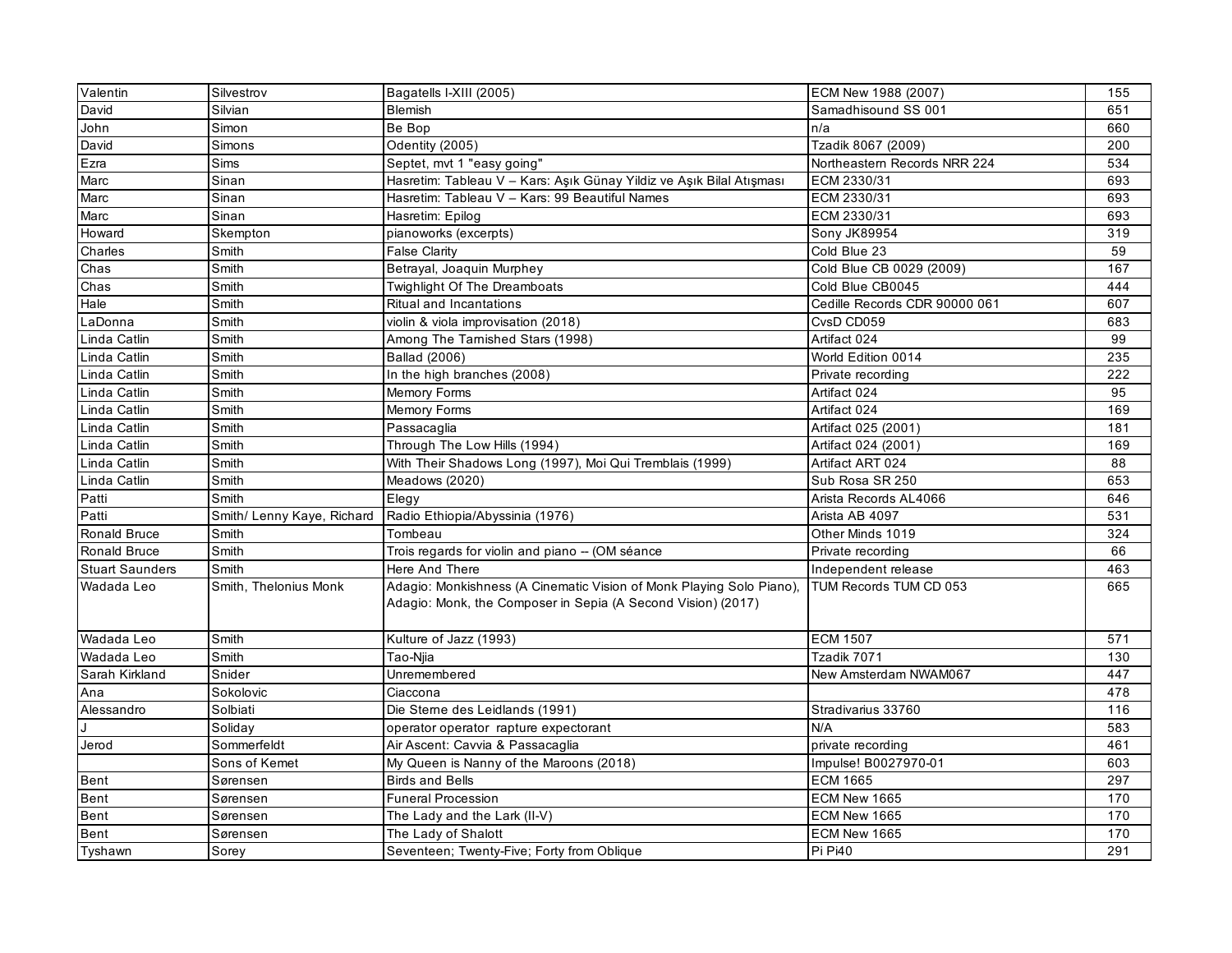| Valentin | Silvestrov | Bagatells I-XIII (2005) | ECM New 1988 (2007) | 155 |
|---|---|---|---|---|
| David | Silvian | Blemish | Samadhisound SS 001 | 651 |
| John | Simon | Be Bop | n/a | 660 |
| David | Simons | Odentity (2005) | Tzadik 8067 (2009) | 200 |
| Ezra | Sims | Septet, mvt 1 "easy going" | Northeastern Records NRR 224 | 534 |
| Marc | Sinan | Hasretim: Tableau V – Kars: Aşık Günay Yildiz ve Aşık Bilal Atışması | ECM 2330/31 | 693 |
| Marc | Sinan | Hasretim: Tableau V – Kars: 99 Beautiful Names | ECM 2330/31 | 693 |
| Marc | Sinan | Hasretim: Epilog | ECM 2330/31 | 693 |
| Howard | Skempton | pianoworks (excerpts) | Sony JK89954 | 319 |
| Charles | Smith | False Clarity | Cold Blue 23 | 59 |
| Chas | Smith | Betrayal, Joaquin Murphey | Cold Blue CB 0029 (2009) | 167 |
| Chas | Smith | Twighlight Of The Dreamboats | Cold Blue CB0045 | 444 |
| Hale | Smith | Ritual and Incantations | Cedille Records CDR 90000 061 | 607 |
| LaDonna | Smith | violin & viola improvisation (2018) | CvsD CD059 | 683 |
| Linda Catlin | Smith | Among The Tarnished Stars (1998) | Artifact 024 | 99 |
| Linda Catlin | Smith | Ballad (2006) | World Edition 0014 | 235 |
| Linda Catlin | Smith | In the high branches (2008) | Private recording | 222 |
| Linda Catlin | Smith | Memory Forms | Artifact 024 | 95 |
| Linda Catlin | Smith | Memory Forms | Artifact 024 | 169 |
| Linda Catlin | Smith | Passacaglia | Artifact 025 (2001) | 181 |
| Linda Catlin | Smith | Through The Low Hills (1994) | Artifact 024 (2001) | 169 |
| Linda Catlin | Smith | With Their Shadows Long (1997), Moi Qui Tremblais (1999) | Artifact ART 024 | 88 |
| Linda Catlin | Smith | Meadows (2020) | Sub Rosa SR 250 | 653 |
| Patti | Smith | Elegy | Arista Records AL4066 | 646 |
| Patti | Smith/ Lenny Kaye, Richard | Radio Ethiopia/Abyssinia (1976) | Arista AB 4097 | 531 |
| Ronald Bruce | Smith | Tombeau | Other Minds 1019 | 324 |
| Ronald Bruce | Smith | Trois regards for violin and piano -- (OM séance | Private recording | 66 |
| Stuart Saunders | Smith | Here And There | Independent release | 463 |
| Wadada Leo | Smith, Thelonius Monk | Adagio: Monkishness (A Cinematic Vision of Monk Playing Solo Piano), Adagio: Monk, the Composer in Sepia (A Second Vision) (2017) | TUM Records TUM CD 053 | 665 |
| Wadada Leo | Smith | Kulture of Jazz (1993) | ECM 1507 | 571 |
| Wadada Leo | Smith | Tao-Njia | Tzadik 7071 | 130 |
| Sarah Kirkland | Snider | Unremembered | New Amsterdam NWAM067 | 447 |
| Ana | Sokolovic | Ciaccona | | 478 |
| Alessandro | Solbiati | Die Sterne des Leidlands (1991) | Stradivarius 33760 | 116 |
| J | Soliday | operator operator rapture expectorant | N/A | 583 |
| Jerod | Sommerfeldt | Air Ascent: Cavvia & Passacaglia | private recording | 461 |
| | Sons of Kemet | My Queen is Nanny of the Maroons (2018) | Impulse! B0027970-01 | 603 |
| Bent | Sørensen | Birds and Bells | ECM 1665 | 297 |
| Bent | Sørensen | Funeral Procession | ECM New 1665 | 170 |
| Bent | Sørensen | The Lady and the Lark (II-V) | ECM New 1665 | 170 |
| Bent | Sørensen | The Lady of Shalott | ECM New 1665 | 170 |
| Tyshawn | Sorey | Seventeen; Twenty-Five; Forty from Oblique | Pi Pi40 | 291 |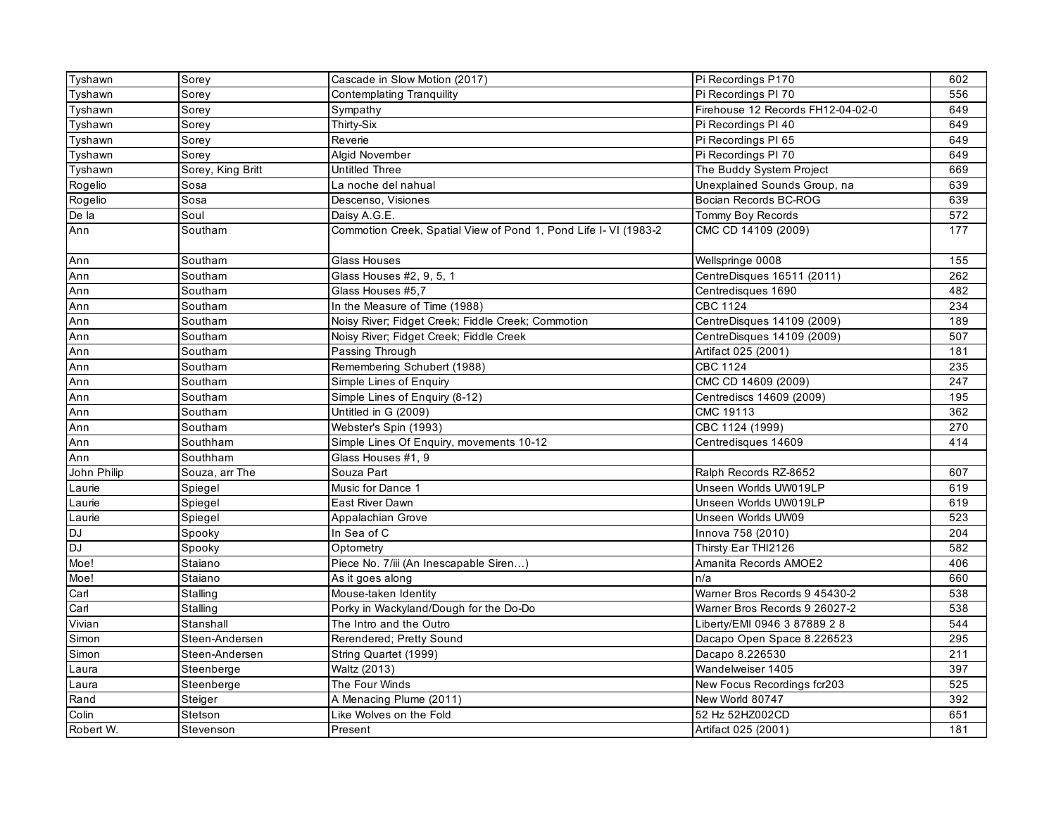| | | | | |
|---|---|---|---|---|
| Tyshawn | Sorey | Cascade in Slow Motion (2017) | Pi Recordings P170 | 602 |
| Tyshawn | Sorey | Contemplating Tranquility | Pi Recordings PI 70 | 556 |
| Tyshawn | Sorey | Sympathy | Firehouse 12 Records FH12-04-02-0 | 649 |
| Tyshawn | Sorey | Thirty-Six | Pi Recordings PI 40 | 649 |
| Tyshawn | Sorey | Reverie | Pi Recordings PI 65 | 649 |
| Tyshawn | Sorey | Algid November | Pi Recordings PI 70 | 649 |
| Tyshawn | Sorey, King Britt | Untitled Three | The Buddy System Project | 669 |
| Rogelio | Sosa | La noche del nahual | Unexplained Sounds Group, na | 639 |
| Rogelio | Sosa | Descenso, Visiones | Bocian Records BC-ROG | 639 |
| De la | Soul | Daisy A.G.E. | Tommy Boy Records | 572 |
| Ann | Southam | Commotion Creek, Spatial View of Pond 1, Pond Life I- VI (1983-2 | CMC CD 14109 (2009) | 177 |
| Ann | Southam | Glass Houses | Wellspringe 0008 | 155 |
| Ann | Southam | Glass Houses #2, 9, 5, 1 | CentreDisques 16511 (2011) | 262 |
| Ann | Southam | Glass Houses #5,7 | Centredisques 1690 | 482 |
| Ann | Southam | In the Measure of Time (1988) | CBC 1124 | 234 |
| Ann | Southam | Noisy River; Fidget Creek; Fiddle Creek; Commotion | CentreDisques 14109 (2009) | 189 |
| Ann | Southam | Noisy River; Fidget Creek; Fiddle Creek | CentreDisques 14109 (2009) | 507 |
| Ann | Southam | Passing Through | Artifact 025 (2001) | 181 |
| Ann | Southam | Remembering Schubert (1988) | CBC 1124 | 235 |
| Ann | Southam | Simple Lines of Enquiry | CMC CD 14609 (2009) | 247 |
| Ann | Southam | Simple Lines of Enquiry (8-12) | Centrediscs 14609 (2009) | 195 |
| Ann | Southam | Untitled in G (2009) | CMC 19113 | 362 |
| Ann | Southam | Webster's Spin (1993) | CBC 1124 (1999) | 270 |
| Ann | Southham | Simple Lines Of Enquiry, movements 10-12 | Centredisques 14609 | 414 |
| Ann | Southham | Glass Houses #1, 9 | | |
| John Philip | Souza, arr The | Souza Part | Ralph Records RZ-8652 | 607 |
| Laurie | Spiegel | Music for Dance 1 | Unseen Worlds UW019LP | 619 |
| Laurie | Spiegel | East River Dawn | Unseen Worlds UW019LP | 619 |
| Laurie | Spiegel | Appalachian Grove | Unseen Worlds UW09 | 523 |
| DJ | Spooky | In Sea of C | Innova 758 (2010) | 204 |
| DJ | Spooky | Optometry | Thirsty Ear THI2126 | 582 |
| Moe! | Staiano | Piece No. 7/iii (An Inescapable Siren…) | Amanita Records AMOE2 | 406 |
| Moe! | Staiano | As it goes along | n/a | 660 |
| Carl | Stalling | Mouse-taken Identity | Warner Bros Records 9 45430-2 | 538 |
| Carl | Stalling | Porky in Wackyland/Dough for the Do-Do | Warner Bros Records 9 26027-2 | 538 |
| Vivian | Stanshall | The Intro and the Outro | Liberty/EMI 0946 3 87889 2 8 | 544 |
| Simon | Steen-Andersen | Rerendered; Pretty Sound | Dacapo Open Space 8.226523 | 295 |
| Simon | Steen-Andersen | String Quartet (1999) | Dacapo 8.226530 | 211 |
| Laura | Steenberge | Waltz (2013) | Wandelweiser 1405 | 397 |
| Laura | Steenberge | The Four Winds | New Focus Recordings fcr203 | 525 |
| Rand | Steiger | A Menacing Plume (2011) | New World 80747 | 392 |
| Colin | Stetson | Like Wolves on the Fold | 52 Hz 52HZ002CD | 651 |
| Robert W. | Stevenson | Present | Artifact 025 (2001) | 181 |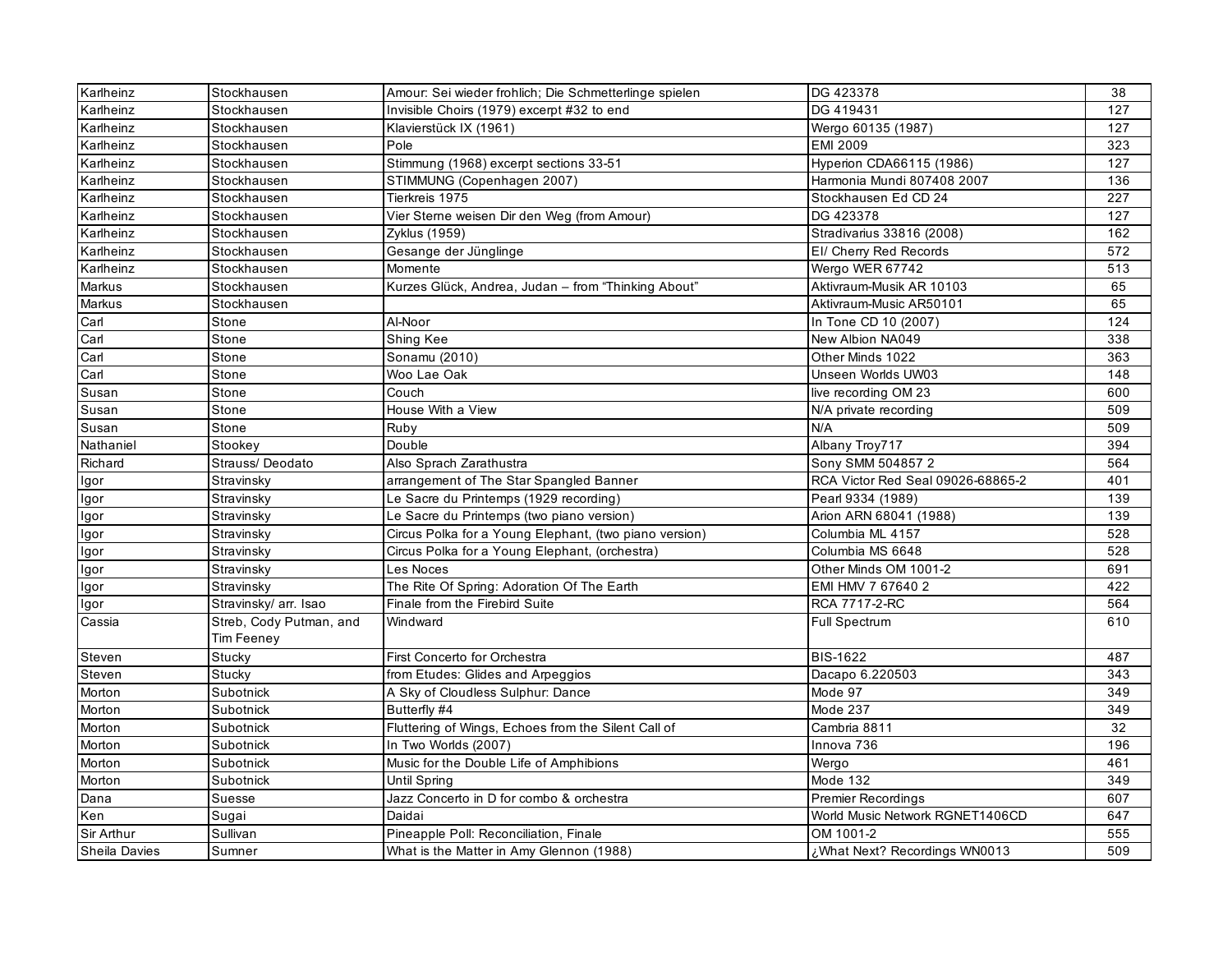| Karlheinz | Stockhausen | Amour: Sei wieder frohlich; Die Schmetterlinge spielen | DG 423378 | 38 |
|---|---|---|---|---|
| Karlheinz | Stockhausen | Invisible Choirs (1979) excerpt #32 to end | DG 419431 | 127 |
| Karlheinz | Stockhausen | Klavierstück IX (1961) | Wergo 60135 (1987) | 127 |
| Karlheinz | Stockhausen | Pole | EMI 2009 | 323 |
| Karlheinz | Stockhausen | Stimmung (1968) excerpt sections 33-51 | Hyperion CDA66115 (1986) | 127 |
| Karlheinz | Stockhausen | STIMMUNG (Copenhagen 2007) | Harmonia Mundi 807408 2007 | 136 |
| Karlheinz | Stockhausen | Tierkreis 1975 | Stockhausen Ed CD 24 | 227 |
| Karlheinz | Stockhausen | Vier Sterne weisen Dir den Weg (from Amour) | DG 423378 | 127 |
| Karlheinz | Stockhausen | Zyklus (1959) | Stradivarius 33816 (2008) | 162 |
| Karlheinz | Stockhausen | Gesange der Jünglinge | El/ Cherry Red Records | 572 |
| Karlheinz | Stockhausen | Momente | Wergo WER 67742 | 513 |
| Markus | Stockhausen | Kurzes Glück, Andrea, Judan – from "Thinking About" | Aktivraum-Musik AR 10103 | 65 |
| Markus | Stockhausen | | Aktivraum-Music AR50101 | 65 |
| Carl | Stone | Al-Noor | In Tone CD 10 (2007) | 124 |
| Carl | Stone | Shing Kee | New Albion NA049 | 338 |
| Carl | Stone | Sonamu (2010) | Other Minds 1022 | 363 |
| Carl | Stone | Woo Lae Oak | Unseen Worlds UW03 | 148 |
| Susan | Stone | Couch | live recording OM 23 | 600 |
| Susan | Stone | House With a View | N/A private recording | 509 |
| Susan | Stone | Ruby | N/A | 509 |
| Nathaniel | Stookey | Double | Albany Troy717 | 394 |
| Richard | Strauss/ Deodato | Also Sprach Zarathustra | Sony SMM 504857 2 | 564 |
| Igor | Stravinsky | arrangement of The Star Spangled Banner | RCA Victor Red Seal 09026-68865-2 | 401 |
| Igor | Stravinsky | Le Sacre du Printemps (1929 recording) | Pearl 9334 (1989) | 139 |
| Igor | Stravinsky | Le Sacre du Printemps (two piano version) | Arion ARN 68041 (1988) | 139 |
| Igor | Stravinsky | Circus Polka for a Young Elephant, (two piano version) | Columbia ML 4157 | 528 |
| Igor | Stravinsky | Circus Polka for a Young Elephant, (orchestra) | Columbia MS 6648 | 528 |
| Igor | Stravinsky | Les Noces | Other Minds OM 1001-2 | 691 |
| Igor | Stravinsky | The Rite Of Spring: Adoration Of The Earth | EMI HMV 7 67640 2 | 422 |
| Igor | Stravinsky/ arr. Isao | Finale from the Firebird Suite | RCA 7717-2-RC | 564 |
| Cassia | Streb, Cody Putman, and Tim Feeney | Windward | Full Spectrum | 610 |
| Steven | Stucky | First Concerto for Orchestra | BIS-1622 | 487 |
| Steven | Stucky | from Etudes: Glides and Arpeggios | Dacapo 6.220503 | 343 |
| Morton | Subotnick | A Sky of Cloudless Sulphur: Dance | Mode 97 | 349 |
| Morton | Subotnick | Butterfly #4 | Mode 237 | 349 |
| Morton | Subotnick | Fluttering of Wings, Echoes from the Silent Call of | Cambria 8811 | 32 |
| Morton | Subotnick | In Two Worlds (2007) | Innova 736 | 196 |
| Morton | Subotnick | Music for the Double Life of Amphibions | Wergo | 461 |
| Morton | Subotnick | Until Spring | Mode 132 | 349 |
| Dana | Suesse | Jazz Concerto in D for combo & orchestra | Premier Recordings | 607 |
| Ken | Sugai | Daidai | World Music Network RGNET1406CD | 647 |
| Sir Arthur | Sullivan | Pineapple Poll: Reconciliation, Finale | OM 1001-2 | 555 |
| Sheila Davies | Sumner | What is the Matter in Amy Glennon (1988) | ¿What Next? Recordings WN0013 | 509 |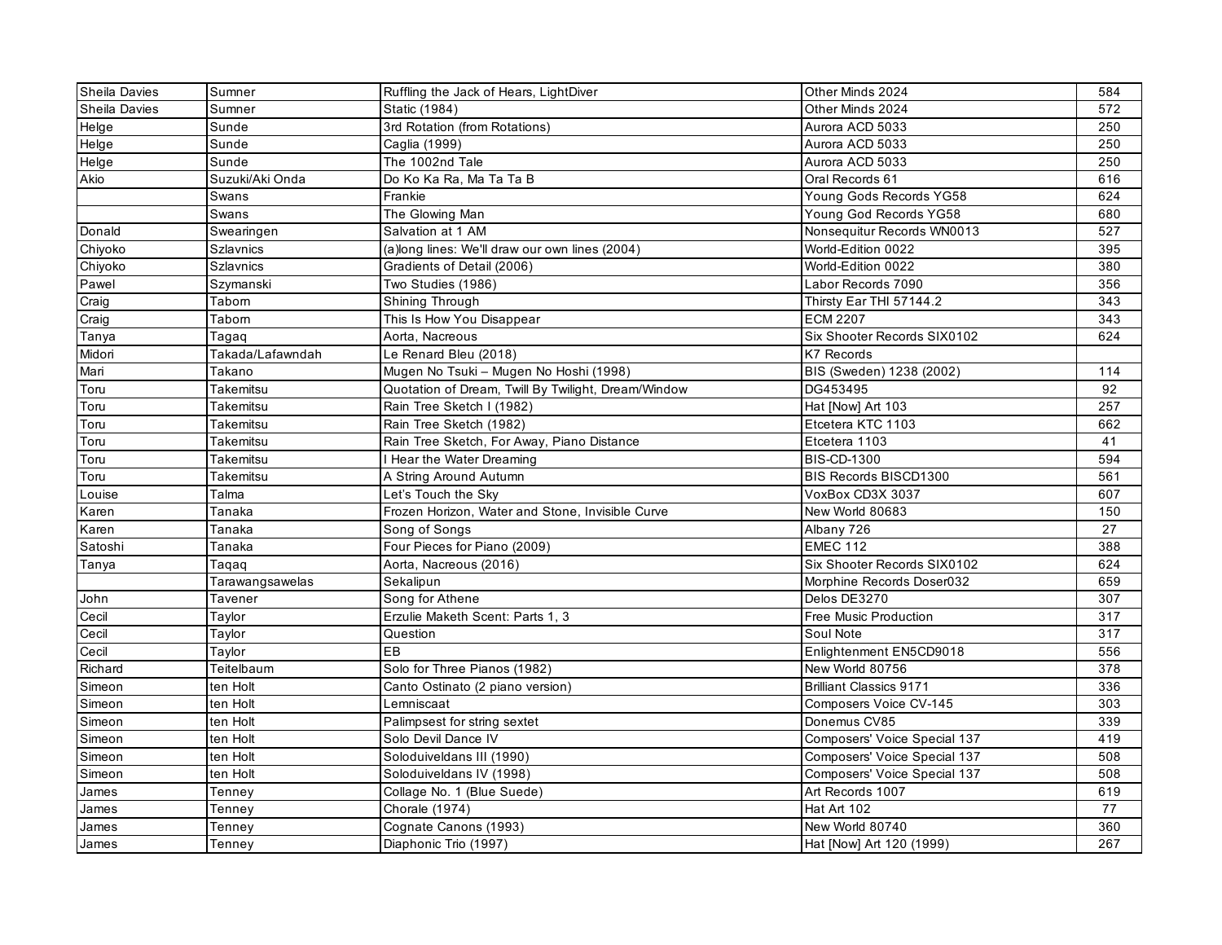| | | | | |
|---|---|---|---|---|
| Sheila Davies | Sumner | Ruffling the Jack of Hears, LightDiver | Other Minds 2024 | 584 |
| Sheila Davies | Sumner | Static (1984) | Other Minds 2024 | 572 |
| Helge | Sunde | 3rd Rotation (from Rotations) | Aurora ACD 5033 | 250 |
| Helge | Sunde | Caglia (1999) | Aurora ACD 5033 | 250 |
| Helge | Sunde | The 1002nd Tale | Aurora ACD 5033 | 250 |
| Akio | Suzuki/Aki Onda | Do Ko Ka Ra, Ma Ta Ta B | Oral Records 61 | 616 |
| | Swans | Frankie | Young Gods Records YG58 | 624 |
| | Swans | The Glowing Man | Young God Records YG58 | 680 |
| Donald | Swearingen | Salvation at 1 AM | Nonsequitur Records WN0013 | 527 |
| Chiyoko | Szlavnics | (a)long lines: We'll draw our own lines (2004) | World-Edition 0022 | 395 |
| Chiyoko | Szlavnics | Gradients of Detail (2006) | World-Edition 0022 | 380 |
| Pawel | Szymanski | Two Studies (1986) | Labor Records 7090 | 356 |
| Craig | Taborn | Shining Through | Thirsty Ear THI 57144.2 | 343 |
| Craig | Taborn | This Is How You Disappear | ECM 2207 | 343 |
| Tanya | Tagaq | Aorta, Nacreous | Six Shooter Records SIX0102 | 624 |
| Midori | Takada/Lafawndah | Le Renard Bleu (2018) | K7 Records | |
| Mari | Takano | Mugen No Tsuki – Mugen No Hoshi (1998) | BIS (Sweden) 1238 (2002) | 114 |
| Toru | Takemitsu | Quotation of Dream, Twill By Twilight, Dream/Window | DG453495 | 92 |
| Toru | Takemitsu | Rain Tree Sketch I (1982) | Hat [Now] Art 103 | 257 |
| Toru | Takemitsu | Rain Tree Sketch (1982) | Etcetera KTC 1103 | 662 |
| Toru | Takemitsu | Rain Tree Sketch, For Away, Piano Distance | Etcetera 1103 | 41 |
| Toru | Takemitsu | I Hear the Water Dreaming | BIS-CD-1300 | 594 |
| Toru | Takemitsu | A String Around Autumn | BIS Records BISCD1300 | 561 |
| Louise | Talma | Let's Touch the Sky | VoxBox CD3X 3037 | 607 |
| Karen | Tanaka | Frozen Horizon, Water and Stone, Invisible Curve | New World 80683 | 150 |
| Karen | Tanaka | Song of Songs | Albany 726 | 27 |
| Satoshi | Tanaka | Four Pieces for Piano (2009) | EMEC 112 | 388 |
| Tanya | Taqaq | Aorta, Nacreous (2016) | Six Shooter Records SIX0102 | 624 |
| | Tarawangsawelas | Sekalipun | Morphine Records Doser032 | 659 |
| John | Tavener | Song for Athene | Delos DE3270 | 307 |
| Cecil | Taylor | Erzulie Maketh Scent: Parts 1, 3 | Free Music Production | 317 |
| Cecil | Taylor | Question | Soul Note | 317 |
| Cecil | Taylor | EB | Enlightenment EN5CD9018 | 556 |
| Richard | Teitelbaum | Solo for Three Pianos (1982) | New World 80756 | 378 |
| Simeon | ten Holt | Canto Ostinato (2 piano version) | Brilliant Classics 9171 | 336 |
| Simeon | ten Holt | Lemniscaat | Composers Voice CV-145 | 303 |
| Simeon | ten Holt | Palimpsest for string sextet | Donemus CV85 | 339 |
| Simeon | ten Holt | Solo Devil Dance IV | Composers' Voice Special 137 | 419 |
| Simeon | ten Holt | Soloduiveldans III (1990) | Composers' Voice Special 137 | 508 |
| Simeon | ten Holt | Soloduiveldans IV (1998) | Composers' Voice Special 137 | 508 |
| James | Tenney | Collage No. 1 (Blue Suede) | Art Records 1007 | 619 |
| James | Tenney | Chorale (1974) | Hat Art 102 | 77 |
| James | Tenney | Cognate Canons (1993) | New World 80740 | 360 |
| James | Tenney | Diaphonic Trio (1997) | Hat [Now] Art 120 (1999) | 267 |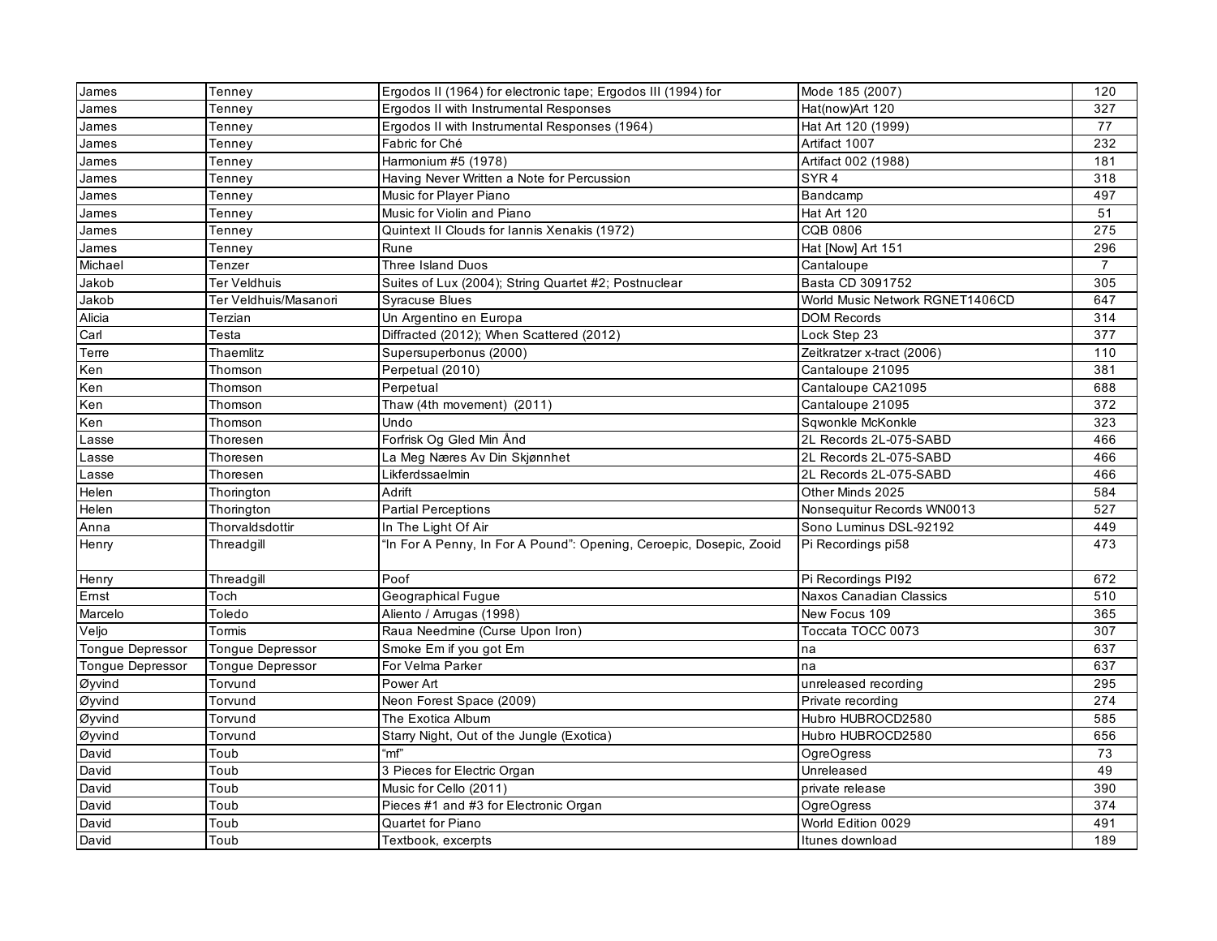| James | Tenney | Ergodos II (1964) for electronic tape; Ergodos III (1994) for | Mode 185 (2007) | 120 |
|---|---|---|---|---|
| James | Tenney | Ergodos II with Instrumental Responses | Hat(now)Art 120 | 327 |
| James | Tenney | Ergodos II with Instrumental Responses (1964) | Hat Art 120 (1999) | 77 |
| James | Tenney | Fabric for Ché | Artifact 1007 | 232 |
| James | Tenney | Harmonium #5 (1978) | Artifact 002 (1988) | 181 |
| James | Tenney | Having Never Written a Note for Percussion | SYR 4 | 318 |
| James | Tenney | Music for Player Piano | Bandcamp | 497 |
| James | Tenney | Music for Violin and Piano | Hat Art 120 | 51 |
| James | Tenney | Quintext II Clouds for Iannis Xenakis (1972) | CQB 0806 | 275 |
| James | Tenney | Rune | Hat [Now] Art 151 | 296 |
| Michael | Tenzer | Three Island Duos | Cantaloupe | 7 |
| Jakob | Ter Veldhuis | Suites of Lux (2004); String Quartet #2; Postnuclear | Basta CD 3091752 | 305 |
| Jakob | Ter Veldhuis/Masanori | Syracuse Blues | World Music Network RGNET1406CD | 647 |
| Alicia | Terzian | Un Argentino en Europa | DOM Records | 314 |
| Carl | Testa | Diffracted (2012); When Scattered (2012) | Lock Step 23 | 377 |
| Terre | Thaemlitz | Supersuperbonus (2000) | Zeitkratzer x-tract (2006) | 110 |
| Ken | Thomson | Perpetual (2010) | Cantaloupe 21095 | 381 |
| Ken | Thomson | Perpetual | Cantaloupe CA21095 | 688 |
| Ken | Thomson | Thaw (4th movement) (2011) | Cantaloupe 21095 | 372 |
| Ken | Thomson | Undo | Sqwonkle McKonkle | 323 |
| Lasse | Thoresen | Forfrisk Og Gled Min Ånd | 2L Records 2L-075-SABD | 466 |
| Lasse | Thoresen | La Meg Næres Av Din Skjønnhet | 2L Records 2L-075-SABD | 466 |
| Lasse | Thoresen | Likferdssaelmin | 2L Records 2L-075-SABD | 466 |
| Helen | Thorington | Adrift | Other Minds 2025 | 584 |
| Helen | Thorington | Partial Perceptions | Nonsequitur Records WN0013 | 527 |
| Anna | Thorvaldsdottir | In The Light Of Air | Sono Luminus DSL-92192 | 449 |
| Henry | Threadgill | "In For A Penny, In For A Pound": Opening, Ceroepic, Dosepic, Zooid | Pi Recordings pi58 | 473 |
| Henry | Threadgill | Poof | Pi Recordings PI92 | 672 |
| Ernst | Toch | Geographical Fugue | Naxos Canadian Classics | 510 |
| Marcelo | Toledo | Aliento / Arrugas (1998) | New Focus 109 | 365 |
| Veljo | Tormis | Raua Needmine (Curse Upon Iron) | Toccata TOCC 0073 | 307 |
| Tongue Depressor | Tongue Depressor | Smoke Em if you got Em | na | 637 |
| Tongue Depressor | Tongue Depressor | For Velma Parker | na | 637 |
| Øyvind | Torvund | Power Art | unreleased recording | 295 |
| Øyvind | Torvund | Neon Forest Space (2009) | Private recording | 274 |
| Øyvind | Torvund | The Exotica Album | Hubro HUBROCD2580 | 585 |
| Øyvind | Torvund | Starry Night, Out of the Jungle (Exotica) | Hubro HUBROCD2580 | 656 |
| David | Toub | "mf" | OgreOgress | 73 |
| David | Toub | 3 Pieces for Electric Organ | Unreleased | 49 |
| David | Toub | Music for Cello (2011) | private release | 390 |
| David | Toub | Pieces #1 and #3 for Electronic Organ | OgreOgress | 374 |
| David | Toub | Quartet for Piano | World Edition 0029 | 491 |
| David | Toub | Textbook, excerpts | Itunes download | 189 |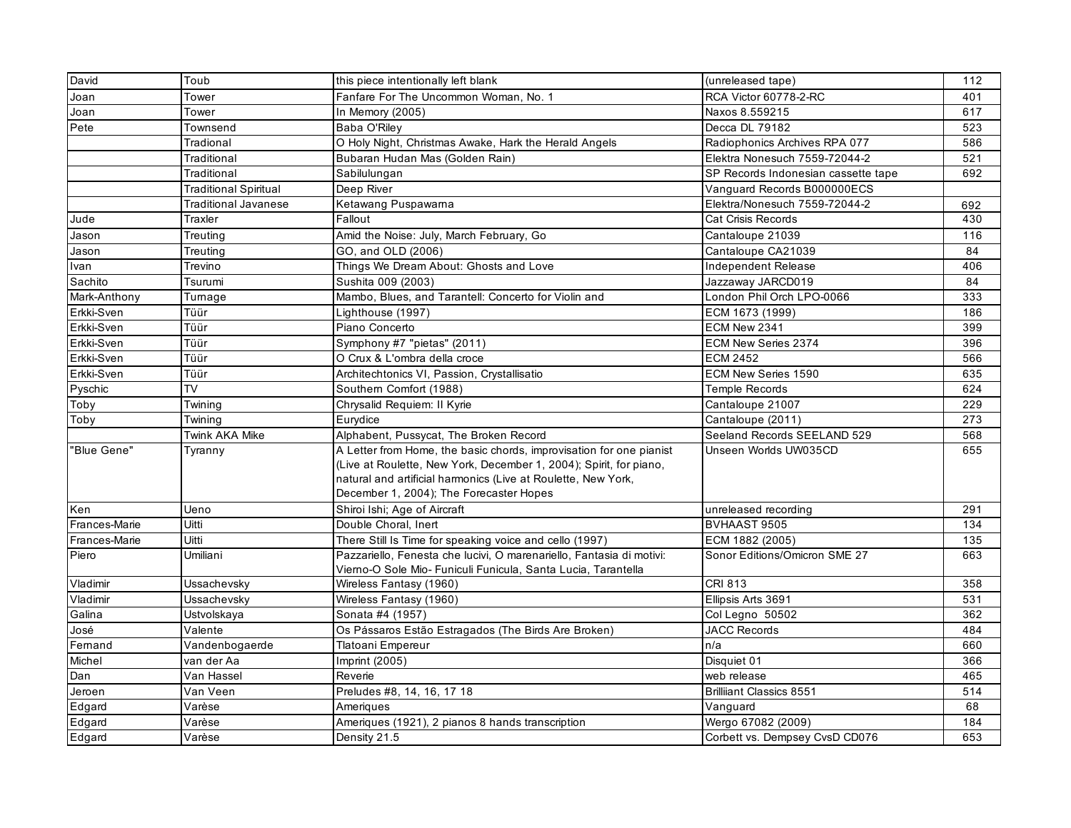| | | | | |
|---|---|---|---|---|
| David | Toub | this piece intentionally left blank | (unreleased tape) | 112 |
| Joan | Tower | Fanfare For The Uncommon Woman, No. 1 | RCA Victor 60778-2-RC | 401 |
| Joan | Tower | In Memory (2005) | Naxos 8.559215 | 617 |
| Pete | Townsend | Baba O'Riley | Decca DL 79182 | 523 |
| | Tradional | O Holy Night, Christmas Awake, Hark the Herald Angels | Radiophonics Archives RPA 077 | 586 |
| | Traditional | Bubaran Hudan Mas (Golden Rain) | Elektra Nonesuch 7559-72044-2 | 521 |
| | Traditional | Sabilulungan | SP Records Indonesian cassette tape | 692 |
| | Traditional Spiritual | Deep River | Vanguard Records B000000ECS | |
| | Traditional Javanese | Ketawang Puspawarna | Elektra/Nonesuch 7559-72044-2 | 692 |
| Jude | Traxler | Fallout | Cat Crisis Records | 430 |
| Jason | Treuting | Amid the Noise: July, March February, Go | Cantaloupe 21039 | 116 |
| Jason | Treuting | GO, and OLD (2006) | Cantaloupe CA21039 | 84 |
| Ivan | Trevino | Things We Dream About: Ghosts and Love | Independent Release | 406 |
| Sachito | Tsurumi | Sushita 009 (2003) | Jazzaway JARCD019 | 84 |
| Mark-Anthony | Turnage | Mambo, Blues, and Tarantell: Concerto for Violin and | London Phil Orch LPO-0066 | 333 |
| Erkki-Sven | Tüür | Lighthouse (1997) | ECM 1673 (1999) | 186 |
| Erkki-Sven | Tüür | Piano Concerto | ECM New 2341 | 399 |
| Erkki-Sven | Tüür | Symphony #7 "pietas" (2011) | ECM New Series 2374 | 396 |
| Erkki-Sven | Tüür | O Crux & L'ombra della croce | ECM 2452 | 566 |
| Erkki-Sven | Tüür | Architechtonics VI, Passion, Crystallisatio | ECM New Series 1590 | 635 |
| Pyschic | TV | Southern Comfort (1988) | Temple Records | 624 |
| Toby | Twining | Chrysalid Requiem: II Kyrie | Cantaloupe 21007 | 229 |
| Toby | Twining | Eurydice | Cantaloupe (2011) | 273 |
| | Twink AKA Mike | Alphabent, Pussycat, The Broken Record | Seeland Records SEELAND 529 | 568 |
| "Blue Gene" | Tyranny | A Letter from Home, the basic chords, improvisation for one pianist (Live at Roulette, New York, December 1, 2004); Spirit, for piano, natural and artificial harmonics (Live at Roulette, New York, December 1, 2004); The Forecaster Hopes | Unseen Worlds UW035CD | 655 |
| Ken | Ueno | Shiroi Ishi; Age of Aircraft | unreleased recording | 291 |
| Frances-Marie | Uitti | Double Choral, Inert | BVHAAST 9505 | 134 |
| Frances-Marie | Uitti | There Still Is Time for speaking voice and cello (1997) | ECM 1882 (2005) | 135 |
| Piero | Umiliani | Pazzariello, Fenesta che lucivi, O marenariello, Fantasia di motivi: Vierno-O Sole Mio- Funiculi Funicula, Santa Lucia, Tarantella | Sonor Editions/Omicron SME 27 | 663 |
| Vladimir | Ussachevsky | Wireless Fantasy (1960) | CRI 813 | 358 |
| Vladimir | Ussachevsky | Wireless Fantasy (1960) | Ellipsis Arts 3691 | 531 |
| Galina | Ustvolskaya | Sonata #4 (1957) | Col Legno 50502 | 362 |
| José | Valente | Os Pássaros Estão Estragados (The Birds Are Broken) | JACC Records | 484 |
| Fernand | Vandenbogaerde | Tlatoani Empereur | n/a | 660 |
| Michel | van der Aa | Imprint (2005) | Disquiet 01 | 366 |
| Dan | Van Hassel | Reverie | web release | 465 |
| Jeroen | Van Veen | Preludes #8, 14, 16, 17 18 | Brilliiant Classics 8551 | 514 |
| Edgard | Varèse | Ameriques | Vanguard | 68 |
| Edgard | Varèse | Ameriques (1921), 2 pianos 8 hands transcription | Wergo 67082 (2009) | 184 |
| Edgard | Varèse | Density 21.5 | Corbett vs. Dempsey CvsD CD076 | 653 |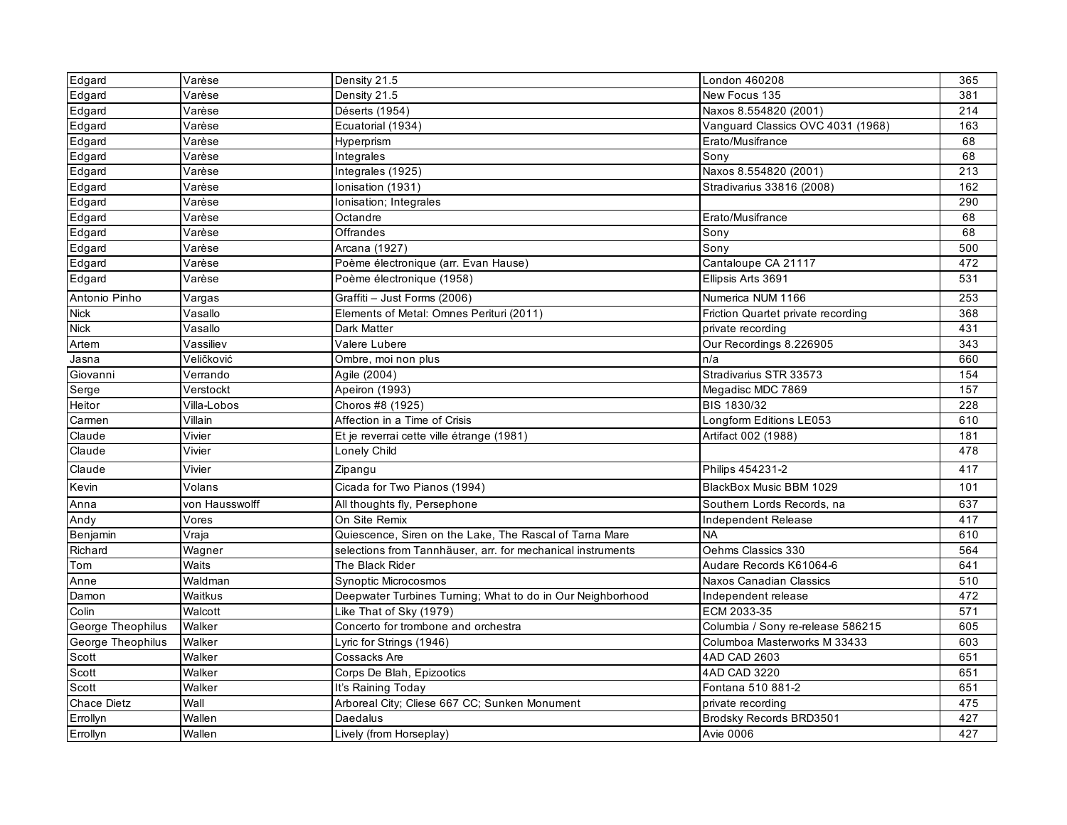| Edgard | Varèse | Density 21.5 | London 460208 | 365 |
|---|---|---|---|---|
| Edgard | Varèse | Density 21.5 | New Focus 135 | 381 |
| Edgard | Varèse | Déserts (1954) | Naxos 8.554820 (2001) | 214 |
| Edgard | Varèse | Ecuatorial (1934) | Vanguard Classics OVC 4031 (1968) | 163 |
| Edgard | Varèse | Hyperprism | Erato/Musifrance | 68 |
| Edgard | Varèse | Integrales | Sony | 68 |
| Edgard | Varèse | Integrales (1925) | Naxos 8.554820 (2001) | 213 |
| Edgard | Varèse | Ionisation (1931) | Stradivarius 33816 (2008) | 162 |
| Edgard | Varèse | Ionisation; Integrales | | 290 |
| Edgard | Varèse | Octandre | Erato/Musifrance | 68 |
| Edgard | Varèse | Offrandes | Sony | 68 |
| Edgard | Varèse | Arcana (1927) | Sony | 500 |
| Edgard | Varèse | Poème électronique (arr. Evan Hause) | Cantaloupe CA 21117 | 472 |
| Edgard | Varèse | Poème électronique (1958) | Ellipsis Arts 3691 | 531 |
| Antonio Pinho | Vargas | Graffiti – Just Forms (2006) | Numerica NUM 1166 | 253 |
| Nick | Vasallo | Elements of Metal: Omnes Perituri (2011) | Friction Quartet private recording | 368 |
| Nick | Vasallo | Dark Matter | private recording | 431 |
| Artem | Vassiliev | Valere Lubere | Our Recordings 8.226905 | 343 |
| Jasna | Veličković | Ombre, moi non plus | n/a | 660 |
| Giovanni | Verrando | Agile (2004) | Stradivarius STR 33573 | 154 |
| Serge | Verstockt | Apeiron (1993) | Megadisc MDC 7869 | 157 |
| Heitor | Villa-Lobos | Choros #8 (1925) | BIS 1830/32 | 228 |
| Carmen | Villain | Affection in a Time of Crisis | Longform Editions LE053 | 610 |
| Claude | Vivier | Et je reverrai cette ville étrange (1981) | Artifact 002 (1988) | 181 |
| Claude | Vivier | Lonely Child | | 478 |
| Claude | Vivier | Zipangu | Philips 454231-2 | 417 |
| Kevin | Volans | Cicada for Two Pianos (1994) | BlackBox Music BBM 1029 | 101 |
| Anna | von Hausswolff | All thoughts fly, Persephone | Southern Lords Records, na | 637 |
| Andy | Vores | On Site Remix | Independent Release | 417 |
| Benjamin | Vraja | Quiescence, Siren on the Lake, The Rascal of Tarna Mare | NA | 610 |
| Richard | Wagner | selections from Tannhäuser, arr. for mechanical instruments | Oehms Classics 330 | 564 |
| Tom | Waits | The Black Rider | Audare Records K61064-6 | 641 |
| Anne | Waldman | Synoptic Microcosmos | Naxos Canadian Classics | 510 |
| Damon | Waitkus | Deepwater Turbines Turning; What to do in Our Neighborhood | Independent release | 472 |
| Colin | Walcott | Like That of Sky (1979) | ECM 2033-35 | 571 |
| George Theophilus | Walker | Concerto for trombone and orchestra | Columbia / Sony re-release 586215 | 605 |
| George Theophilus | Walker | Lyric for Strings (1946) | Columboa Masterworks M 33433 | 603 |
| Scott | Walker | Cossacks Are | 4AD CAD 2603 | 651 |
| Scott | Walker | Corps De Blah, Epizootics | 4AD CAD 3220 | 651 |
| Scott | Walker | It's Raining Today | Fontana 510 881-2 | 651 |
| Chace Dietz | Wall | Arboreal City; Cliese 667 CC; Sunken Monument | private recording | 475 |
| Errollyn | Wallen | Daedalus | Brodsky Records BRD3501 | 427 |
| Errollyn | Wallen | Lively (from Horseplay) | Avie 0006 | 427 |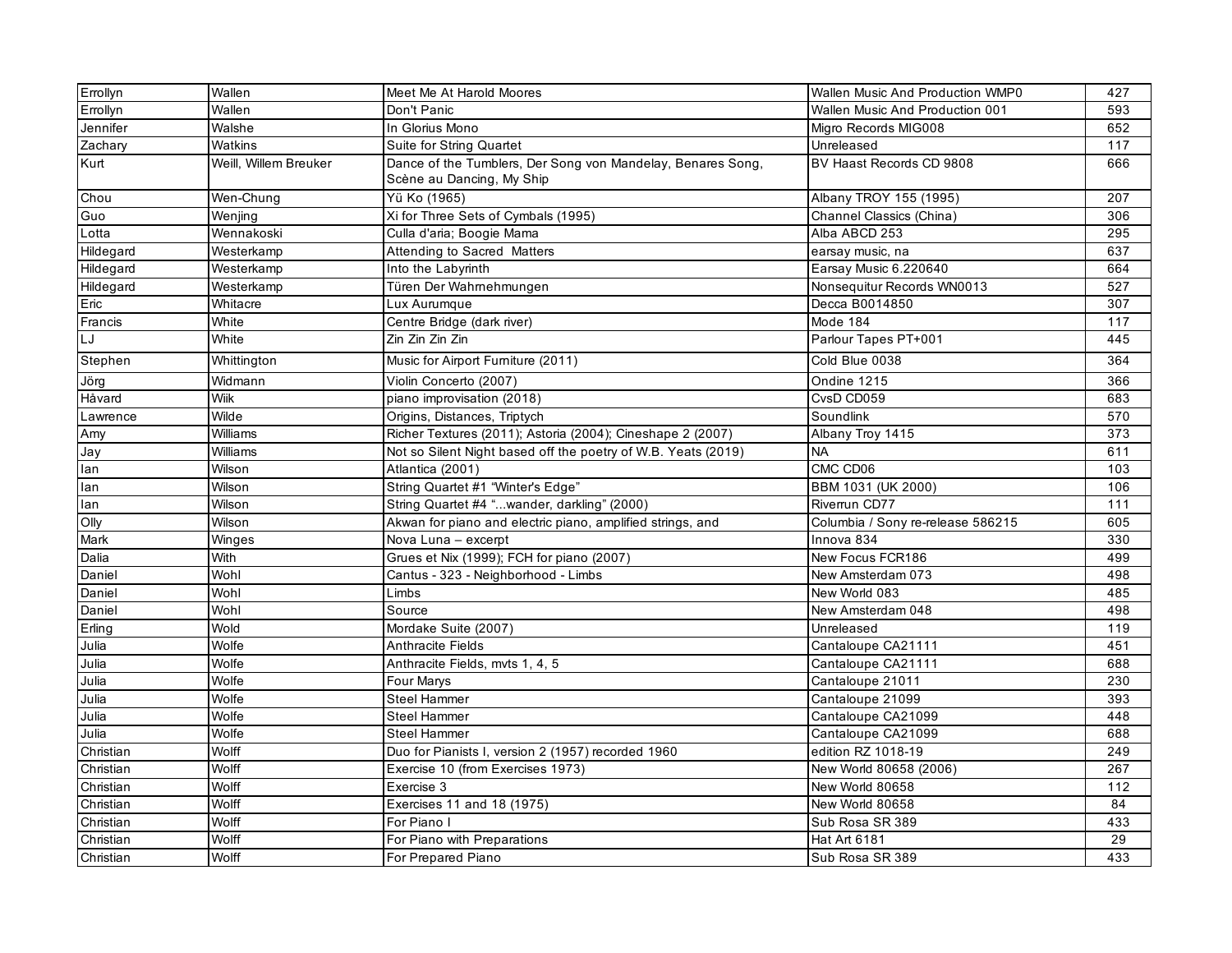| Errollyn | Wallen | Meet Me At Harold Moores | Wallen Music And Production WMP0 | 427 |
|---|---|---|---|---|
| Errollyn | Wallen | Don't Panic | Wallen Music And Production 001 | 593 |
| Jennifer | Walshe | In Glorius Mono | Migro Records MIG008 | 652 |
| Zachary | Watkins | Suite for String Quartet | Unreleased | 117 |
| Kurt | Weill, Willem Breuker | Dance of the Tumblers, Der Song von Mandelay, Benares Song, Scène au Dancing, My Ship | BV Haast Records CD 9808 | 666 |
| Chou | Wen-Chung | Yü Ko (1965) | Albany TROY 155 (1995) | 207 |
| Guo | Wenjing | Xi for Three Sets of Cymbals (1995) | Channel Classics (China) | 306 |
| Lotta | Wennakoski | Culla d'aria; Boogie Mama | Alba ABCD 253 | 295 |
| Hildegard | Westerkamp | Attending to Sacred Matters | earsay music, na | 637 |
| Hildegard | Westerkamp | Into the Labyrinth | Earsay Music 6.220640 | 664 |
| Hildegard | Westerkamp | Türen Der Wahrnehmungen | Nonsequitur Records WN0013 | 527 |
| Eric | Whitacre | Lux Aurumque | Decca B0014850 | 307 |
| Francis | White | Centre Bridge (dark river) | Mode 184 | 117 |
| LJ | White | Zin Zin Zin Zin | Parlour Tapes PT+001 | 445 |
| Stephen | Whittington | Music for Airport Furniture (2011) | Cold Blue 0038 | 364 |
| Jörg | Widmann | Violin Concerto (2007) | Ondine 1215 | 366 |
| Håvard | Wiik | piano improvisation (2018) | CvsD CD059 | 683 |
| Lawrence | Wilde | Origins, Distances, Triptych | Soundlink | 570 |
| Amy | Williams | Richer Textures (2011); Astoria (2004); Cineshape 2 (2007) | Albany Troy 1415 | 373 |
| Jay | Williams | Not so Silent Night based off the poetry of W.B. Yeats (2019) | NA | 611 |
| Ian | Wilson | Atlantica (2001) | CMC CD06 | 103 |
| Ian | Wilson | String Quartet #1 “Winter's Edge” | BBM 1031 (UK 2000) | 106 |
| Ian | Wilson | String Quartet #4 “...wander, darkling” (2000) | Riverrun CD77 | 111 |
| Olly | Wilson | Akwan for piano and electric piano, amplified strings, and | Columbia / Sony re-release 586215 | 605 |
| Mark | Winges | Nova Luna – excerpt | Innova 834 | 330 |
| Dalia | With | Grues et Nix (1999); FCH for piano (2007) | New Focus FCR186 | 499 |
| Daniel | Wohl | Cantus - 323 - Neighborhood - Limbs | New Amsterdam 073 | 498 |
| Daniel | Wohl | Limbs | New World 083 | 485 |
| Daniel | Wohl | Source | New Amsterdam 048 | 498 |
| Erling | Wold | Mordake Suite (2007) | Unreleased | 119 |
| Julia | Wolfe | Anthracite Fields | Cantaloupe CA21111 | 451 |
| Julia | Wolfe | Anthracite Fields, mvts 1, 4, 5 | Cantaloupe CA21111 | 688 |
| Julia | Wolfe | Four Marys | Cantaloupe 21011 | 230 |
| Julia | Wolfe | Steel Hammer | Cantaloupe 21099 | 393 |
| Julia | Wolfe | Steel Hammer | Cantaloupe CA21099 | 448 |
| Julia | Wolfe | Steel Hammer | Cantaloupe CA21099 | 688 |
| Christian | Wolff | Duo for Pianists I, version 2 (1957) recorded 1960 | edition RZ 1018-19 | 249 |
| Christian | Wolff | Exercise 10 (from Exercises 1973) | New World 80658 (2006) | 267 |
| Christian | Wolff | Exercise 3 | New World 80658 | 112 |
| Christian | Wolff | Exercises 11 and 18 (1975) | New World 80658 | 84 |
| Christian | Wolff | For Piano I | Sub Rosa SR 389 | 433 |
| Christian | Wolff | For Piano with Preparations | Hat Art 6181 | 29 |
| Christian | Wolff | For Prepared Piano | Sub Rosa SR 389 | 433 |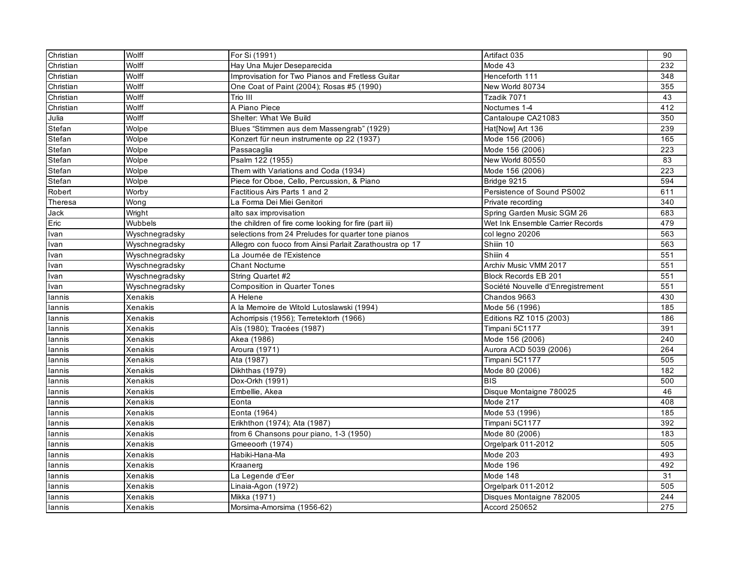| Christian | Wolff | For Si (1991) | Artifact 035 | 90 |
|---|---|---|---|---|
| Christian | Wolff | Hay Una Mujer Deseparecida | Mode 43 | 232 |
| Christian | Wolff | Improvisation for Two Pianos and Fretless Guitar | Henceforth 111 | 348 |
| Christian | Wolff | One Coat of Paint (2004); Rosas #5 (1990) | New World 80734 | 355 |
| Christian | Wolff | Trio III | Tzadik 7071 | 43 |
| Christian | Wolff | A Piano Piece | Nocturnes 1-4 | 412 |
| Julia | Wolff | Shelter: What We Build | Cantaloupe CA21083 | 350 |
| Stefan | Wolpe | Blues "Stimmen aus dem Massengrab" (1929) | Hat[Now] Art 136 | 239 |
| Stefan | Wolpe | Konzert für neun instrumente op 22 (1937) | Mode 156 (2006) | 165 |
| Stefan | Wolpe | Passacaglia | Mode 156 (2006) | 223 |
| Stefan | Wolpe | Psalm 122 (1955) | New World 80550 | 83 |
| Stefan | Wolpe | Them with Variations and Coda (1934) | Mode 156 (2006) | 223 |
| Stefan | Wolpe | Piece for Oboe, Cello, Percussion, & Piano | Bridge 9215 | 594 |
| Robert | Worby | Factitious Airs Parts 1 and 2 | Persistence of Sound PS002 | 611 |
| Theresa | Wong | La Forma Dei Miei Genitori | Private recording | 340 |
| Jack | Wright | alto sax improvisation | Spring Garden Music SGM 26 | 683 |
| Eric | Wubbels | the children of fire come looking for fire (part iii) | Wet Ink Ensemble Carrier Records | 479 |
| Ivan | Wyschnegradsky | selections from 24 Preludes for quarter tone pianos | col legno 20206 | 563 |
| Ivan | Wyschnegradsky | Allegro con fuoco from Ainsi Parlait Zarathoustra op 17 | Shiiin 10 | 563 |
| Ivan | Wyschnegradsky | La Journée de l'Existence | Shiiin 4 | 551 |
| Ivan | Wyschnegradsky | Chant Nocturne | Archiv Music VMM 2017 | 551 |
| Ivan | Wyschnegradsky | String Quartet #2 | Block Records EB 201 | 551 |
| Ivan | Wyschnegradsky | Composition in Quarter Tones | Société Nouvelle d'Enregistrement | 551 |
| Iannis | Xenakis | A Helene | Chandos 9663 | 430 |
| Iannis | Xenakis | A la Memoire de Witold Lutoslawski (1994) | Mode 56 (1996) | 185 |
| Iannis | Xenakis | Achorripsis (1956); Terretektorh (1966) | Editions RZ 1015 (2003) | 186 |
| Iannis | Xenakis | Aïs (1980); Tracées (1987) | Timpani 5C1177 | 391 |
| Iannis | Xenakis | Akea (1986) | Mode 156 (2006) | 240 |
| Iannis | Xenakis | Aroura (1971) | Aurora ACD 5039 (2006) | 264 |
| Iannis | Xenakis | Ata (1987) | Timpani 5C1177 | 505 |
| Iannis | Xenakis | Dikhthas (1979) | Mode 80 (2006) | 182 |
| Iannis | Xenakis | Dox-Orkh (1991) | BIS | 500 |
| Iannis | Xenakis | Embellie, Akea | Disque Montaigne 780025 | 46 |
| Iannis | Xenakis | Eonta | Mode 217 | 408 |
| Iannis | Xenakis | Eonta (1964) | Mode 53 (1996) | 185 |
| Iannis | Xenakis | Erikhthon (1974); Ata (1987) | Timpani 5C1177 | 392 |
| Iannis | Xenakis | from 6 Chansons pour piano, 1-3 (1950) | Mode 80 (2006) | 183 |
| Iannis | Xenakis | Gmeeoorh (1974) | Orgelpark 011-2012 | 505 |
| Iannis | Xenakis | Habiki-Hana-Ma | Mode 203 | 493 |
| Iannis | Xenakis | Kraanerg | Mode 196 | 492 |
| Iannis | Xenakis | La Legende d'Eer | Mode 148 | 31 |
| Iannis | Xenakis | Linaia-Agon (1972) | Orgelpark 011-2012 | 505 |
| Iannis | Xenakis | Mikka (1971) | Disques Montaigne 782005 | 244 |
| Iannis | Xenakis | Morsima-Amorsima (1956-62) | Accord 250652 | 275 |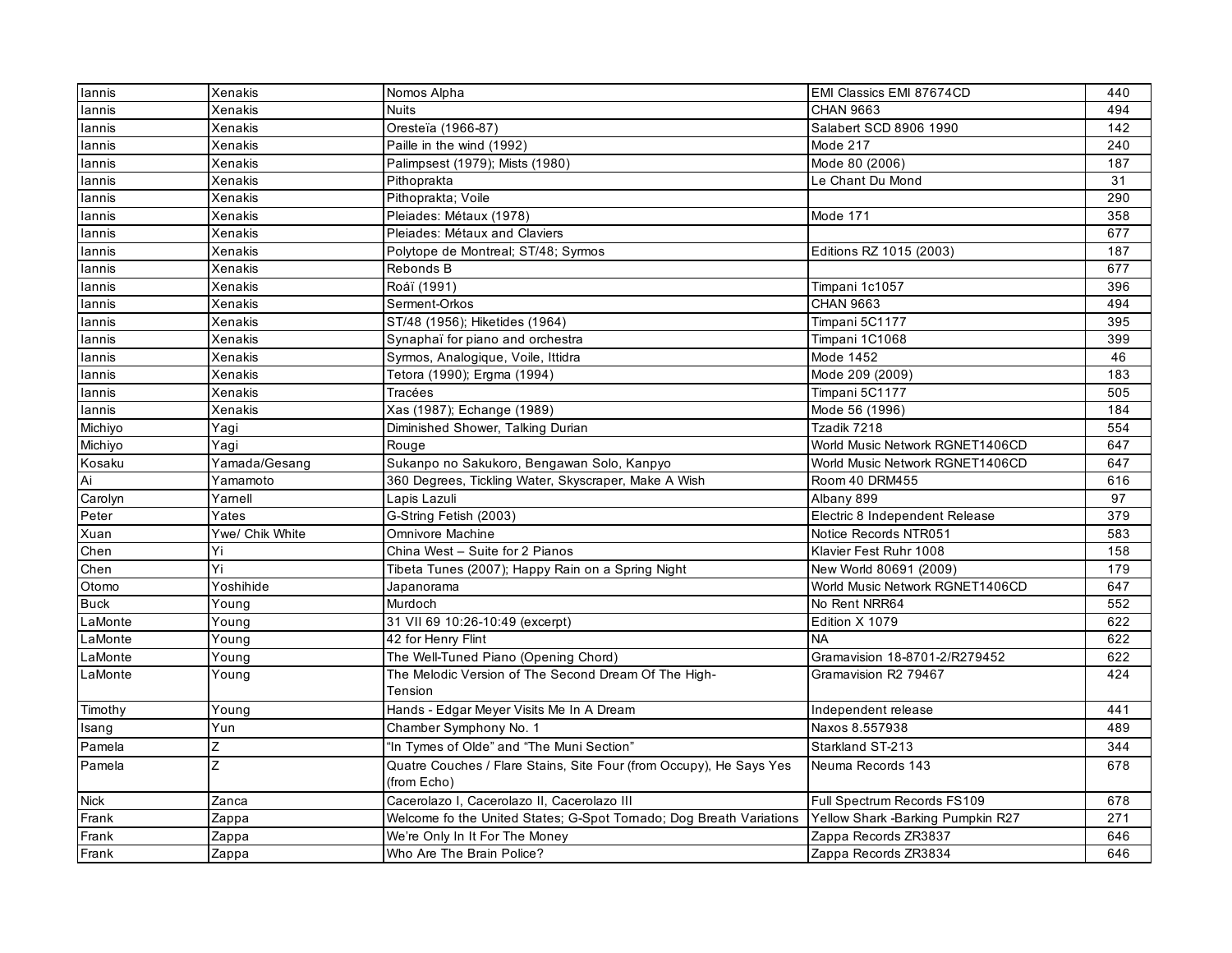| Iannis | Xenakis | Nomos Alpha | EMI Classics EMI 87674CD | 440 |
|---|---|---|---|---|
| Iannis | Xenakis | Nuits | CHAN 9663 | 494 |
| Iannis | Xenakis | Oresteïa (1966-87) | Salabert SCD 8906 1990 | 142 |
| Iannis | Xenakis | Paille in the wind (1992) | Mode 217 | 240 |
| Iannis | Xenakis | Palimpsest (1979); Mists (1980) | Mode 80 (2006) | 187 |
| Iannis | Xenakis | Pithoprakta | Le Chant Du Mond | 31 |
| Iannis | Xenakis | Pithoprakta; Voile | | 290 |
| Iannis | Xenakis | Pleiades: Métaux (1978) | Mode 171 | 358 |
| Iannis | Xenakis | Pleiades: Métaux and Claviers | | 677 |
| Iannis | Xenakis | Polytope de Montreal; ST/48; Syrmos | Editions RZ 1015 (2003) | 187 |
| Iannis | Xenakis | Rebonds B | | 677 |
| Iannis | Xenakis | Roáï (1991) | Timpani 1c1057 | 396 |
| Iannis | Xenakis | Serment-Orkos | CHAN 9663 | 494 |
| Iannis | Xenakis | ST/48 (1956); Hiketides (1964) | Timpani 5C1177 | 395 |
| Iannis | Xenakis | Synaphaï for piano and orchestra | Timpani 1C1068 | 399 |
| Iannis | Xenakis | Syrmos, Analogique, Voile, Ittidra | Mode 1452 | 46 |
| Iannis | Xenakis | Tetora (1990); Ergma (1994) | Mode 209 (2009) | 183 |
| Iannis | Xenakis | Tracées | Timpani 5C1177 | 505 |
| Iannis | Xenakis | Xas (1987); Echange (1989) | Mode 56 (1996) | 184 |
| Michiyo | Yagi | Diminished Shower, Talking Durian | Tzadik 7218 | 554 |
| Michiyo | Yagi | Rouge | World Music Network RGNET1406CD | 647 |
| Kosaku | Yamada/Gesang | Sukanpo no Sakukoro, Bengawan Solo, Kanpyo | World Music Network RGNET1406CD | 647 |
| Ai | Yamamoto | 360 Degrees, Tickling Water, Skyscraper, Make A Wish | Room 40 DRM455 | 616 |
| Carolyn | Yarnell | Lapis Lazuli | Albany 899 | 97 |
| Peter | Yates | G-String Fetish (2003) | Electric 8 Independent Release | 379 |
| Xuan | Ywe/ Chik White | Omnivore Machine | Notice Records NTR051 | 583 |
| Chen | Yi | China West – Suite for 2 Pianos | Klavier Fest Ruhr 1008 | 158 |
| Chen | Yi | Tibeta Tunes (2007); Happy Rain on a Spring Night | New World 80691 (2009) | 179 |
| Otomo | Yoshihide | Japanorama | World Music Network RGNET1406CD | 647 |
| Buck | Young | Murdoch | No Rent NRR64 | 552 |
| LaMonte | Young | 31 VII 69 10:26-10:49 (excerpt) | Edition X 1079 | 622 |
| LaMonte | Young | 42 for Henry Flint | NA | 622 |
| LaMonte | Young | The Well-Tuned Piano (Opening Chord) | Gramavision 18-8701-2/R279452 | 622 |
| LaMonte | Young | The Melodic Version of The Second Dream Of The High-Tension | Gramavision R2 79467 | 424 |
| Timothy | Young | Hands - Edgar Meyer Visits Me In A Dream | Independent release | 441 |
| Isang | Yun | Chamber Symphony No. 1 | Naxos 8.557938 | 489 |
| Pamela | Z | "In Tymes of Olde" and "The Muni Section" | Starkland ST-213 | 344 |
| Pamela | Z | Quatre Couches / Flare Stains, Site Four (from Occupy), He Says Yes (from Echo) | Neuma Records 143 | 678 |
| Nick | Zanca | Cacerolazo I, Cacerolazo II, Cacerolazo III | Full Spectrum Records FS109 | 678 |
| Frank | Zappa | Welcome fo the United States; G-Spot Tornado; Dog Breath Variations | Yellow Shark -Barking Pumpkin R27 | 271 |
| Frank | Zappa | We're Only In It For The Money | Zappa Records ZR3837 | 646 |
| Frank | Zappa | Who Are The Brain Police? | Zappa Records ZR3834 | 646 |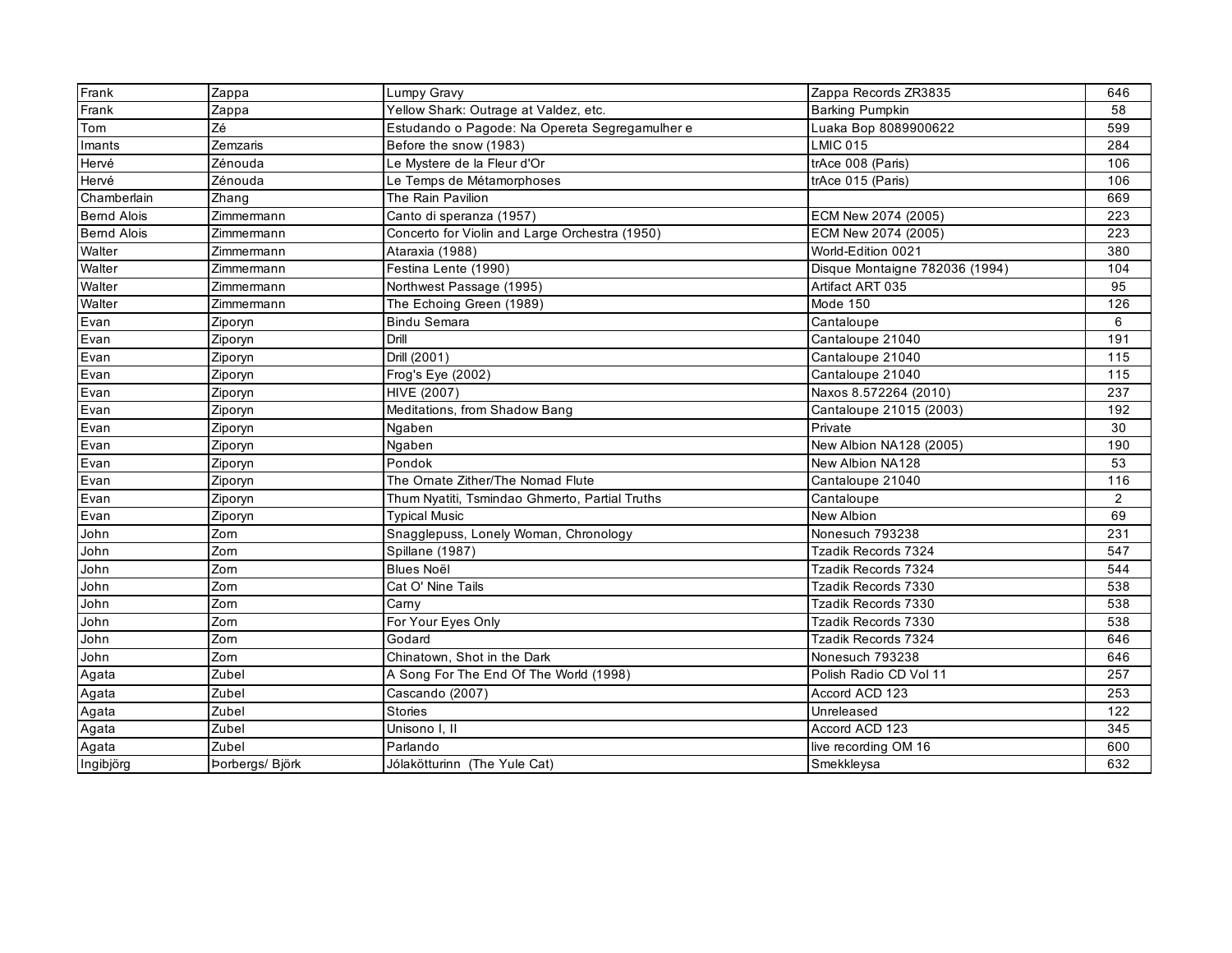| | | | | |
|---|---|---|---|---|
| Frank | Zappa | Lumpy Gravy | Zappa Records ZR3835 | 646 |
| Frank | Zappa | Yellow Shark: Outrage at Valdez, etc. | Barking Pumpkin | 58 |
| Tom | Zé | Estudando o Pagode: Na Opereta Segregamulher e | Luaka Bop 8089900622 | 599 |
| Imants | Zemzaris | Before the snow (1983) | LMIC 015 | 284 |
| Hervé | Zénouda | Le Mystere de la Fleur d'Or | trAce 008 (Paris) | 106 |
| Hervé | Zénouda | Le Temps de Métamorphoses | trAce 015 (Paris) | 106 |
| Chamberlain | Zhang | The Rain Pavilion | | 669 |
| Bernd Alois | Zimmermann | Canto di speranza (1957) | ECM New 2074 (2005) | 223 |
| Bernd Alois | Zimmermann | Concerto for Violin and Large Orchestra (1950) | ECM New 2074 (2005) | 223 |
| Walter | Zimmermann | Ataraxia (1988) | World-Edition 0021 | 380 |
| Walter | Zimmermann | Festina Lente (1990) | Disque Montaigne 782036 (1994) | 104 |
| Walter | Zimmermann | Northwest Passage (1995) | Artifact ART 035 | 95 |
| Walter | Zimmermann | The Echoing Green (1989) | Mode 150 | 126 |
| Evan | Ziporyn | Bindu Semara | Cantaloupe | 6 |
| Evan | Ziporyn | Drill | Cantaloupe 21040 | 191 |
| Evan | Ziporyn | Drill (2001) | Cantaloupe 21040 | 115 |
| Evan | Ziporyn | Frog's Eye (2002) | Cantaloupe 21040 | 115 |
| Evan | Ziporyn | HIVE (2007) | Naxos 8.572264 (2010) | 237 |
| Evan | Ziporyn | Meditations, from Shadow Bang | Cantaloupe 21015 (2003) | 192 |
| Evan | Ziporyn | Ngaben | Private | 30 |
| Evan | Ziporyn | Ngaben | New Albion NA128 (2005) | 190 |
| Evan | Ziporyn | Pondok | New Albion NA128 | 53 |
| Evan | Ziporyn | The Ornate Zither/The Nomad Flute | Cantaloupe 21040 | 116 |
| Evan | Ziporyn | Thum Nyatiti, Tsmindao Ghmerto, Partial Truths | Cantaloupe | 2 |
| Evan | Ziporyn | Typical Music | New Albion | 69 |
| John | Zorn | Snagglepuss, Lonely Woman, Chronology | Nonesuch 793238 | 231 |
| John | Zorn | Spillane (1987) | Tzadik Records 7324 | 547 |
| John | Zorn | Blues Noël | Tzadik Records 7324 | 544 |
| John | Zorn | Cat O' Nine Tails | Tzadik Records 7330 | 538 |
| John | Zorn | Carny | Tzadik Records 7330 | 538 |
| John | Zorn | For Your Eyes Only | Tzadik Records 7330 | 538 |
| John | Zorn | Godard | Tzadik Records 7324 | 646 |
| John | Zorn | Chinatown, Shot in the Dark | Nonesuch 793238 | 646 |
| Agata | Zubel | A Song For The End Of The World (1998) | Polish Radio CD Vol 11 | 257 |
| Agata | Zubel | Cascando (2007) | Accord ACD 123 | 253 |
| Agata | Zubel | Stories | Unreleased | 122 |
| Agata | Zubel | Unisono I, II | Accord ACD 123 | 345 |
| Agata | Zubel | Parlando | live recording OM 16 | 600 |
| Ingibjörg | Þorbergs/ Björk | Jólakötturinn (The Yule Cat) | Smekkleysa | 632 |